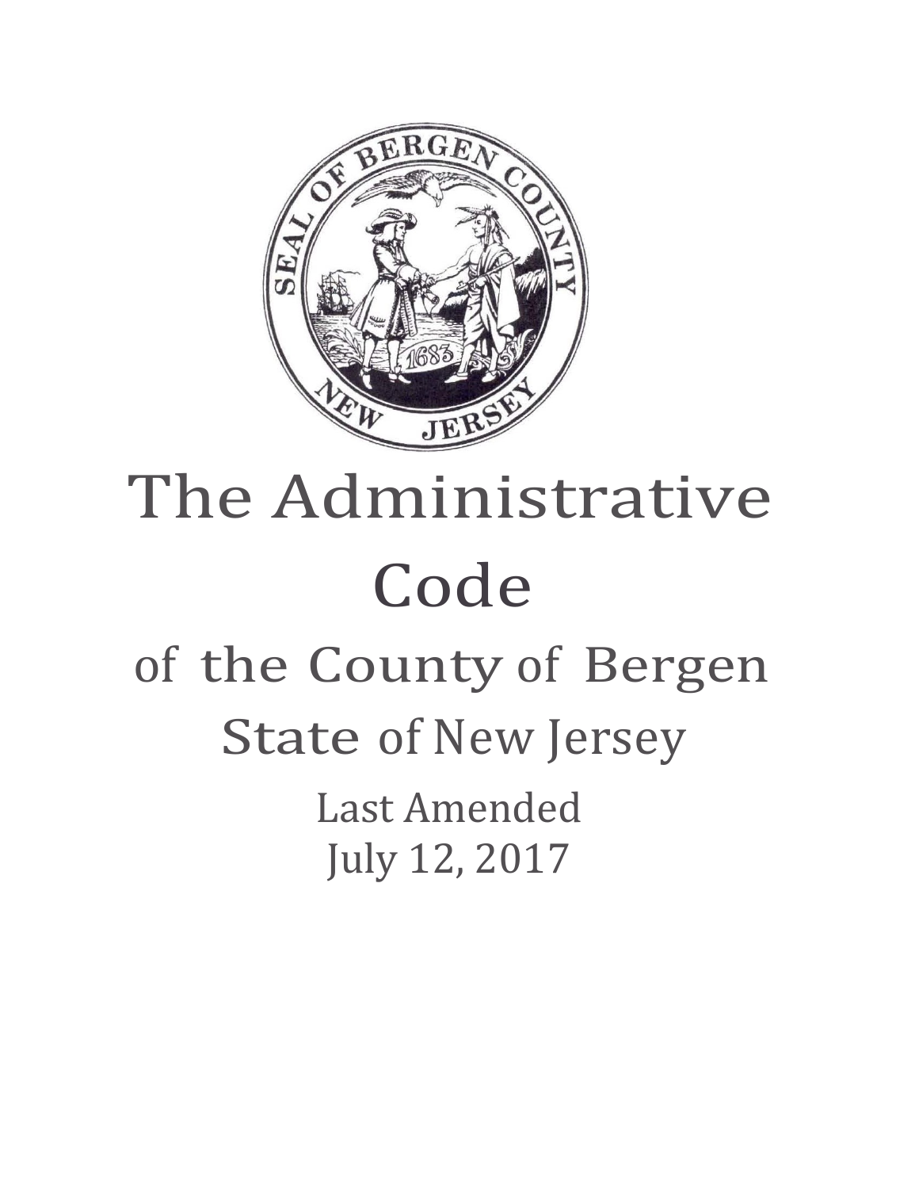# The Administrative Code

## of the County of Bergen

## State of New Jersey

Last Amended
July 12, 2017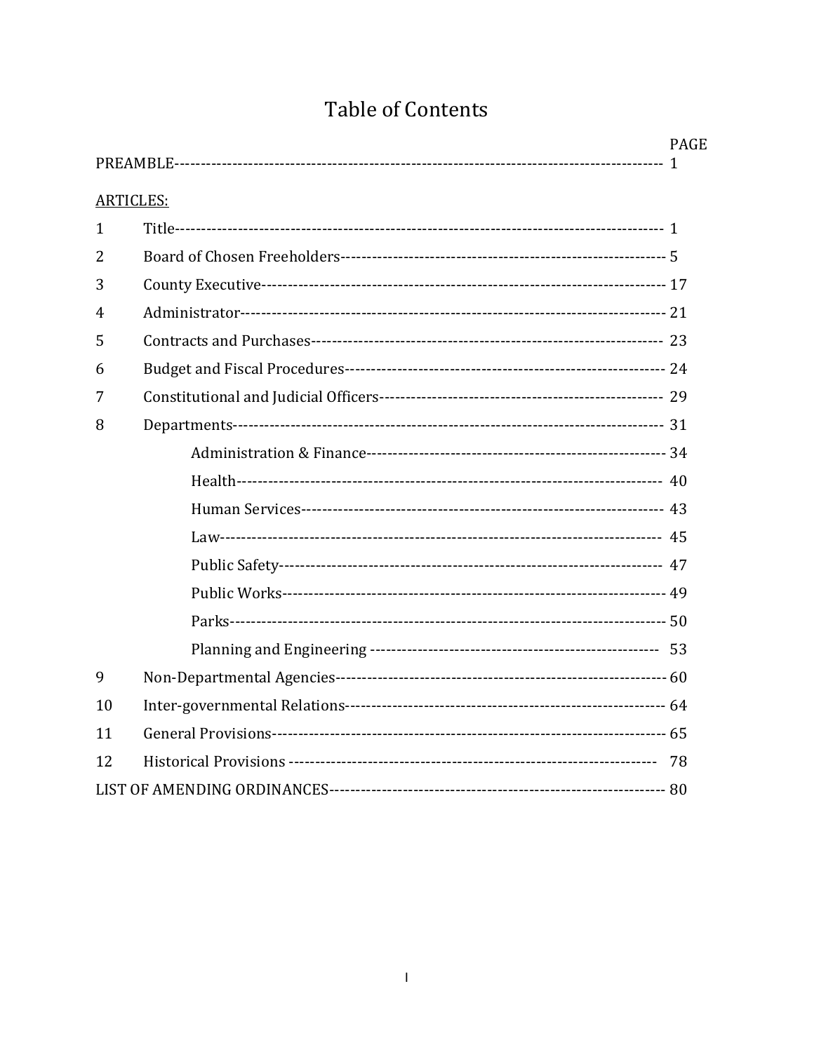# Table of Contents

| | | PAGE |
|---|---|---|
| PREAMBLE | | 1 |
| ARTICLES: | | |
| 1 | Title | 1 |
| 2 | Board of Chosen Freeholders | 5 |
| 3 | County Executive | 17 |
| 4 | Administrator | 21 |
| 5 | Contracts and Purchases | 23 |
| 6 | Budget and Fiscal Procedures | 24 |
| 7 | Constitutional and Judicial Officers | 29 |
| 8 | Departments | 31 |
| | Administration & Finance | 34 |
| | Health | 40 |
| | Human Services | 43 |
| | Law | 45 |
| | Public Safety | 47 |
| | Public Works | 49 |
| | Parks | 50 |
| | Planning and Engineering | 53 |
| 9 | Non-Departmental Agencies | 60 |
| 10 | Inter-governmental Relations | 64 |
| 11 | General Provisions | 65 |
| 12 | Historical Provisions | 78 |
| LIST OF AMENDING ORDINANCES | | 80 |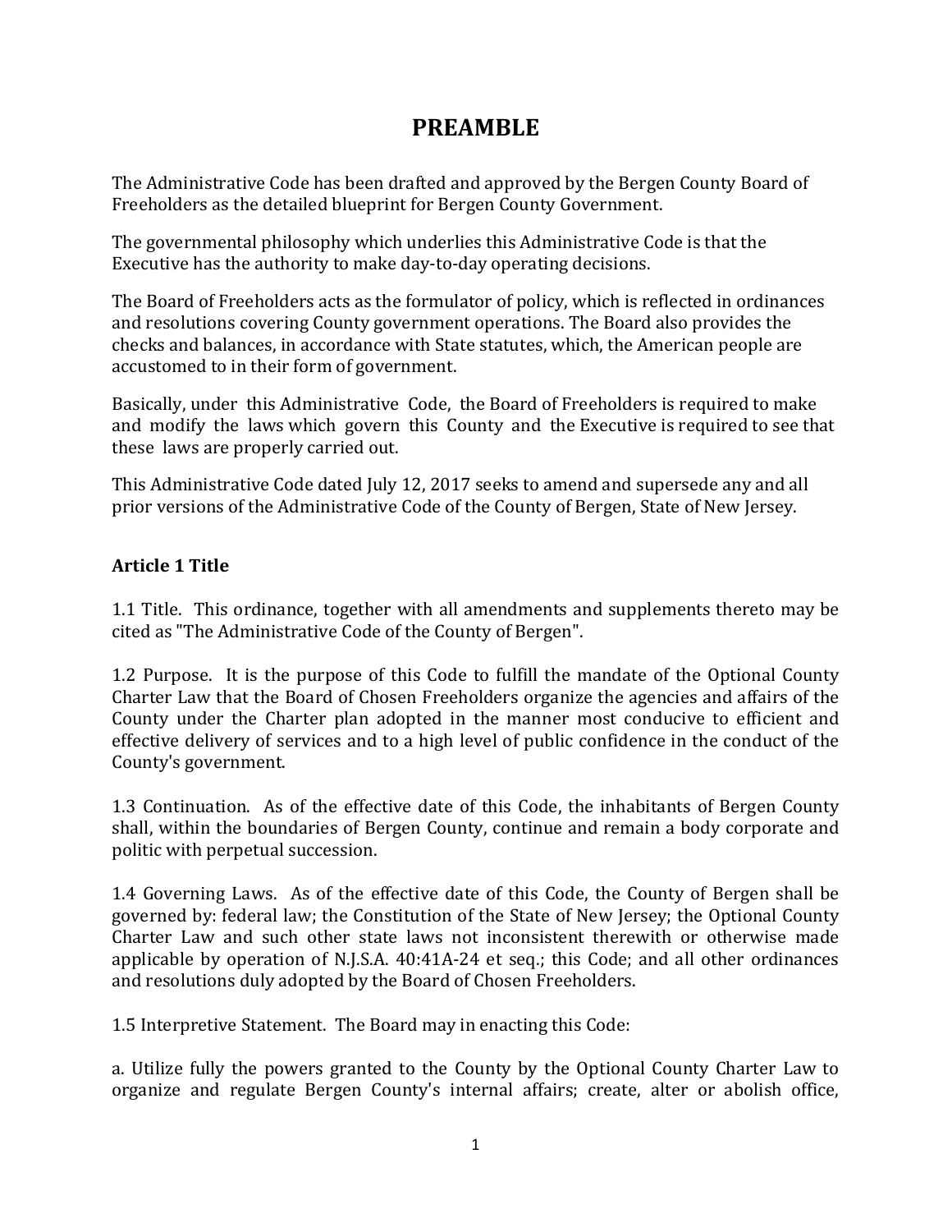# PREAMBLE

The Administrative Code has been drafted and approved by the Bergen County Board of Freeholders as the detailed blueprint for Bergen County Government.

The governmental philosophy which underlies this Administrative Code is that the Executive has the authority to make day-to-day operating decisions.

The Board of Freeholders acts as the formulator of policy, which is reflected in ordinances and resolutions covering County government operations. The Board also provides the checks and balances, in accordance with State statutes, which, the American people are accustomed to in their form of government.

Basically, under this Administrative Code, the Board of Freeholders is required to make and modify the laws which govern this County and the Executive is required to see that these laws are properly carried out.

This Administrative Code dated July 12, 2017 seeks to amend and supersede any and all prior versions of the Administrative Code of the County of Bergen, State of New Jersey.

### Article 1 Title

1.1 Title. This ordinance, together with all amendments and supplements thereto may be cited as "The Administrative Code of the County of Bergen".

1.2 Purpose. It is the purpose of this Code to fulfill the mandate of the Optional County Charter Law that the Board of Chosen Freeholders organize the agencies and affairs of the County under the Charter plan adopted in the manner most conducive to efficient and effective delivery of services and to a high level of public confidence in the conduct of the County's government.

1.3 Continuation. As of the effective date of this Code, the inhabitants of Bergen County shall, within the boundaries of Bergen County, continue and remain a body corporate and politic with perpetual succession.

1.4 Governing Laws. As of the effective date of this Code, the County of Bergen shall be governed by: federal law; the Constitution of the State of New Jersey; the Optional County Charter Law and such other state laws not inconsistent therewith or otherwise made applicable by operation of N.J.S.A. 40:41A-24 et seq.; this Code; and all other ordinances and resolutions duly adopted by the Board of Chosen Freeholders.

1.5 Interpretive Statement. The Board may in enacting this Code:

a. Utilize fully the powers granted to the County by the Optional County Charter Law to organize and regulate Bergen County's internal affairs; create, alter or abolish office,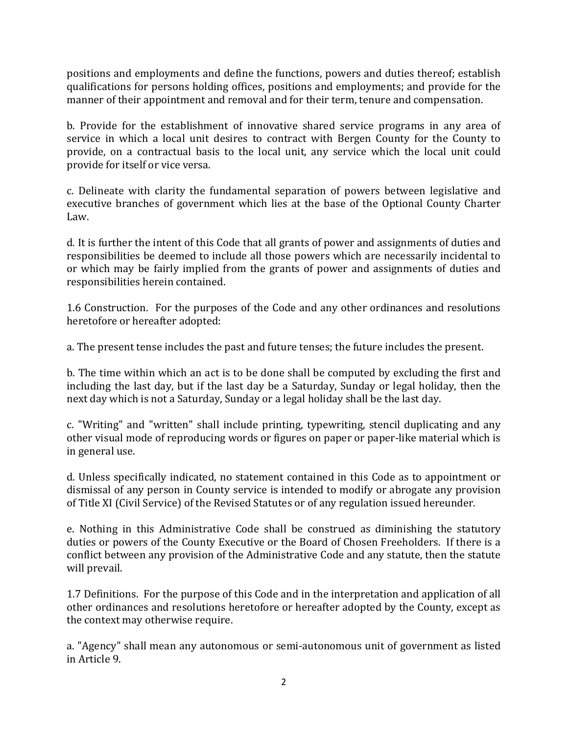positions and employments and define the functions, powers and duties thereof; establish qualifications for persons holding offices, positions and employments; and provide for the manner of their appointment and removal and for their term, tenure and compensation.

b. Provide for the establishment of innovative shared service programs in any area of service in which a local unit desires to contract with Bergen County for the County to provide, on a contractual basis to the local unit, any service which the local unit could provide for itself or vice versa.

c. Delineate with clarity the fundamental separation of powers between legislative and executive branches of government which lies at the base of the Optional County Charter Law.

d. It is further the intent of this Code that all grants of power and assignments of duties and responsibilities be deemed to include all those powers which are necessarily incidental to or which may be fairly implied from the grants of power and assignments of duties and responsibilities herein contained.

1.6 Construction. For the purposes of the Code and any other ordinances and resolutions heretofore or hereafter adopted:

a. The present tense includes the past and future tenses; the future includes the present.

b. The time within which an act is to be done shall be computed by excluding the first and including the last day, but if the last day be a Saturday, Sunday or legal holiday, then the next day which is not a Saturday, Sunday or a legal holiday shall be the last day.

c. "Writing" and "written" shall include printing, typewriting, stencil duplicating and any other visual mode of reproducing words or figures on paper or paper-like material which is in general use.

d. Unless specifically indicated, no statement contained in this Code as to appointment or dismissal of any person in County service is intended to modify or abrogate any provision of Title XI (Civil Service) of the Revised Statutes or of any regulation issued hereunder.

e. Nothing in this Administrative Code shall be construed as diminishing the statutory duties or powers of the County Executive or the Board of Chosen Freeholders. If there is a conflict between any provision of the Administrative Code and any statute, then the statute will prevail.

1.7 Definitions. For the purpose of this Code and in the interpretation and application of all other ordinances and resolutions heretofore or hereafter adopted by the County, except as the context may otherwise require.

a. "Agency" shall mean any autonomous or semi-autonomous unit of government as listed in Article 9.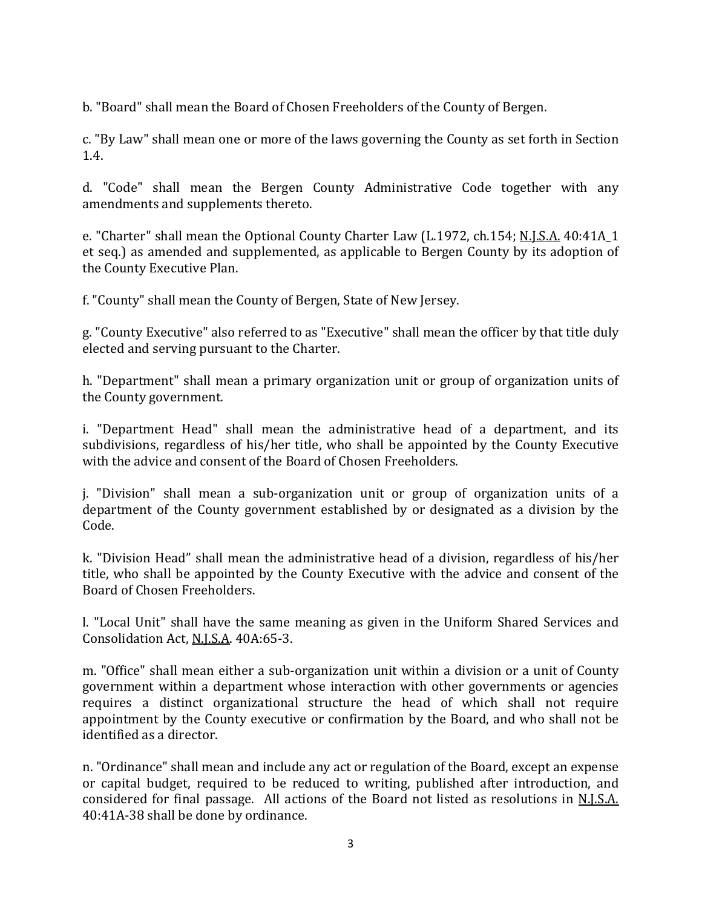b. "Board" shall mean the Board of Chosen Freeholders of the County of Bergen.

c. "By Law" shall mean one or more of the laws governing the County as set forth in Section 1.4.

d. "Code" shall mean the Bergen County Administrative Code together with any amendments and supplements thereto.

e. "Charter" shall mean the Optional County Charter Law (L.1972, ch.154; N.J.S.A. 40:41A_1 et seq.) as amended and supplemented, as applicable to Bergen County by its adoption of the County Executive Plan.

f. "County" shall mean the County of Bergen, State of New Jersey.

g. "County Executive" also referred to as "Executive" shall mean the officer by that title duly elected and serving pursuant to the Charter.

h. "Department" shall mean a primary organization unit or group of organization units of the County government.

i. "Department Head" shall mean the administrative head of a department, and its subdivisions, regardless of his/her title, who shall be appointed by the County Executive with the advice and consent of the Board of Chosen Freeholders.

j. "Division" shall mean a sub-organization unit or group of organization units of a department of the County government established by or designated as a division by the Code.

k. "Division Head" shall mean the administrative head of a division, regardless of his/her title, who shall be appointed by the County Executive with the advice and consent of the Board of Chosen Freeholders.

l. "Local Unit" shall have the same meaning as given in the Uniform Shared Services and Consolidation Act, N.J.S.A. 40A:65-3.

m. "Office" shall mean either a sub-organization unit within a division or a unit of County government within a department whose interaction with other governments or agencies requires a distinct organizational structure the head of which shall not require appointment by the County executive or confirmation by the Board, and who shall not be identified as a director.

n. "Ordinance" shall mean and include any act or regulation of the Board, except an expense or capital budget, required to be reduced to writing, published after introduction, and considered for final passage. All actions of the Board not listed as resolutions in N.J.S.A. 40:41A-38 shall be done by ordinance.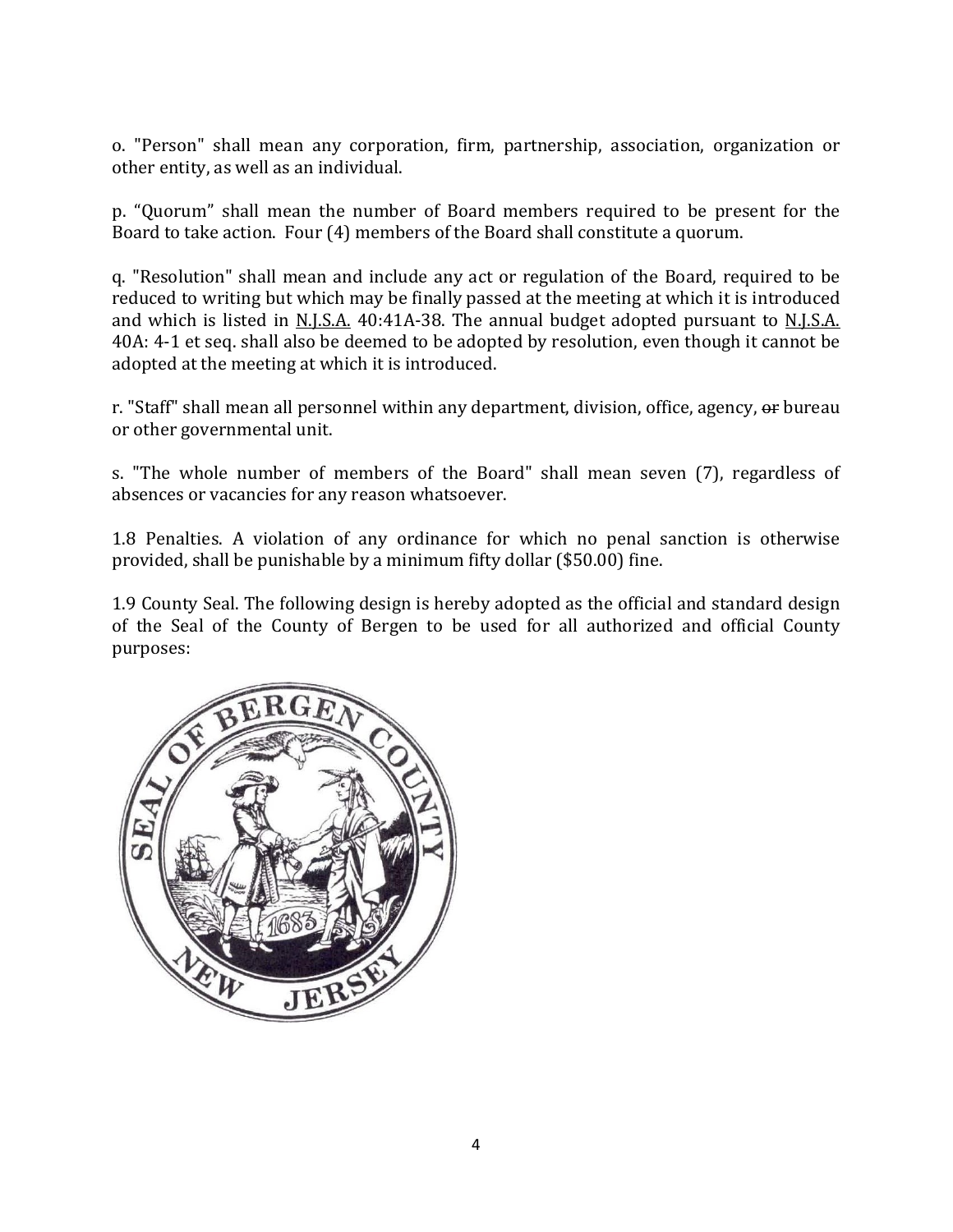o. "Person" shall mean any corporation, firm, partnership, association, organization or other entity, as well as an individual.

p. "Quorum" shall mean the number of Board members required to be present for the Board to take action. Four (4) members of the Board shall constitute a quorum.

q. "Resolution" shall mean and include any act or regulation of the Board, required to be reduced to writing but which may be finally passed at the meeting at which it is introduced and which is listed in N.J.S.A. 40:41A-38. The annual budget adopted pursuant to N.J.S.A. 40A: 4-1 et seq. shall also be deemed to be adopted by resolution, even though it cannot be adopted at the meeting at which it is introduced.

r. "Staff" shall mean all personnel within any department, division, office, agency, ~~or~~ bureau or other governmental unit.

s. "The whole number of members of the Board" shall mean seven (7), regardless of absences or vacancies for any reason whatsoever.

1.8 Penalties. A violation of any ordinance for which no penal sanction is otherwise provided, shall be punishable by a minimum fifty dollar ($50.00) fine.

1.9 County Seal. The following design is hereby adopted as the official and standard design of the Seal of the County of Bergen to be used for all authorized and official County purposes: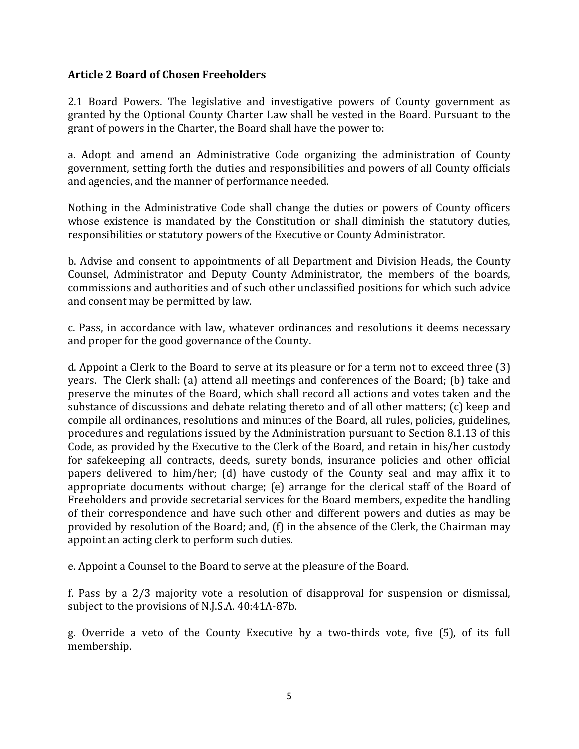**Article 2 Board of Chosen Freeholders**

2.1 Board Powers. The legislative and investigative powers of County government as granted by the Optional County Charter Law shall be vested in the Board. Pursuant to the grant of powers in the Charter, the Board shall have the power to:

a. Adopt and amend an Administrative Code organizing the administration of County government, setting forth the duties and responsibilities and powers of all County officials and agencies, and the manner of performance needed.

Nothing in the Administrative Code shall change the duties or powers of County officers whose existence is mandated by the Constitution or shall diminish the statutory duties, responsibilities or statutory powers of the Executive or County Administrator.

b. Advise and consent to appointments of all Department and Division Heads, the County Counsel, Administrator and Deputy County Administrator, the members of the boards, commissions and authorities and of such other unclassified positions for which such advice and consent may be permitted by law.

c. Pass, in accordance with law, whatever ordinances and resolutions it deems necessary and proper for the good governance of the County.

d. Appoint a Clerk to the Board to serve at its pleasure or for a term not to exceed three (3) years. The Clerk shall: (a) attend all meetings and conferences of the Board; (b) take and preserve the minutes of the Board, which shall record all actions and votes taken and the substance of discussions and debate relating thereto and of all other matters; (c) keep and compile all ordinances, resolutions and minutes of the Board, all rules, policies, guidelines, procedures and regulations issued by the Administration pursuant to Section 8.1.13 of this Code, as provided by the Executive to the Clerk of the Board, and retain in his/her custody for safekeeping all contracts, deeds, surety bonds, insurance policies and other official papers delivered to him/her; (d) have custody of the County seal and may affix it to appropriate documents without charge; (e) arrange for the clerical staff of the Board of Freeholders and provide secretarial services for the Board members, expedite the handling of their correspondence and have such other and different powers and duties as may be provided by resolution of the Board; and, (f) in the absence of the Clerk, the Chairman may appoint an acting clerk to perform such duties.

e. Appoint a Counsel to the Board to serve at the pleasure of the Board.

f. Pass by a 2/3 majority vote a resolution of disapproval for suspension or dismissal, subject to the provisions of N.J.S.A. 40:41A-87b.

g. Override a veto of the County Executive by a two-thirds vote, five (5), of its full membership.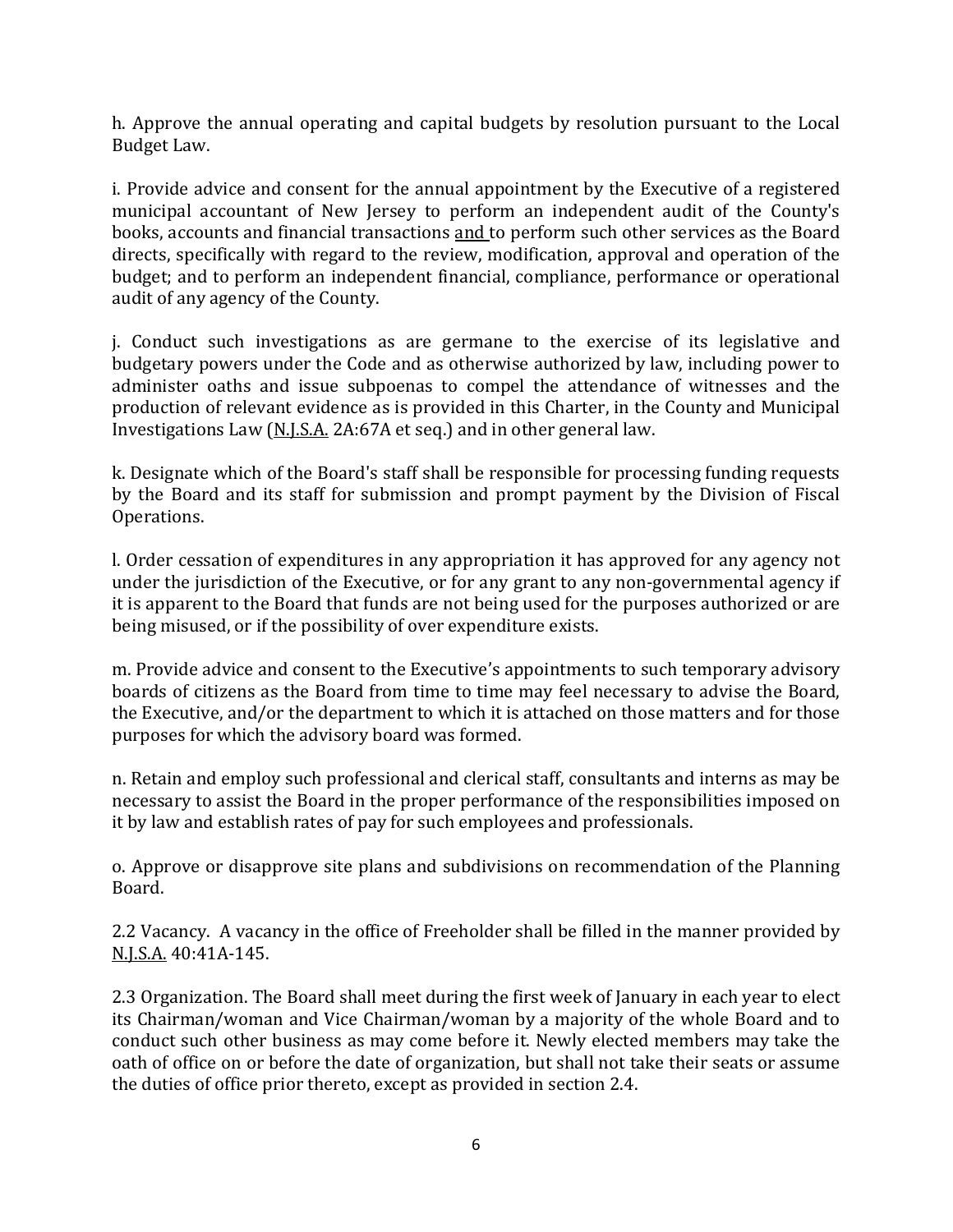h. Approve the annual operating and capital budgets by resolution pursuant to the Local Budget Law.

i. Provide advice and consent for the annual appointment by the Executive of a registered municipal accountant of New Jersey to perform an independent audit of the County's books, accounts and financial transactions and to perform such other services as the Board directs, specifically with regard to the review, modification, approval and operation of the budget; and to perform an independent financial, compliance, performance or operational audit of any agency of the County.

j. Conduct such investigations as are germane to the exercise of its legislative and budgetary powers under the Code and as otherwise authorized by law, including power to administer oaths and issue subpoenas to compel the attendance of witnesses and the production of relevant evidence as is provided in this Charter, in the County and Municipal Investigations Law (N.J.S.A. 2A:67A et seq.) and in other general law.

k. Designate which of the Board's staff shall be responsible for processing funding requests by the Board and its staff for submission and prompt payment by the Division of Fiscal Operations.

l. Order cessation of expenditures in any appropriation it has approved for any agency not under the jurisdiction of the Executive, or for any grant to any non-governmental agency if it is apparent to the Board that funds are not being used for the purposes authorized or are being misused, or if the possibility of over expenditure exists.

m. Provide advice and consent to the Executive's appointments to such temporary advisory boards of citizens as the Board from time to time may feel necessary to advise the Board, the Executive, and/or the department to which it is attached on those matters and for those purposes for which the advisory board was formed.

n. Retain and employ such professional and clerical staff, consultants and interns as may be necessary to assist the Board in the proper performance of the responsibilities imposed on it by law and establish rates of pay for such employees and professionals.

o. Approve or disapprove site plans and subdivisions on recommendation of the Planning Board.

2.2 Vacancy. A vacancy in the office of Freeholder shall be filled in the manner provided by N.J.S.A. 40:41A-145.

2.3 Organization. The Board shall meet during the first week of January in each year to elect its Chairman/woman and Vice Chairman/woman by a majority of the whole Board and to conduct such other business as may come before it. Newly elected members may take the oath of office on or before the date of organization, but shall not take their seats or assume the duties of office prior thereto, except as provided in section 2.4.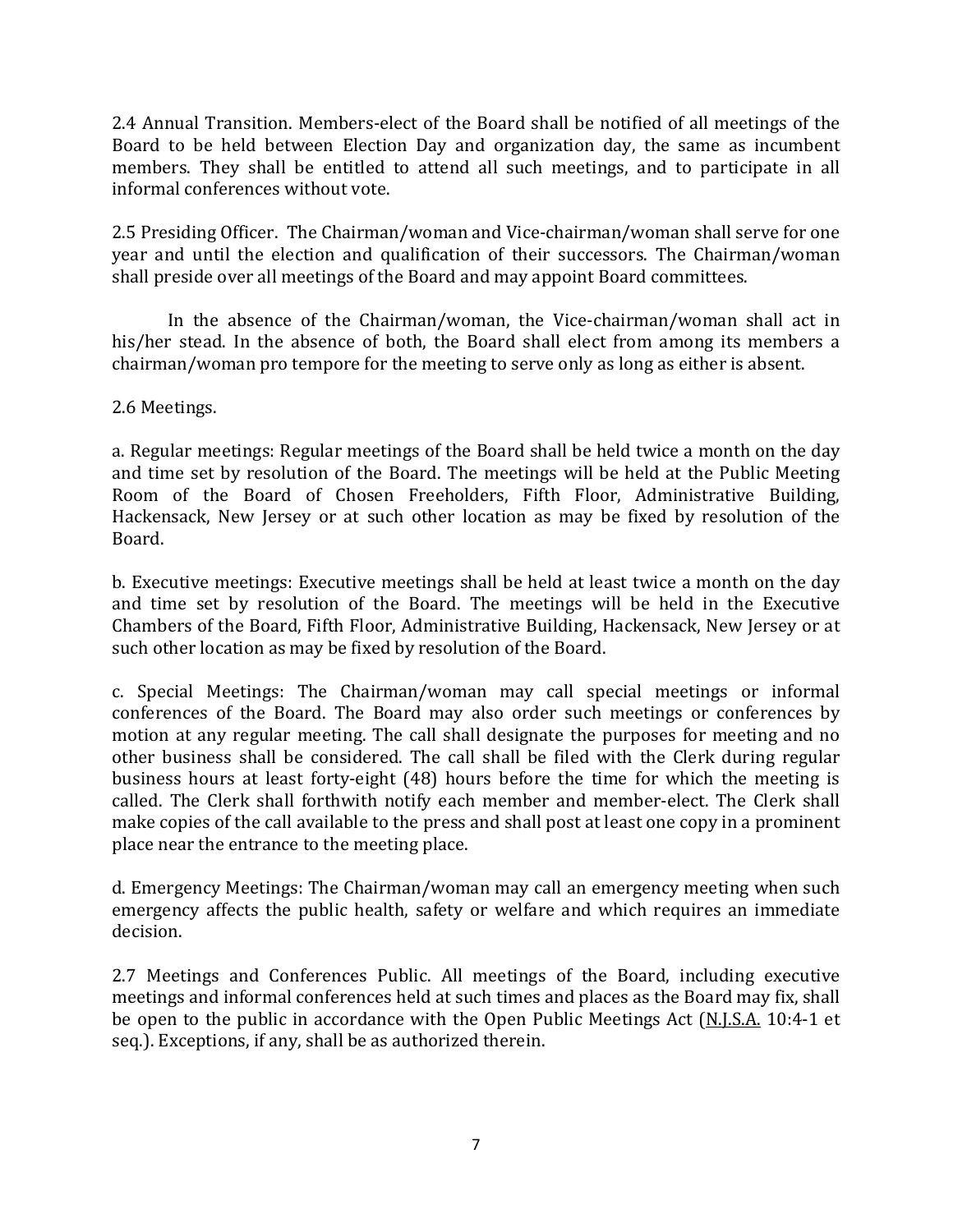2.4 Annual Transition. Members-elect of the Board shall be notified of all meetings of the Board to be held between Election Day and organization day, the same as incumbent members. They shall be entitled to attend all such meetings, and to participate in all informal conferences without vote.

2.5 Presiding Officer. The Chairman/woman and Vice-chairman/woman shall serve for one year and until the election and qualification of their successors. The Chairman/woman shall preside over all meetings of the Board and may appoint Board committees.

In the absence of the Chairman/woman, the Vice-chairman/woman shall act in his/her stead. In the absence of both, the Board shall elect from among its members a chairman/woman pro tempore for the meeting to serve only as long as either is absent.

2.6 Meetings.

a. Regular meetings: Regular meetings of the Board shall be held twice a month on the day and time set by resolution of the Board. The meetings will be held at the Public Meeting Room of the Board of Chosen Freeholders, Fifth Floor, Administrative Building, Hackensack, New Jersey or at such other location as may be fixed by resolution of the Board.

b. Executive meetings: Executive meetings shall be held at least twice a month on the day and time set by resolution of the Board. The meetings will be held in the Executive Chambers of the Board, Fifth Floor, Administrative Building, Hackensack, New Jersey or at such other location as may be fixed by resolution of the Board.

c. Special Meetings: The Chairman/woman may call special meetings or informal conferences of the Board. The Board may also order such meetings or conferences by motion at any regular meeting. The call shall designate the purposes for meeting and no other business shall be considered. The call shall be filed with the Clerk during regular business hours at least forty-eight (48) hours before the time for which the meeting is called. The Clerk shall forthwith notify each member and member-elect. The Clerk shall make copies of the call available to the press and shall post at least one copy in a prominent place near the entrance to the meeting place.

d. Emergency Meetings: The Chairman/woman may call an emergency meeting when such emergency affects the public health, safety or welfare and which requires an immediate decision.

2.7 Meetings and Conferences Public. All meetings of the Board, including executive meetings and informal conferences held at such times and places as the Board may fix, shall be open to the public in accordance with the Open Public Meetings Act (N.J.S.A. 10:4-1 et seq.). Exceptions, if any, shall be as authorized therein.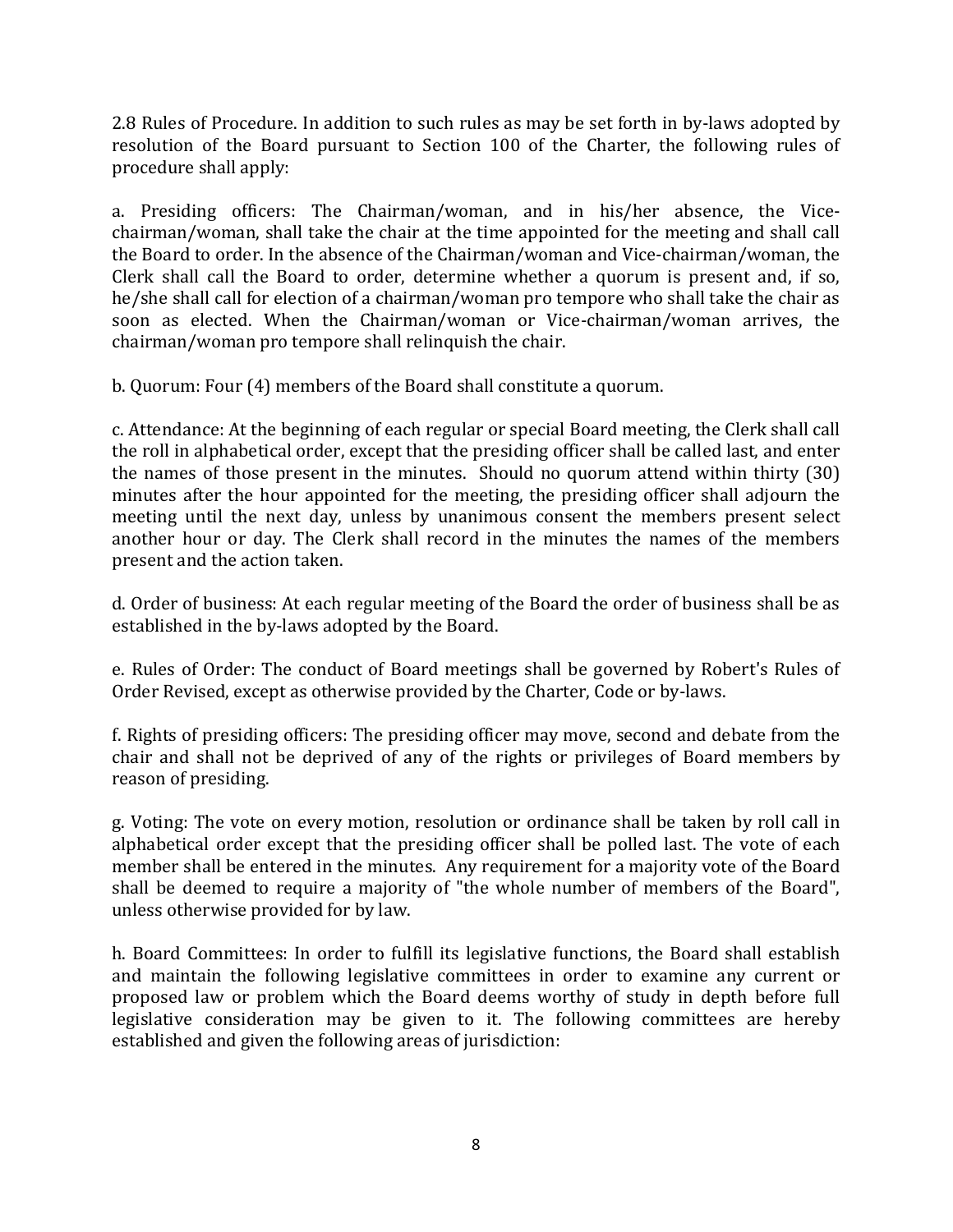2.8 Rules of Procedure. In addition to such rules as may be set forth in by-laws adopted by resolution of the Board pursuant to Section 100 of the Charter, the following rules of procedure shall apply:

a. Presiding officers: The Chairman/woman, and in his/her absence, the Vice-chairman/woman, shall take the chair at the time appointed for the meeting and shall call the Board to order. In the absence of the Chairman/woman and Vice-chairman/woman, the Clerk shall call the Board to order, determine whether a quorum is present and, if so, he/she shall call for election of a chairman/woman pro tempore who shall take the chair as soon as elected. When the Chairman/woman or Vice-chairman/woman arrives, the chairman/woman pro tempore shall relinquish the chair.

b. Quorum: Four (4) members of the Board shall constitute a quorum.

c. Attendance: At the beginning of each regular or special Board meeting, the Clerk shall call the roll in alphabetical order, except that the presiding officer shall be called last, and enter the names of those present in the minutes. Should no quorum attend within thirty (30) minutes after the hour appointed for the meeting, the presiding officer shall adjourn the meeting until the next day, unless by unanimous consent the members present select another hour or day. The Clerk shall record in the minutes the names of the members present and the action taken.

d. Order of business: At each regular meeting of the Board the order of business shall be as established in the by-laws adopted by the Board.

e. Rules of Order: The conduct of Board meetings shall be governed by Robert's Rules of Order Revised, except as otherwise provided by the Charter, Code or by-laws.

f. Rights of presiding officers: The presiding officer may move, second and debate from the chair and shall not be deprived of any of the rights or privileges of Board members by reason of presiding.

g. Voting: The vote on every motion, resolution or ordinance shall be taken by roll call in alphabetical order except that the presiding officer shall be polled last. The vote of each member shall be entered in the minutes. Any requirement for a majority vote of the Board shall be deemed to require a majority of "the whole number of members of the Board", unless otherwise provided for by law.

h. Board Committees: In order to fulfill its legislative functions, the Board shall establish and maintain the following legislative committees in order to examine any current or proposed law or problem which the Board deems worthy of study in depth before full legislative consideration may be given to it. The following committees are hereby established and given the following areas of jurisdiction: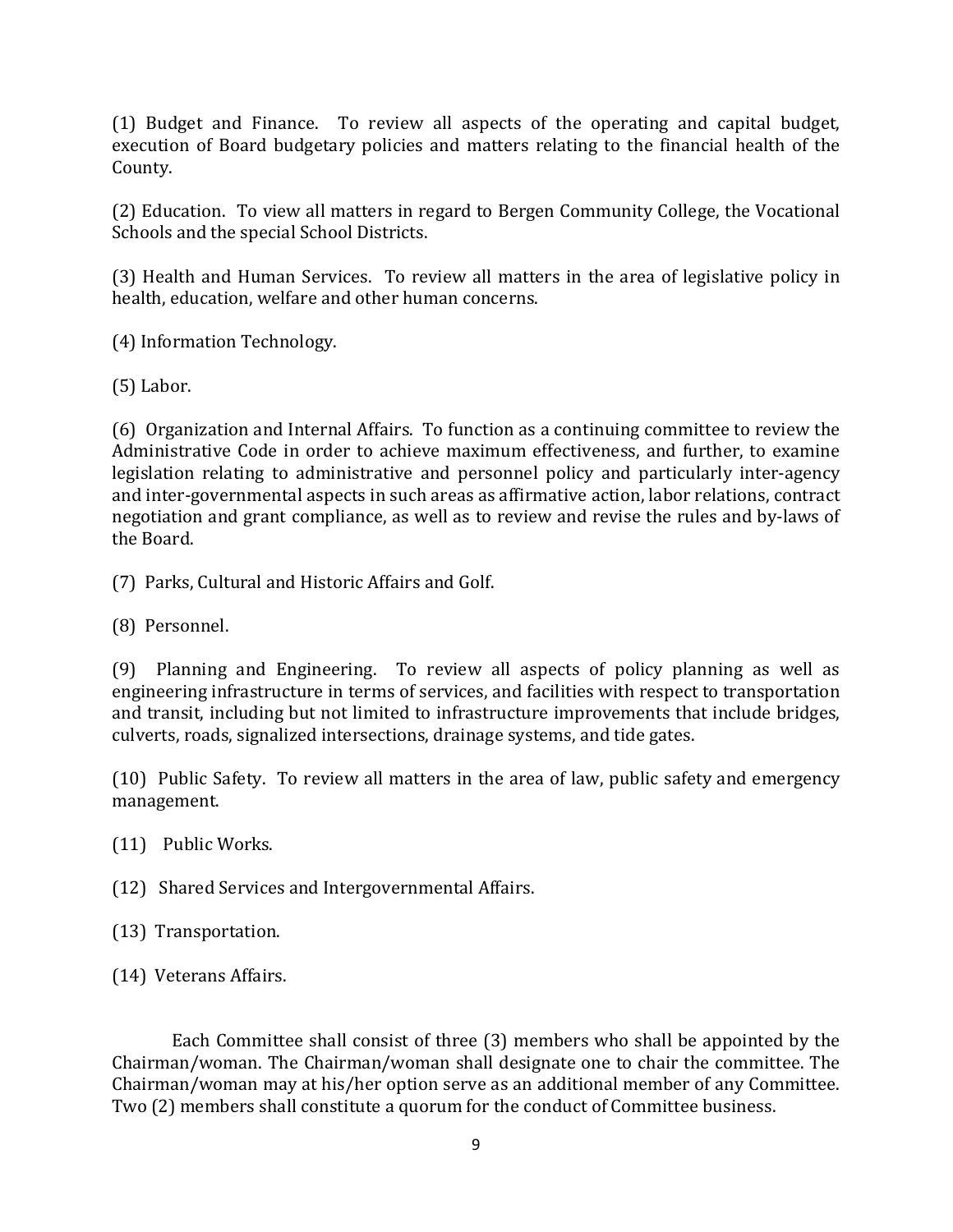(1) Budget and Finance. To review all aspects of the operating and capital budget, execution of Board budgetary policies and matters relating to the financial health of the County.

(2) Education. To view all matters in regard to Bergen Community College, the Vocational Schools and the special School Districts.

(3) Health and Human Services. To review all matters in the area of legislative policy in health, education, welfare and other human concerns.

(4) Information Technology.

(5) Labor.

(6) Organization and Internal Affairs. To function as a continuing committee to review the Administrative Code in order to achieve maximum effectiveness, and further, to examine legislation relating to administrative and personnel policy and particularly inter-agency and inter-governmental aspects in such areas as affirmative action, labor relations, contract negotiation and grant compliance, as well as to review and revise the rules and by-laws of the Board.

(7) Parks, Cultural and Historic Affairs and Golf.

(8) Personnel.

(9) Planning and Engineering. To review all aspects of policy planning as well as engineering infrastructure in terms of services, and facilities with respect to transportation and transit, including but not limited to infrastructure improvements that include bridges, culverts, roads, signalized intersections, drainage systems, and tide gates.

(10) Public Safety. To review all matters in the area of law, public safety and emergency management.

(11) Public Works.

(12) Shared Services and Intergovernmental Affairs.

(13) Transportation.

(14) Veterans Affairs.

Each Committee shall consist of three (3) members who shall be appointed by the Chairman/woman. The Chairman/woman shall designate one to chair the committee. The Chairman/woman may at his/her option serve as an additional member of any Committee. Two (2) members shall constitute a quorum for the conduct of Committee business.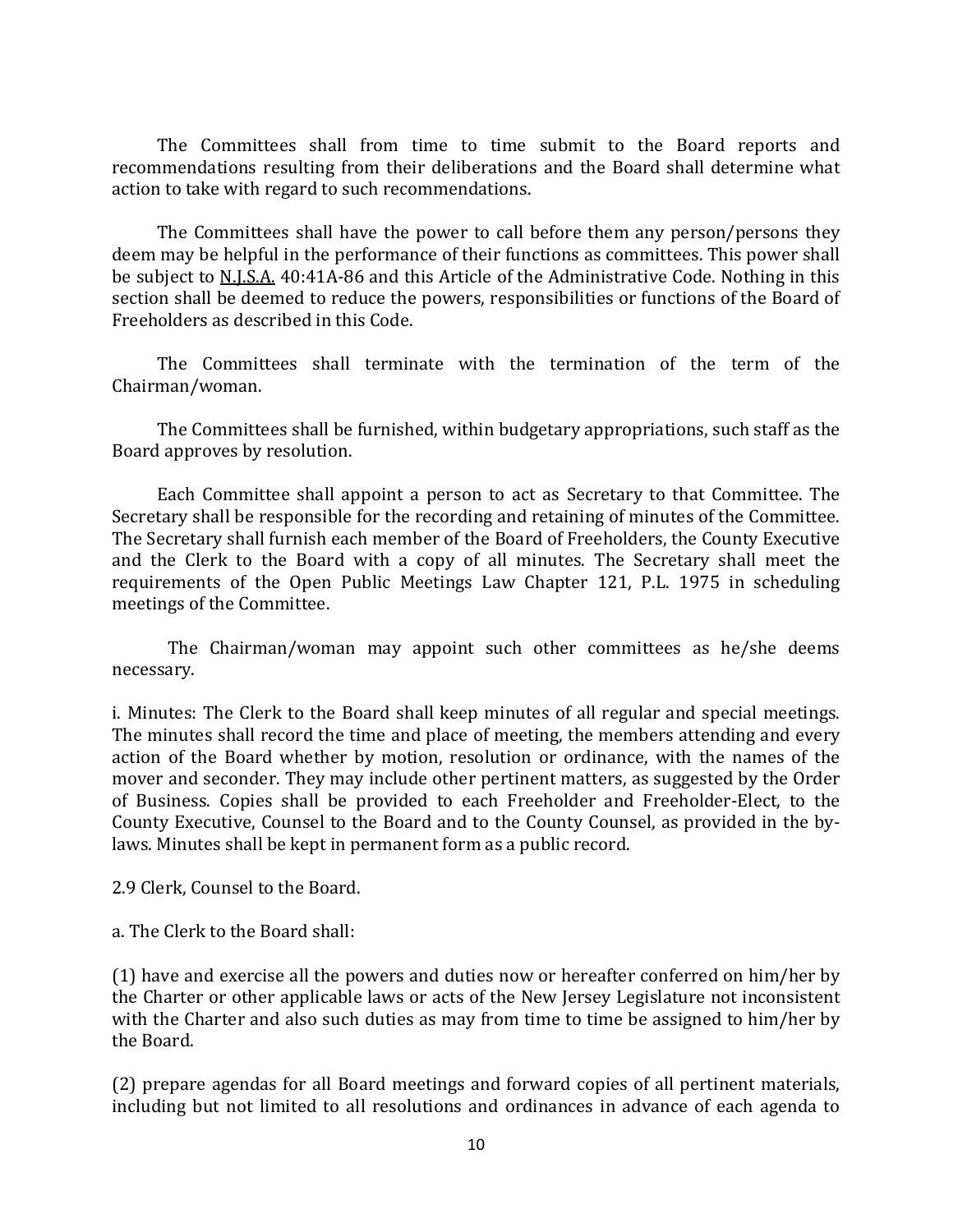The Committees shall from time to time submit to the Board reports and recommendations resulting from their deliberations and the Board shall determine what action to take with regard to such recommendations.

The Committees shall have the power to call before them any person/persons they deem may be helpful in the performance of their functions as committees. This power shall be subject to N.J.S.A. 40:41A-86 and this Article of the Administrative Code. Nothing in this section shall be deemed to reduce the powers, responsibilities or functions of the Board of Freeholders as described in this Code.

The Committees shall terminate with the termination of the term of the Chairman/woman.

The Committees shall be furnished, within budgetary appropriations, such staff as the Board approves by resolution.

Each Committee shall appoint a person to act as Secretary to that Committee. The Secretary shall be responsible for the recording and retaining of minutes of the Committee. The Secretary shall furnish each member of the Board of Freeholders, the County Executive and the Clerk to the Board with a copy of all minutes. The Secretary shall meet the requirements of the Open Public Meetings Law Chapter 121, P.L. 1975 in scheduling meetings of the Committee.

The Chairman/woman may appoint such other committees as he/she deems necessary.

i. Minutes: The Clerk to the Board shall keep minutes of all regular and special meetings. The minutes shall record the time and place of meeting, the members attending and every action of the Board whether by motion, resolution or ordinance, with the names of the mover and seconder. They may include other pertinent matters, as suggested by the Order of Business. Copies shall be provided to each Freeholder and Freeholder-Elect, to the County Executive, Counsel to the Board and to the County Counsel, as provided in the by-laws. Minutes shall be kept in permanent form as a public record.

2.9 Clerk, Counsel to the Board.

a. The Clerk to the Board shall:

(1) have and exercise all the powers and duties now or hereafter conferred on him/her by the Charter or other applicable laws or acts of the New Jersey Legislature not inconsistent with the Charter and also such duties as may from time to time be assigned to him/her by the Board.

(2) prepare agendas for all Board meetings and forward copies of all pertinent materials, including but not limited to all resolutions and ordinances in advance of each agenda to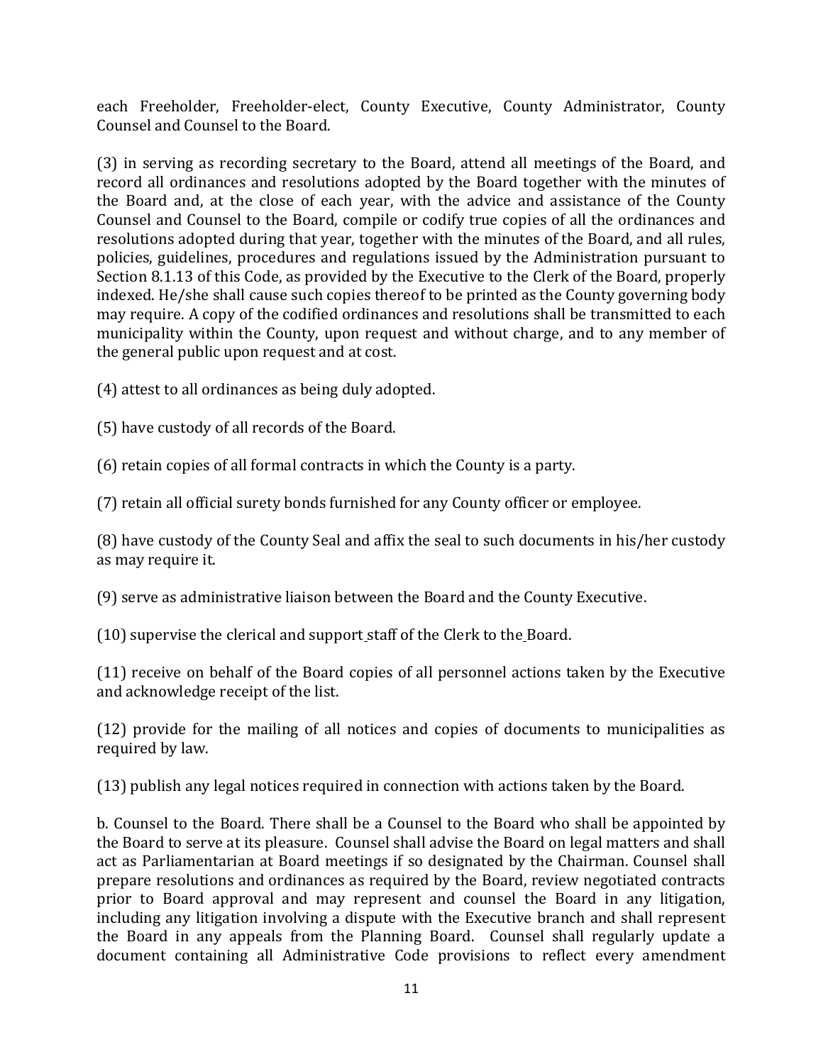each Freeholder, Freeholder-elect, County Executive, County Administrator, County Counsel and Counsel to the Board.

(3) in serving as recording secretary to the Board, attend all meetings of the Board, and record all ordinances and resolutions adopted by the Board together with the minutes of the Board and, at the close of each year, with the advice and assistance of the County Counsel and Counsel to the Board, compile or codify true copies of all the ordinances and resolutions adopted during that year, together with the minutes of the Board, and all rules, policies, guidelines, procedures and regulations issued by the Administration pursuant to Section 8.1.13 of this Code, as provided by the Executive to the Clerk of the Board, properly indexed. He/she shall cause such copies thereof to be printed as the County governing body may require. A copy of the codified ordinances and resolutions shall be transmitted to each municipality within the County, upon request and without charge, and to any member of the general public upon request and at cost.

(4) attest to all ordinances as being duly adopted.

(5) have custody of all records of the Board.

(6) retain copies of all formal contracts in which the County is a party.

(7) retain all official surety bonds furnished for any County officer or employee.

(8) have custody of the County Seal and affix the seal to such documents in his/her custody as may require it.

(9) serve as administrative liaison between the Board and the County Executive.

(10) supervise the clerical and support staff of the Clerk to the Board.

(11) receive on behalf of the Board copies of all personnel actions taken by the Executive and acknowledge receipt of the list.

(12) provide for the mailing of all notices and copies of documents to municipalities as required by law.

(13) publish any legal notices required in connection with actions taken by the Board.

b. Counsel to the Board. There shall be a Counsel to the Board who shall be appointed by the Board to serve at its pleasure. Counsel shall advise the Board on legal matters and shall act as Parliamentarian at Board meetings if so designated by the Chairman. Counsel shall prepare resolutions and ordinances as required by the Board, review negotiated contracts prior to Board approval and may represent and counsel the Board in any litigation, including any litigation involving a dispute with the Executive branch and shall represent the Board in any appeals from the Planning Board. Counsel shall regularly update a document containing all Administrative Code provisions to reflect every amendment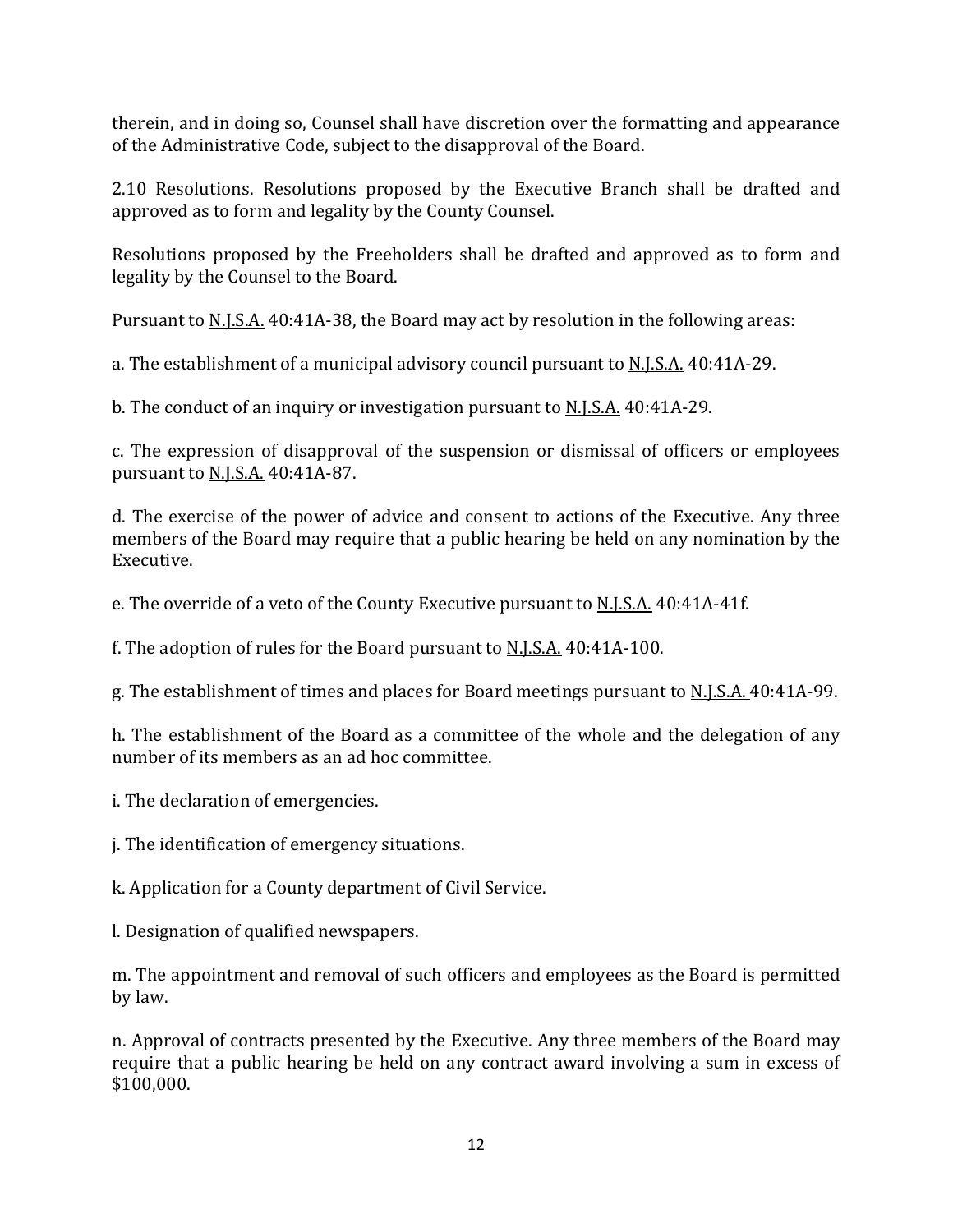therein, and in doing so, Counsel shall have discretion over the formatting and appearance of the Administrative Code, subject to the disapproval of the Board.

2.10 Resolutions. Resolutions proposed by the Executive Branch shall be drafted and approved as to form and legality by the County Counsel.

Resolutions proposed by the Freeholders shall be drafted and approved as to form and legality by the Counsel to the Board.

Pursuant to N.J.S.A. 40:41A-38, the Board may act by resolution in the following areas:

a. The establishment of a municipal advisory council pursuant to N.J.S.A. 40:41A-29.

b. The conduct of an inquiry or investigation pursuant to N.J.S.A. 40:41A-29.

c. The expression of disapproval of the suspension or dismissal of officers or employees pursuant to N.J.S.A. 40:41A-87.

d. The exercise of the power of advice and consent to actions of the Executive. Any three members of the Board may require that a public hearing be held on any nomination by the Executive.

e. The override of a veto of the County Executive pursuant to N.J.S.A. 40:41A-41f.

f. The adoption of rules for the Board pursuant to N.J.S.A. 40:41A-100.

g. The establishment of times and places for Board meetings pursuant to N.J.S.A. 40:41A-99.

h. The establishment of the Board as a committee of the whole and the delegation of any number of its members as an ad hoc committee.

i. The declaration of emergencies.

j. The identification of emergency situations.

k. Application for a County department of Civil Service.

l. Designation of qualified newspapers.

m. The appointment and removal of such officers and employees as the Board is permitted by law.

n. Approval of contracts presented by the Executive. Any three members of the Board may require that a public hearing be held on any contract award involving a sum in excess of $100,000.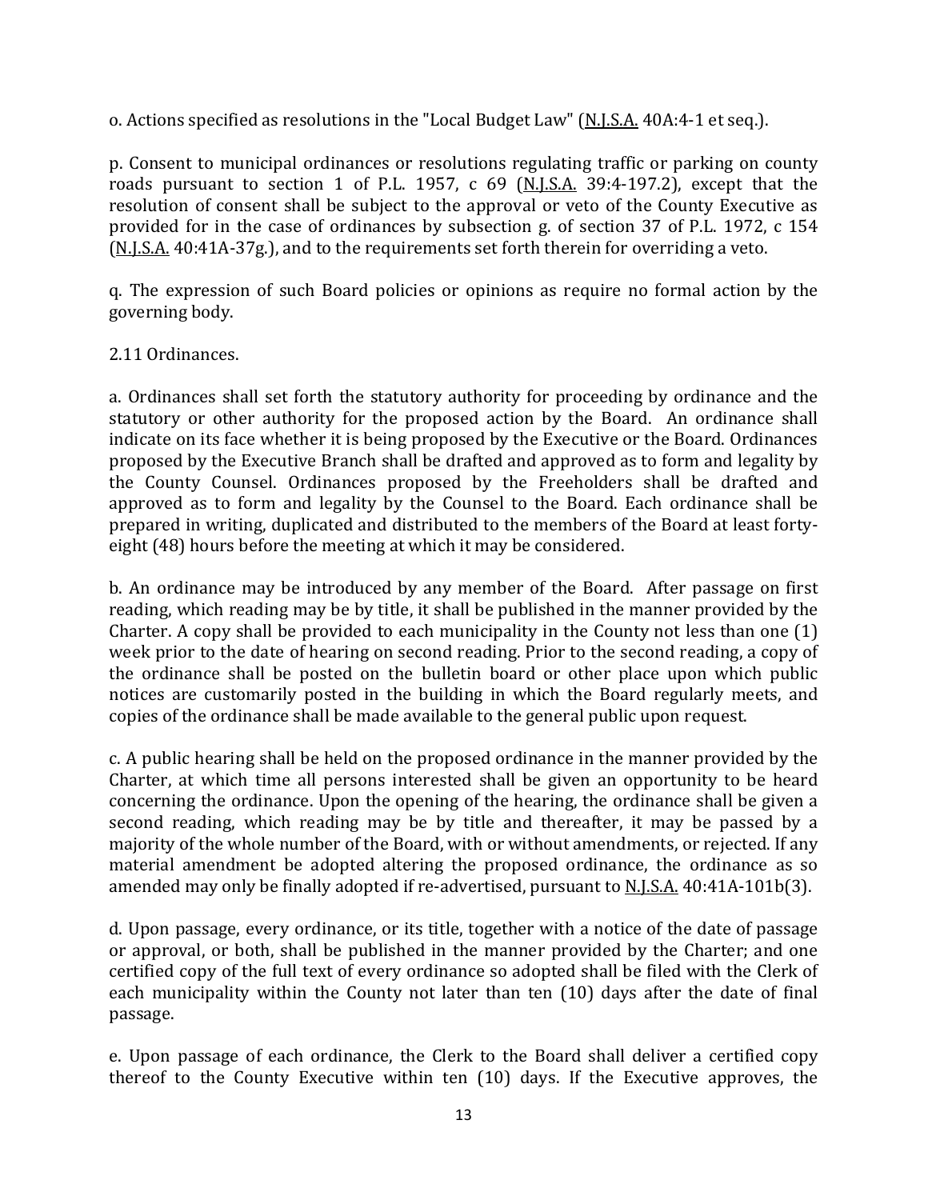o. Actions specified as resolutions in the "Local Budget Law" (N.J.S.A. 40A:4-1 et seq.).

p. Consent to municipal ordinances or resolutions regulating traffic or parking on county roads pursuant to section 1 of P.L. 1957, c 69 (N.J.S.A. 39:4-197.2), except that the resolution of consent shall be subject to the approval or veto of the County Executive as provided for in the case of ordinances by subsection g. of section 37 of P.L. 1972, c 154 (N.J.S.A. 40:41A-37g.), and to the requirements set forth therein for overriding a veto.

q. The expression of such Board policies or opinions as require no formal action by the governing body.

2.11 Ordinances.

a. Ordinances shall set forth the statutory authority for proceeding by ordinance and the statutory or other authority for the proposed action by the Board. An ordinance shall indicate on its face whether it is being proposed by the Executive or the Board. Ordinances proposed by the Executive Branch shall be drafted and approved as to form and legality by the County Counsel. Ordinances proposed by the Freeholders shall be drafted and approved as to form and legality by the Counsel to the Board. Each ordinance shall be prepared in writing, duplicated and distributed to the members of the Board at least forty-eight (48) hours before the meeting at which it may be considered.

b. An ordinance may be introduced by any member of the Board. After passage on first reading, which reading may be by title, it shall be published in the manner provided by the Charter. A copy shall be provided to each municipality in the County not less than one (1) week prior to the date of hearing on second reading. Prior to the second reading, a copy of the ordinance shall be posted on the bulletin board or other place upon which public notices are customarily posted in the building in which the Board regularly meets, and copies of the ordinance shall be made available to the general public upon request.

c. A public hearing shall be held on the proposed ordinance in the manner provided by the Charter, at which time all persons interested shall be given an opportunity to be heard concerning the ordinance. Upon the opening of the hearing, the ordinance shall be given a second reading, which reading may be by title and thereafter, it may be passed by a majority of the whole number of the Board, with or without amendments, or rejected. If any material amendment be adopted altering the proposed ordinance, the ordinance as so amended may only be finally adopted if re-advertised, pursuant to N.J.S.A. 40:41A-101b(3).

d. Upon passage, every ordinance, or its title, together with a notice of the date of passage or approval, or both, shall be published in the manner provided by the Charter; and one certified copy of the full text of every ordinance so adopted shall be filed with the Clerk of each municipality within the County not later than ten (10) days after the date of final passage.

e. Upon passage of each ordinance, the Clerk to the Board shall deliver a certified copy thereof to the County Executive within ten (10) days. If the Executive approves, the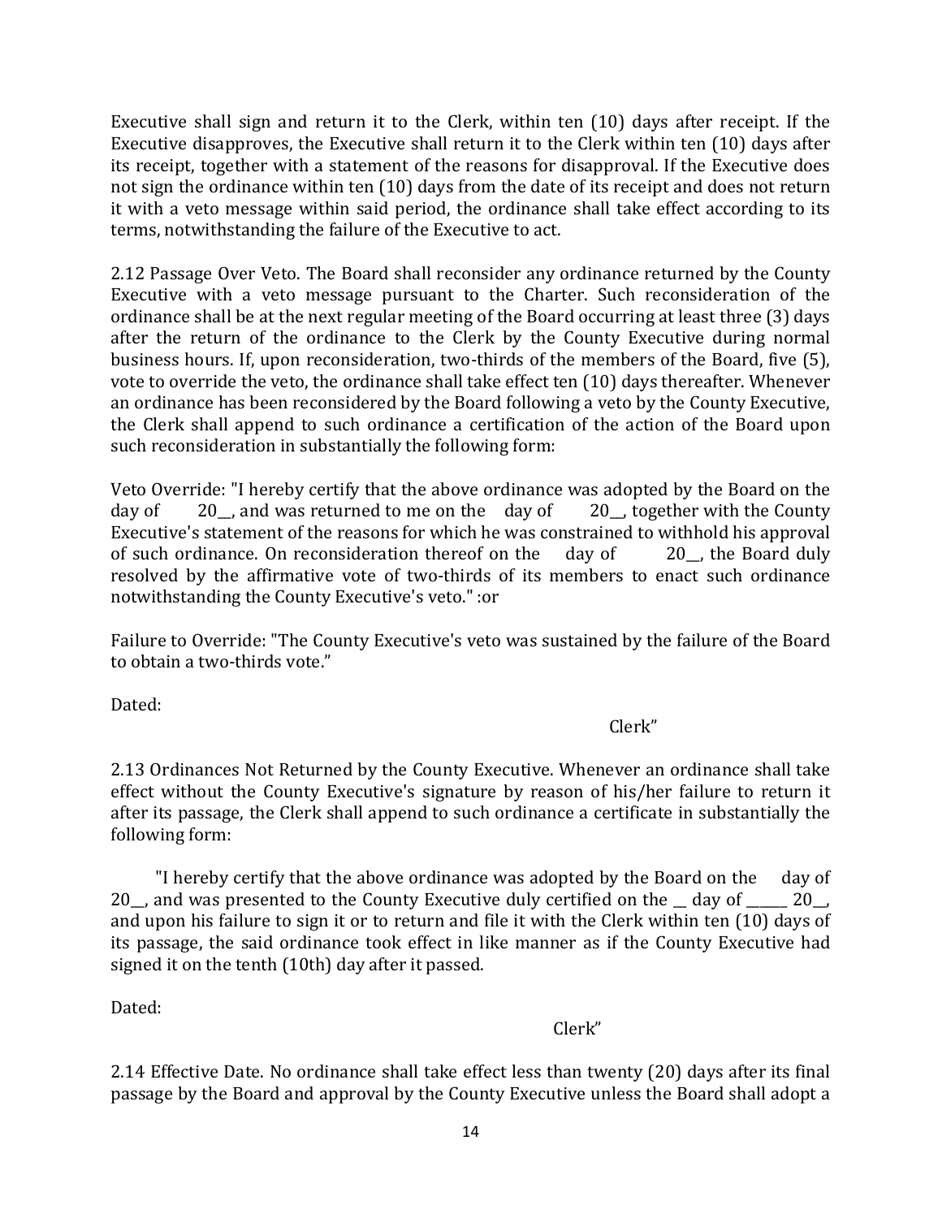Executive shall sign and return it to the Clerk, within ten (10) days after receipt. If the Executive disapproves, the Executive shall return it to the Clerk within ten (10) days after its receipt, together with a statement of the reasons for disapproval. If the Executive does not sign the ordinance within ten (10) days from the date of its receipt and does not return it with a veto message within said period, the ordinance shall take effect according to its terms, notwithstanding the failure of the Executive to act.

2.12 Passage Over Veto. The Board shall reconsider any ordinance returned by the County Executive with a veto message pursuant to the Charter. Such reconsideration of the ordinance shall be at the next regular meeting of the Board occurring at least three (3) days after the return of the ordinance to the Clerk by the County Executive during normal business hours. If, upon reconsideration, two-thirds of the members of the Board, five (5), vote to override the veto, the ordinance shall take effect ten (10) days thereafter. Whenever an ordinance has been reconsidered by the Board following a veto by the County Executive, the Clerk shall append to such ordinance a certification of the action of the Board upon such reconsideration in substantially the following form:

Veto Override: "I hereby certify that the above ordinance was adopted by the Board on the day of 20__, and was returned to me on the day of 20__, together with the County Executive's statement of the reasons for which he was constrained to withhold his approval of such ordinance. On reconsideration thereof on the day of 20__, the Board duly resolved by the affirmative vote of two-thirds of its members to enact such ordinance notwithstanding the County Executive's veto." :or

Failure to Override: "The County Executive's veto was sustained by the failure of the Board to obtain a two-thirds vote."

Dated:

Clerk"

2.13 Ordinances Not Returned by the County Executive. Whenever an ordinance shall take effect without the County Executive's signature by reason of his/her failure to return it after its passage, the Clerk shall append to such ordinance a certificate in substantially the following form:

"I hereby certify that the above ordinance was adopted by the Board on the day of 20__, and was presented to the County Executive duly certified on the __ day of ______ 20__, and upon his failure to sign it or to return and file it with the Clerk within ten (10) days of its passage, the said ordinance took effect in like manner as if the County Executive had signed it on the tenth (10th) day after it passed.

Dated:

Clerk"

2.14 Effective Date. No ordinance shall take effect less than twenty (20) days after its final passage by the Board and approval by the County Executive unless the Board shall adopt a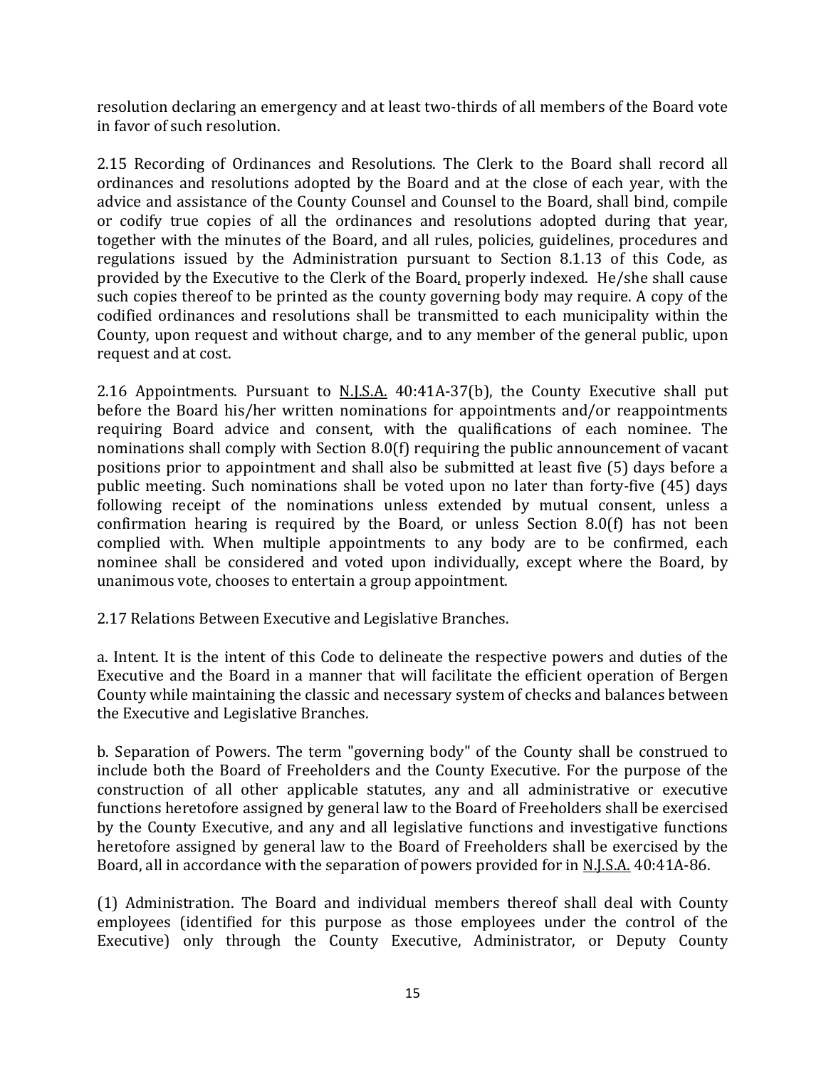resolution declaring an emergency and at least two-thirds of all members of the Board vote in favor of such resolution.

2.15 Recording of Ordinances and Resolutions. The Clerk to the Board shall record all ordinances and resolutions adopted by the Board and at the close of each year, with the advice and assistance of the County Counsel and Counsel to the Board, shall bind, compile or codify true copies of all the ordinances and resolutions adopted during that year, together with the minutes of the Board, and all rules, policies, guidelines, procedures and regulations issued by the Administration pursuant to Section 8.1.13 of this Code, as provided by the Executive to the Clerk of the Board, properly indexed. He/she shall cause such copies thereof to be printed as the county governing body may require. A copy of the codified ordinances and resolutions shall be transmitted to each municipality within the County, upon request and without charge, and to any member of the general public, upon request and at cost.

2.16 Appointments. Pursuant to N.J.S.A. 40:41A-37(b), the County Executive shall put before the Board his/her written nominations for appointments and/or reappointments requiring Board advice and consent, with the qualifications of each nominee. The nominations shall comply with Section 8.0(f) requiring the public announcement of vacant positions prior to appointment and shall also be submitted at least five (5) days before a public meeting. Such nominations shall be voted upon no later than forty-five (45) days following receipt of the nominations unless extended by mutual consent, unless a confirmation hearing is required by the Board, or unless Section 8.0(f) has not been complied with. When multiple appointments to any body are to be confirmed, each nominee shall be considered and voted upon individually, except where the Board, by unanimous vote, chooses to entertain a group appointment.

2.17 Relations Between Executive and Legislative Branches.

a. Intent. It is the intent of this Code to delineate the respective powers and duties of the Executive and the Board in a manner that will facilitate the efficient operation of Bergen County while maintaining the classic and necessary system of checks and balances between the Executive and Legislative Branches.

b. Separation of Powers. The term "governing body" of the County shall be construed to include both the Board of Freeholders and the County Executive. For the purpose of the construction of all other applicable statutes, any and all administrative or executive functions heretofore assigned by general law to the Board of Freeholders shall be exercised by the County Executive, and any and all legislative functions and investigative functions heretofore assigned by general law to the Board of Freeholders shall be exercised by the Board, all in accordance with the separation of powers provided for in N.J.S.A. 40:41A-86.

(1) Administration. The Board and individual members thereof shall deal with County employees (identified for this purpose as those employees under the control of the Executive) only through the County Executive, Administrator, or Deputy County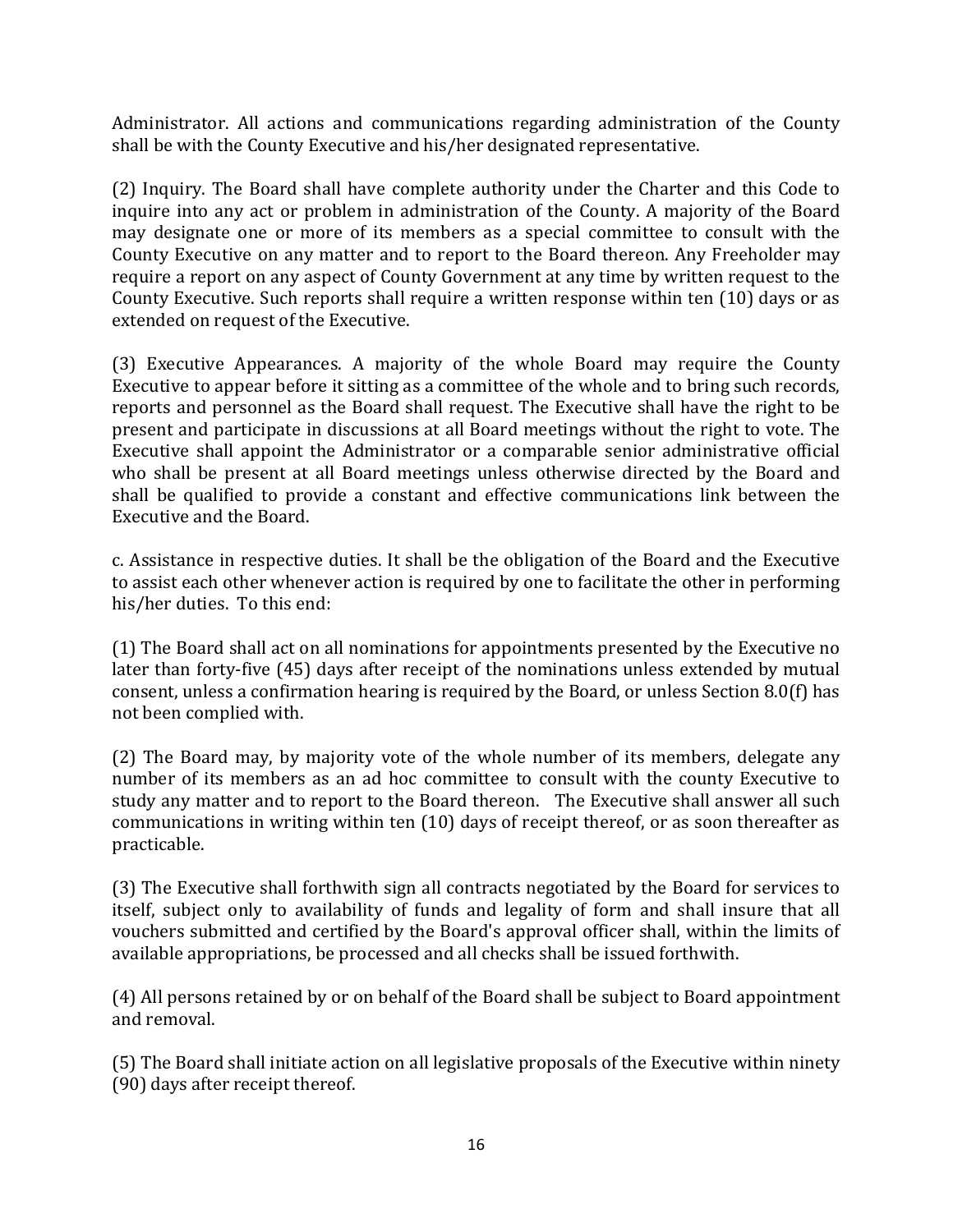Administrator. All actions and communications regarding administration of the County shall be with the County Executive and his/her designated representative.

(2) Inquiry. The Board shall have complete authority under the Charter and this Code to inquire into any act or problem in administration of the County. A majority of the Board may designate one or more of its members as a special committee to consult with the County Executive on any matter and to report to the Board thereon. Any Freeholder may require a report on any aspect of County Government at any time by written request to the County Executive. Such reports shall require a written response within ten (10) days or as extended on request of the Executive.

(3) Executive Appearances. A majority of the whole Board may require the County Executive to appear before it sitting as a committee of the whole and to bring such records, reports and personnel as the Board shall request. The Executive shall have the right to be present and participate in discussions at all Board meetings without the right to vote. The Executive shall appoint the Administrator or a comparable senior administrative official who shall be present at all Board meetings unless otherwise directed by the Board and shall be qualified to provide a constant and effective communications link between the Executive and the Board.

c. Assistance in respective duties. It shall be the obligation of the Board and the Executive to assist each other whenever action is required by one to facilitate the other in performing his/her duties. To this end:

(1) The Board shall act on all nominations for appointments presented by the Executive no later than forty-five (45) days after receipt of the nominations unless extended by mutual consent, unless a confirmation hearing is required by the Board, or unless Section 8.0(f) has not been complied with.

(2) The Board may, by majority vote of the whole number of its members, delegate any number of its members as an ad hoc committee to consult with the county Executive to study any matter and to report to the Board thereon. The Executive shall answer all such communications in writing within ten (10) days of receipt thereof, or as soon thereafter as practicable.

(3) The Executive shall forthwith sign all contracts negotiated by the Board for services to itself, subject only to availability of funds and legality of form and shall insure that all vouchers submitted and certified by the Board's approval officer shall, within the limits of available appropriations, be processed and all checks shall be issued forthwith.

(4) All persons retained by or on behalf of the Board shall be subject to Board appointment and removal.

(5) The Board shall initiate action on all legislative proposals of the Executive within ninety (90) days after receipt thereof.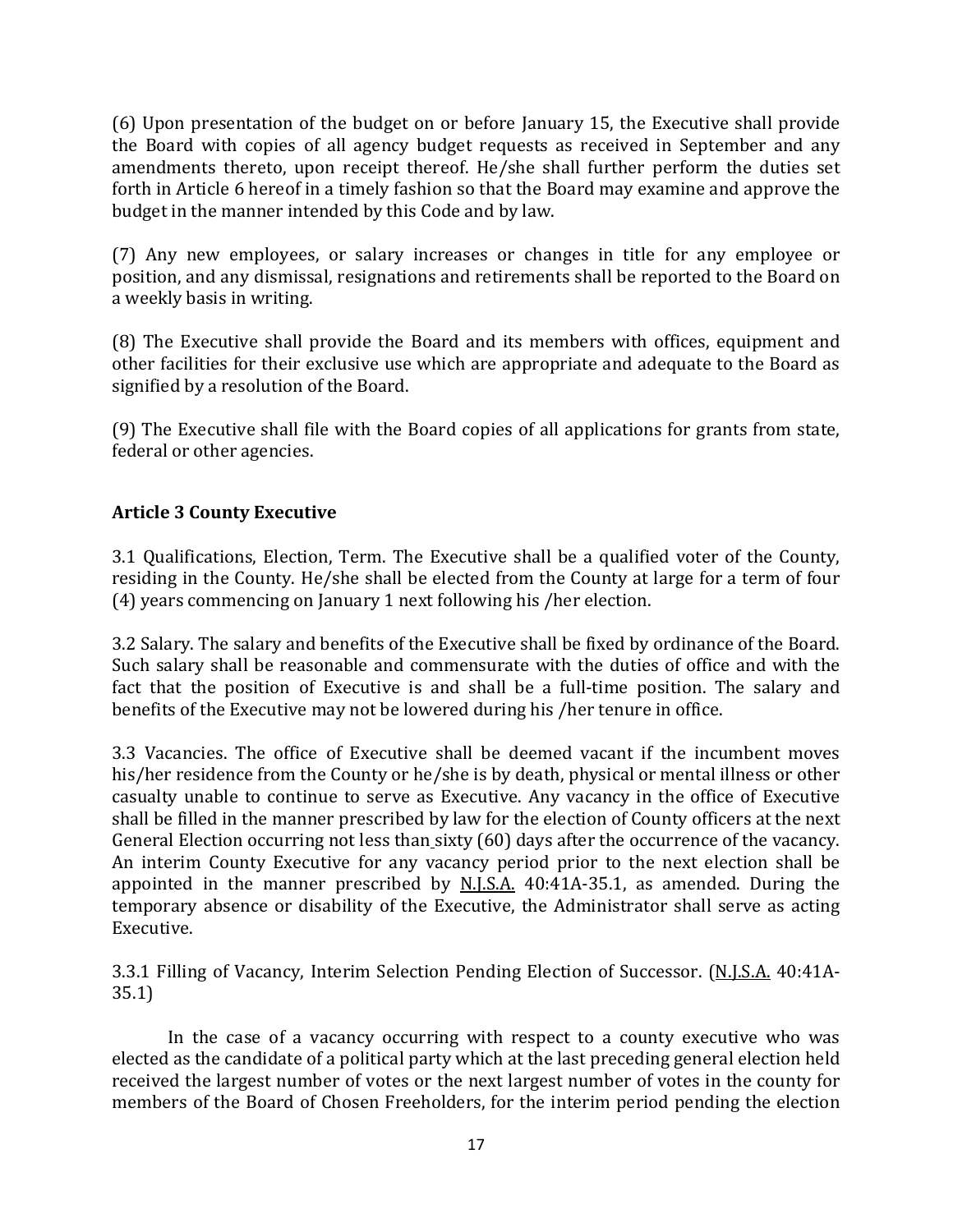(6) Upon presentation of the budget on or before January 15, the Executive shall provide the Board with copies of all agency budget requests as received in September and any amendments thereto, upon receipt thereof. He/she shall further perform the duties set forth in Article 6 hereof in a timely fashion so that the Board may examine and approve the budget in the manner intended by this Code and by law.

(7) Any new employees, or salary increases or changes in title for any employee or position, and any dismissal, resignations and retirements shall be reported to the Board on a weekly basis in writing.

(8) The Executive shall provide the Board and its members with offices, equipment and other facilities for their exclusive use which are appropriate and adequate to the Board as signified by a resolution of the Board.

(9) The Executive shall file with the Board copies of all applications for grants from state, federal or other agencies.

**Article 3 County Executive**

3.1 Qualifications, Election, Term. The Executive shall be a qualified voter of the County, residing in the County. He/she shall be elected from the County at large for a term of four (4) years commencing on January 1 next following his /her election.

3.2 Salary. The salary and benefits of the Executive shall be fixed by ordinance of the Board. Such salary shall be reasonable and commensurate with the duties of office and with the fact that the position of Executive is and shall be a full-time position. The salary and benefits of the Executive may not be lowered during his /her tenure in office.

3.3 Vacancies. The office of Executive shall be deemed vacant if the incumbent moves his/her residence from the County or he/she is by death, physical or mental illness or other casualty unable to continue to serve as Executive. Any vacancy in the office of Executive shall be filled in the manner prescribed by law for the election of County officers at the next General Election occurring not less than sixty (60) days after the occurrence of the vacancy. An interim County Executive for any vacancy period prior to the next election shall be appointed in the manner prescribed by N.J.S.A. 40:41A-35.1, as amended. During the temporary absence or disability of the Executive, the Administrator shall serve as acting Executive.

3.3.1 Filling of Vacancy, Interim Selection Pending Election of Successor. (N.J.S.A. 40:41A-35.1)

In the case of a vacancy occurring with respect to a county executive who was elected as the candidate of a political party which at the last preceding general election held received the largest number of votes or the next largest number of votes in the county for members of the Board of Chosen Freeholders, for the interim period pending the election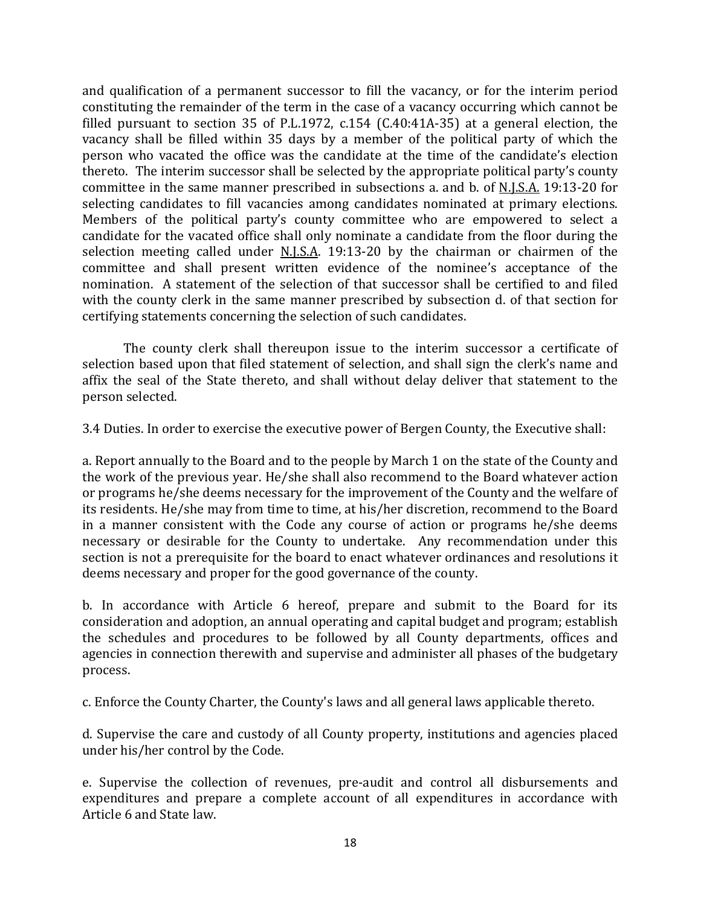and qualification of a permanent successor to fill the vacancy, or for the interim period constituting the remainder of the term in the case of a vacancy occurring which cannot be filled pursuant to section 35 of P.L.1972, c.154 (C.40:41A-35) at a general election, the vacancy shall be filled within 35 days by a member of the political party of which the person who vacated the office was the candidate at the time of the candidate's election thereto. The interim successor shall be selected by the appropriate political party's county committee in the same manner prescribed in subsections a. and b. of N.J.S.A. 19:13-20 for selecting candidates to fill vacancies among candidates nominated at primary elections. Members of the political party's county committee who are empowered to select a candidate for the vacated office shall only nominate a candidate from the floor during the selection meeting called under N.J.S.A. 19:13-20 by the chairman or chairmen of the committee and shall present written evidence of the nominee's acceptance of the nomination. A statement of the selection of that successor shall be certified to and filed with the county clerk in the same manner prescribed by subsection d. of that section for certifying statements concerning the selection of such candidates.

The county clerk shall thereupon issue to the interim successor a certificate of selection based upon that filed statement of selection, and shall sign the clerk's name and affix the seal of the State thereto, and shall without delay deliver that statement to the person selected.

3.4 Duties. In order to exercise the executive power of Bergen County, the Executive shall:

a. Report annually to the Board and to the people by March 1 on the state of the County and the work of the previous year. He/she shall also recommend to the Board whatever action or programs he/she deems necessary for the improvement of the County and the welfare of its residents. He/she may from time to time, at his/her discretion, recommend to the Board in a manner consistent with the Code any course of action or programs he/she deems necessary or desirable for the County to undertake. Any recommendation under this section is not a prerequisite for the board to enact whatever ordinances and resolutions it deems necessary and proper for the good governance of the county.

b. In accordance with Article 6 hereof, prepare and submit to the Board for its consideration and adoption, an annual operating and capital budget and program; establish the schedules and procedures to be followed by all County departments, offices and agencies in connection therewith and supervise and administer all phases of the budgetary process.

c. Enforce the County Charter, the County's laws and all general laws applicable thereto.

d. Supervise the care and custody of all County property, institutions and agencies placed under his/her control by the Code.

e. Supervise the collection of revenues, pre-audit and control all disbursements and expenditures and prepare a complete account of all expenditures in accordance with Article 6 and State law.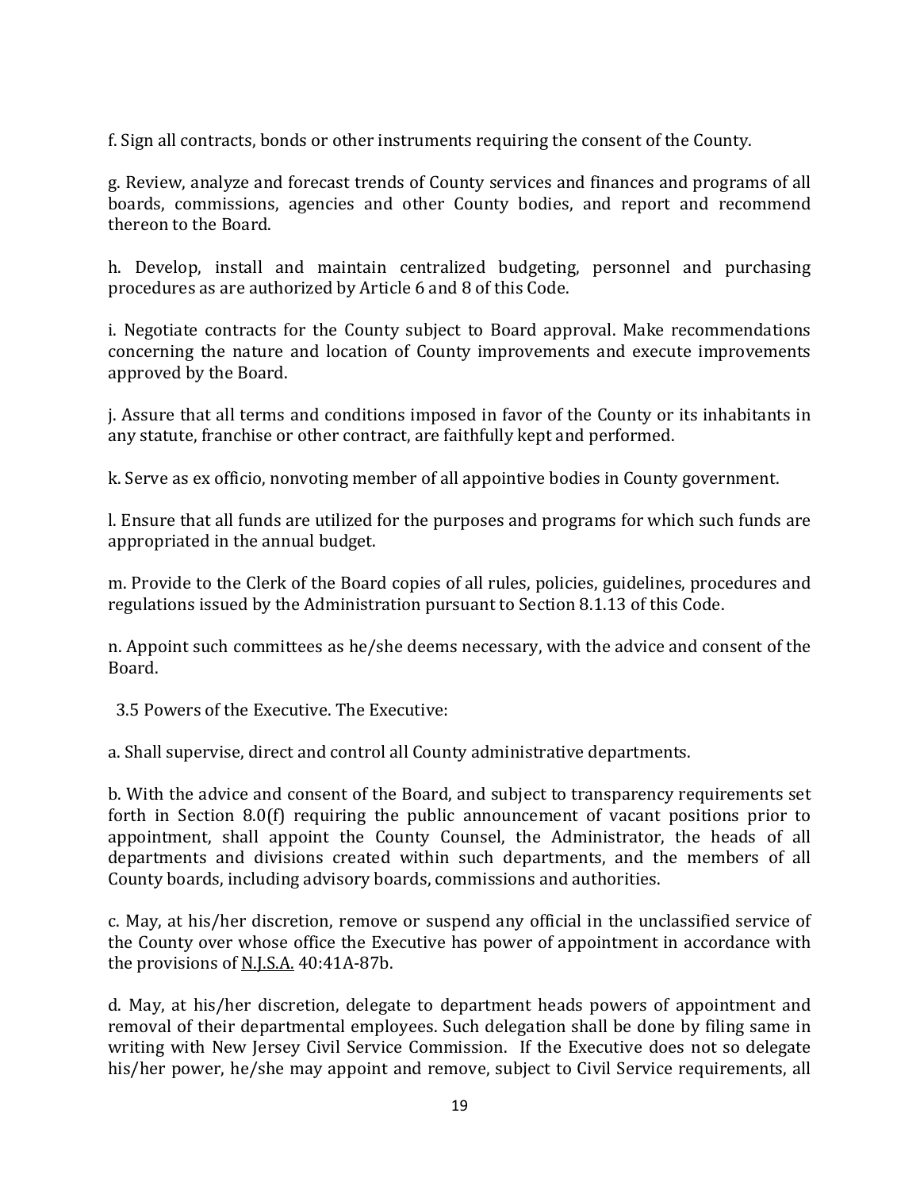f. Sign all contracts, bonds or other instruments requiring the consent of the County.

g. Review, analyze and forecast trends of County services and finances and programs of all boards, commissions, agencies and other County bodies, and report and recommend thereon to the Board.

h. Develop, install and maintain centralized budgeting, personnel and purchasing procedures as are authorized by Article 6 and 8 of this Code.

i. Negotiate contracts for the County subject to Board approval. Make recommendations concerning the nature and location of County improvements and execute improvements approved by the Board.

j. Assure that all terms and conditions imposed in favor of the County or its inhabitants in any statute, franchise or other contract, are faithfully kept and performed.

k. Serve as ex officio, nonvoting member of all appointive bodies in County government.

l. Ensure that all funds are utilized for the purposes and programs for which such funds are appropriated in the annual budget.

m. Provide to the Clerk of the Board copies of all rules, policies, guidelines, procedures and regulations issued by the Administration pursuant to Section 8.1.13 of this Code.

n. Appoint such committees as he/she deems necessary, with the advice and consent of the Board.

3.5 Powers of the Executive. The Executive:

a. Shall supervise, direct and control all County administrative departments.

b. With the advice and consent of the Board, and subject to transparency requirements set forth in Section 8.0(f) requiring the public announcement of vacant positions prior to appointment, shall appoint the County Counsel, the Administrator, the heads of all departments and divisions created within such departments, and the members of all County boards, including advisory boards, commissions and authorities.

c. May, at his/her discretion, remove or suspend any official in the unclassified service of the County over whose office the Executive has power of appointment in accordance with the provisions of N.J.S.A. 40:41A-87b.

d. May, at his/her discretion, delegate to department heads powers of appointment and removal of their departmental employees. Such delegation shall be done by filing same in writing with New Jersey Civil Service Commission. If the Executive does not so delegate his/her power, he/she may appoint and remove, subject to Civil Service requirements, all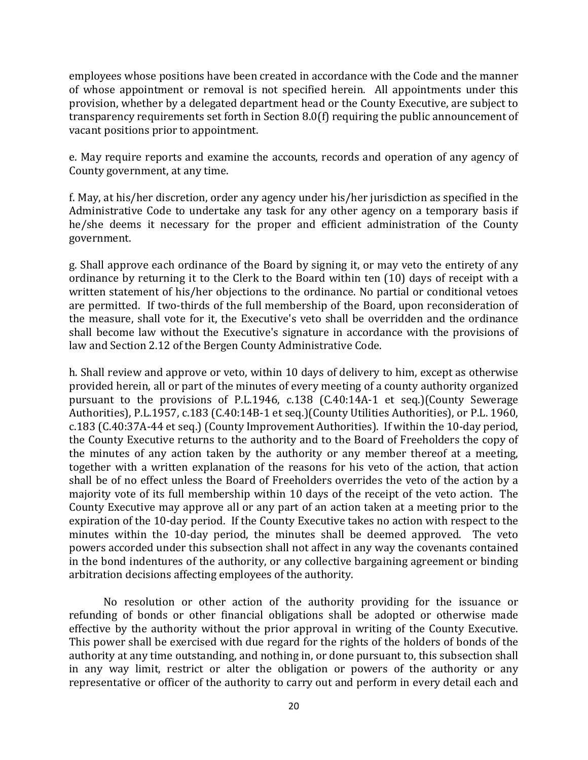employees whose positions have been created in accordance with the Code and the manner of whose appointment or removal is not specified herein. All appointments under this provision, whether by a delegated department head or the County Executive, are subject to transparency requirements set forth in Section 8.0(f) requiring the public announcement of vacant positions prior to appointment.

e. May require reports and examine the accounts, records and operation of any agency of County government, at any time.

f. May, at his/her discretion, order any agency under his/her jurisdiction as specified in the Administrative Code to undertake any task for any other agency on a temporary basis if he/she deems it necessary for the proper and efficient administration of the County government.

g. Shall approve each ordinance of the Board by signing it, or may veto the entirety of any ordinance by returning it to the Clerk to the Board within ten (10) days of receipt with a written statement of his/her objections to the ordinance. No partial or conditional vetoes are permitted. If two-thirds of the full membership of the Board, upon reconsideration of the measure, shall vote for it, the Executive's veto shall be overridden and the ordinance shall become law without the Executive's signature in accordance with the provisions of law and Section 2.12 of the Bergen County Administrative Code.

h. Shall review and approve or veto, within 10 days of delivery to him, except as otherwise provided herein, all or part of the minutes of every meeting of a county authority organized pursuant to the provisions of P.L.1946, c.138 (C.40:14A-1 et seq.)(County Sewerage Authorities), P.L.1957, c.183 (C.40:14B-1 et seq.)(County Utilities Authorities), or P.L. 1960, c.183 (C.40:37A-44 et seq.) (County Improvement Authorities). If within the 10-day period, the County Executive returns to the authority and to the Board of Freeholders the copy of the minutes of any action taken by the authority or any member thereof at a meeting, together with a written explanation of the reasons for his veto of the action, that action shall be of no effect unless the Board of Freeholders overrides the veto of the action by a majority vote of its full membership within 10 days of the receipt of the veto action. The County Executive may approve all or any part of an action taken at a meeting prior to the expiration of the 10-day period. If the County Executive takes no action with respect to the minutes within the 10-day period, the minutes shall be deemed approved. The veto powers accorded under this subsection shall not affect in any way the covenants contained in the bond indentures of the authority, or any collective bargaining agreement or binding arbitration decisions affecting employees of the authority.

No resolution or other action of the authority providing for the issuance or refunding of bonds or other financial obligations shall be adopted or otherwise made effective by the authority without the prior approval in writing of the County Executive. This power shall be exercised with due regard for the rights of the holders of bonds of the authority at any time outstanding, and nothing in, or done pursuant to, this subsection shall in any way limit, restrict or alter the obligation or powers of the authority or any representative or officer of the authority to carry out and perform in every detail each and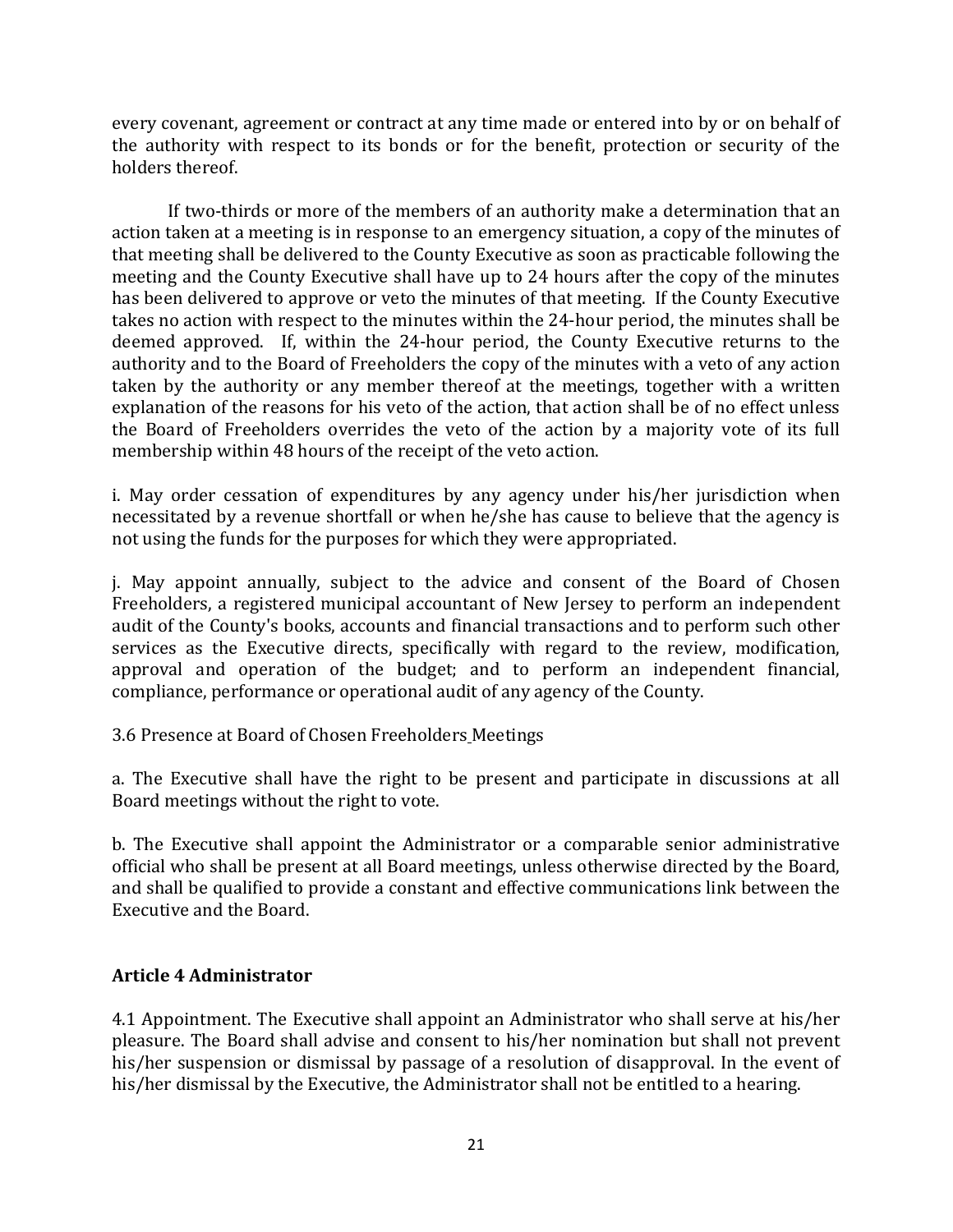every covenant, agreement or contract at any time made or entered into by or on behalf of the authority with respect to its bonds or for the benefit, protection or security of the holders thereof.

If two-thirds or more of the members of an authority make a determination that an action taken at a meeting is in response to an emergency situation, a copy of the minutes of that meeting shall be delivered to the County Executive as soon as practicable following the meeting and the County Executive shall have up to 24 hours after the copy of the minutes has been delivered to approve or veto the minutes of that meeting. If the County Executive takes no action with respect to the minutes within the 24-hour period, the minutes shall be deemed approved. If, within the 24-hour period, the County Executive returns to the authority and to the Board of Freeholders the copy of the minutes with a veto of any action taken by the authority or any member thereof at the meetings, together with a written explanation of the reasons for his veto of the action, that action shall be of no effect unless the Board of Freeholders overrides the veto of the action by a majority vote of its full membership within 48 hours of the receipt of the veto action.

i. May order cessation of expenditures by any agency under his/her jurisdiction when necessitated by a revenue shortfall or when he/she has cause to believe that the agency is not using the funds for the purposes for which they were appropriated.

j. May appoint annually, subject to the advice and consent of the Board of Chosen Freeholders, a registered municipal accountant of New Jersey to perform an independent audit of the County's books, accounts and financial transactions and to perform such other services as the Executive directs, specifically with regard to the review, modification, approval and operation of the budget; and to perform an independent financial, compliance, performance or operational audit of any agency of the County.

3.6 Presence at Board of Chosen Freeholders Meetings

a. The Executive shall have the right to be present and participate in discussions at all Board meetings without the right to vote.

b. The Executive shall appoint the Administrator or a comparable senior administrative official who shall be present at all Board meetings, unless otherwise directed by the Board, and shall be qualified to provide a constant and effective communications link between the Executive and the Board.

## Article 4 Administrator

4.1 Appointment. The Executive shall appoint an Administrator who shall serve at his/her pleasure. The Board shall advise and consent to his/her nomination but shall not prevent his/her suspension or dismissal by passage of a resolution of disapproval. In the event of his/her dismissal by the Executive, the Administrator shall not be entitled to a hearing.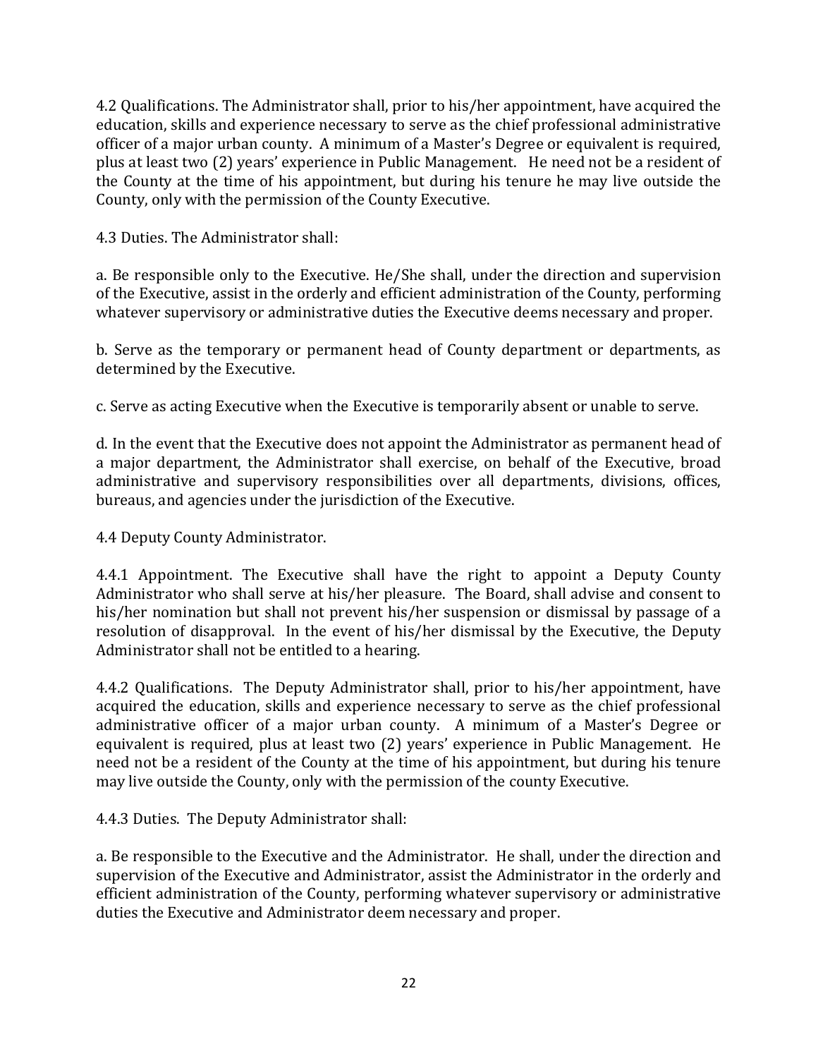4.2 Qualifications. The Administrator shall, prior to his/her appointment, have acquired the education, skills and experience necessary to serve as the chief professional administrative officer of a major urban county. A minimum of a Master's Degree or equivalent is required, plus at least two (2) years' experience in Public Management. He need not be a resident of the County at the time of his appointment, but during his tenure he may live outside the County, only with the permission of the County Executive.

4.3 Duties. The Administrator shall:

a. Be responsible only to the Executive. He/She shall, under the direction and supervision of the Executive, assist in the orderly and efficient administration of the County, performing whatever supervisory or administrative duties the Executive deems necessary and proper.

b. Serve as the temporary or permanent head of County department or departments, as determined by the Executive.

c. Serve as acting Executive when the Executive is temporarily absent or unable to serve.

d. In the event that the Executive does not appoint the Administrator as permanent head of a major department, the Administrator shall exercise, on behalf of the Executive, broad administrative and supervisory responsibilities over all departments, divisions, offices, bureaus, and agencies under the jurisdiction of the Executive.

4.4 Deputy County Administrator.

4.4.1 Appointment. The Executive shall have the right to appoint a Deputy County Administrator who shall serve at his/her pleasure. The Board, shall advise and consent to his/her nomination but shall not prevent his/her suspension or dismissal by passage of a resolution of disapproval. In the event of his/her dismissal by the Executive, the Deputy Administrator shall not be entitled to a hearing.

4.4.2 Qualifications. The Deputy Administrator shall, prior to his/her appointment, have acquired the education, skills and experience necessary to serve as the chief professional administrative officer of a major urban county. A minimum of a Master's Degree or equivalent is required, plus at least two (2) years' experience in Public Management. He need not be a resident of the County at the time of his appointment, but during his tenure may live outside the County, only with the permission of the county Executive.

4.4.3 Duties. The Deputy Administrator shall:

a. Be responsible to the Executive and the Administrator. He shall, under the direction and supervision of the Executive and Administrator, assist the Administrator in the orderly and efficient administration of the County, performing whatever supervisory or administrative duties the Executive and Administrator deem necessary and proper.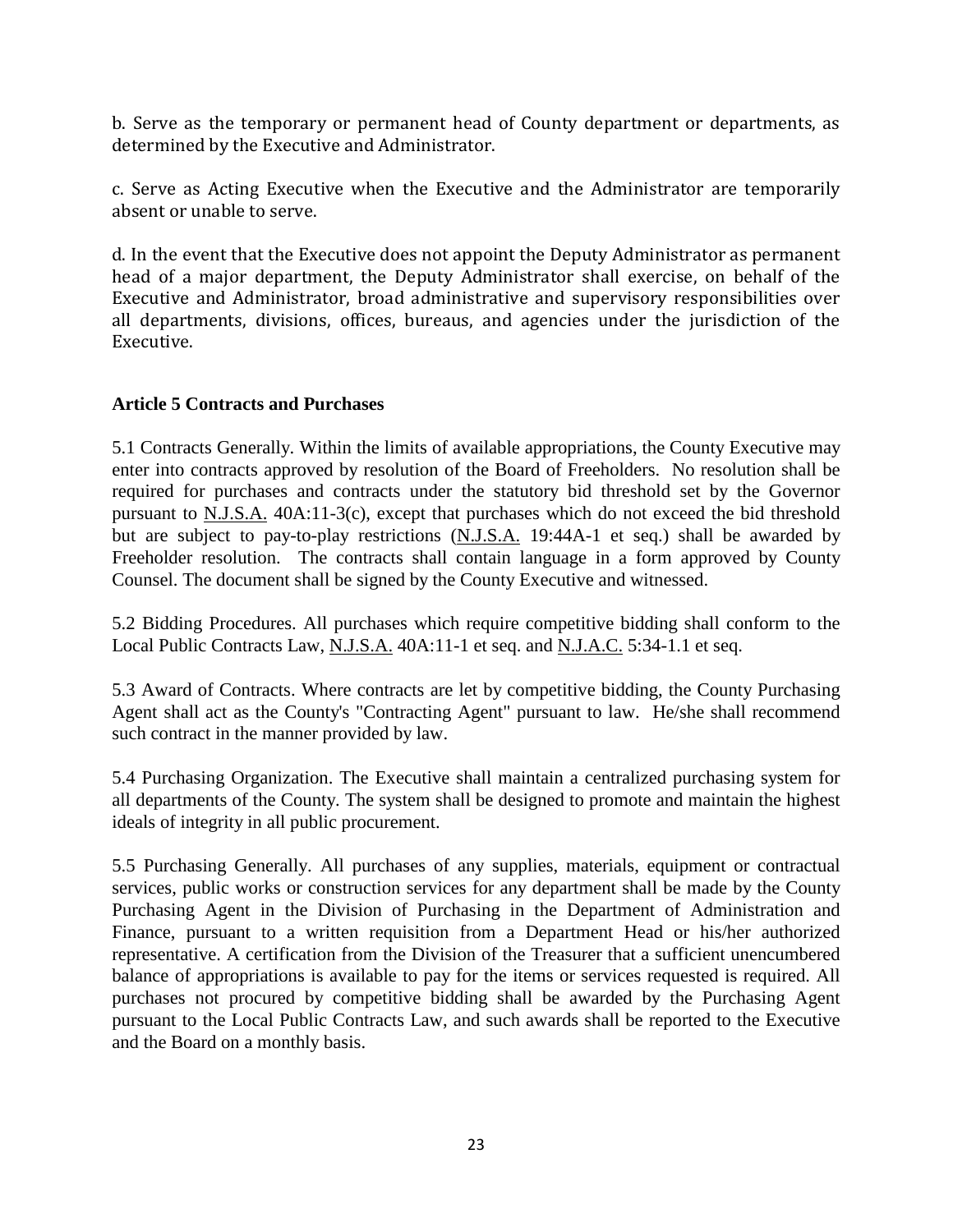b. Serve as the temporary or permanent head of County department or departments, as determined by the Executive and Administrator.

c. Serve as Acting Executive when the Executive and the Administrator are temporarily absent or unable to serve.

d. In the event that the Executive does not appoint the Deputy Administrator as permanent head of a major department, the Deputy Administrator shall exercise, on behalf of the Executive and Administrator, broad administrative and supervisory responsibilities over all departments, divisions, offices, bureaus, and agencies under the jurisdiction of the Executive.

**Article 5 Contracts and Purchases**

5.1 Contracts Generally. Within the limits of available appropriations, the County Executive may enter into contracts approved by resolution of the Board of Freeholders. No resolution shall be required for purchases and contracts under the statutory bid threshold set by the Governor pursuant to N.J.S.A. 40A:11-3(c), except that purchases which do not exceed the bid threshold but are subject to pay-to-play restrictions (N.J.S.A. 19:44A-1 et seq.) shall be awarded by Freeholder resolution. The contracts shall contain language in a form approved by County Counsel. The document shall be signed by the County Executive and witnessed.

5.2 Bidding Procedures. All purchases which require competitive bidding shall conform to the Local Public Contracts Law, N.J.S.A. 40A:11-1 et seq. and N.J.A.C. 5:34-1.1 et seq.

5.3 Award of Contracts. Where contracts are let by competitive bidding, the County Purchasing Agent shall act as the County's "Contracting Agent" pursuant to law. He/she shall recommend such contract in the manner provided by law.

5.4 Purchasing Organization. The Executive shall maintain a centralized purchasing system for all departments of the County. The system shall be designed to promote and maintain the highest ideals of integrity in all public procurement.

5.5 Purchasing Generally. All purchases of any supplies, materials, equipment or contractual services, public works or construction services for any department shall be made by the County Purchasing Agent in the Division of Purchasing in the Department of Administration and Finance, pursuant to a written requisition from a Department Head or his/her authorized representative. A certification from the Division of the Treasurer that a sufficient unencumbered balance of appropriations is available to pay for the items or services requested is required. All purchases not procured by competitive bidding shall be awarded by the Purchasing Agent pursuant to the Local Public Contracts Law, and such awards shall be reported to the Executive and the Board on a monthly basis.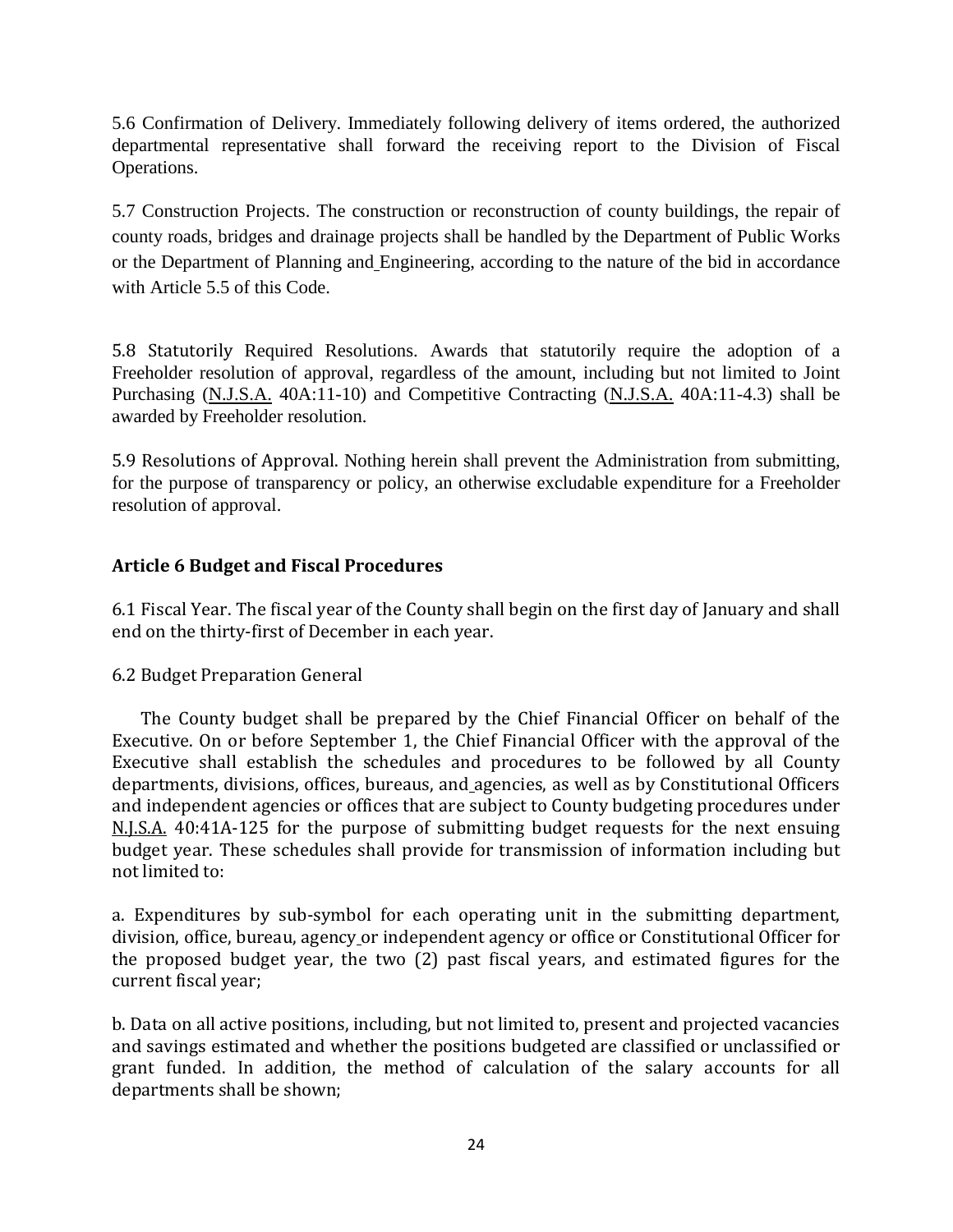5.6 Confirmation of Delivery. Immediately following delivery of items ordered, the authorized departmental representative shall forward the receiving report to the Division of Fiscal Operations.

5.7 Construction Projects. The construction or reconstruction of county buildings, the repair of county roads, bridges and drainage projects shall be handled by the Department of Public Works or the Department of Planning and Engineering, according to the nature of the bid in accordance with Article 5.5 of this Code.

5.8 Statutorily Required Resolutions. Awards that statutorily require the adoption of a Freeholder resolution of approval, regardless of the amount, including but not limited to Joint Purchasing (N.J.S.A. 40A:11-10) and Competitive Contracting (N.J.S.A. 40A:11-4.3) shall be awarded by Freeholder resolution.

5.9 Resolutions of Approval. Nothing herein shall prevent the Administration from submitting, for the purpose of transparency or policy, an otherwise excludable expenditure for a Freeholder resolution of approval.

### Article 6 Budget and Fiscal Procedures

6.1 Fiscal Year. The fiscal year of the County shall begin on the first day of January and shall end on the thirty-first of December in each year.

6.2 Budget Preparation General

The County budget shall be prepared by the Chief Financial Officer on behalf of the Executive. On or before September 1, the Chief Financial Officer with the approval of the Executive shall establish the schedules and procedures to be followed by all County departments, divisions, offices, bureaus, and agencies, as well as by Constitutional Officers and independent agencies or offices that are subject to County budgeting procedures under N.J.S.A. 40:41A-125 for the purpose of submitting budget requests for the next ensuing budget year. These schedules shall provide for transmission of information including but not limited to:

a. Expenditures by sub-symbol for each operating unit in the submitting department, division, office, bureau, agency or independent agency or office or Constitutional Officer for the proposed budget year, the two (2) past fiscal years, and estimated figures for the current fiscal year;

b. Data on all active positions, including, but not limited to, present and projected vacancies and savings estimated and whether the positions budgeted are classified or unclassified or grant funded. In addition, the method of calculation of the salary accounts for all departments shall be shown;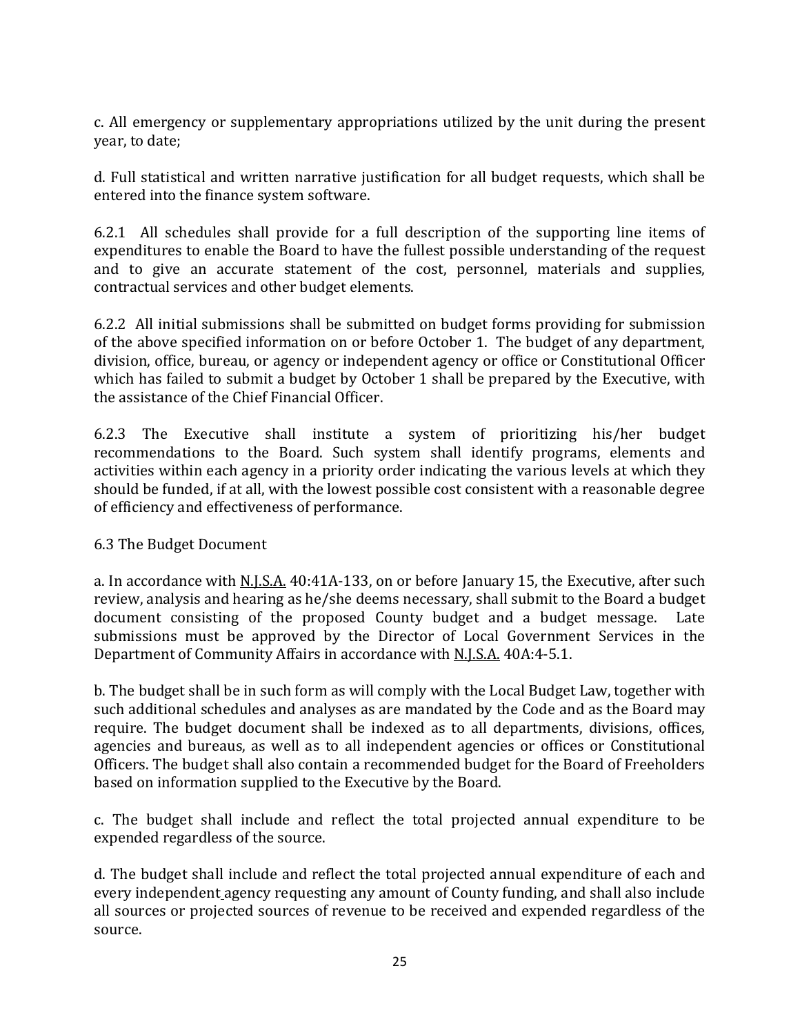c. All emergency or supplementary appropriations utilized by the unit during the present year, to date;

d. Full statistical and written narrative justification for all budget requests, which shall be entered into the finance system software.

6.2.1 All schedules shall provide for a full description of the supporting line items of expenditures to enable the Board to have the fullest possible understanding of the request and to give an accurate statement of the cost, personnel, materials and supplies, contractual services and other budget elements.

6.2.2 All initial submissions shall be submitted on budget forms providing for submission of the above specified information on or before October 1. The budget of any department, division, office, bureau, or agency or independent agency or office or Constitutional Officer which has failed to submit a budget by October 1 shall be prepared by the Executive, with the assistance of the Chief Financial Officer.

6.2.3 The Executive shall institute a system of prioritizing his/her budget recommendations to the Board. Such system shall identify programs, elements and activities within each agency in a priority order indicating the various levels at which they should be funded, if at all, with the lowest possible cost consistent with a reasonable degree of efficiency and effectiveness of performance.

6.3 The Budget Document

a. In accordance with N.J.S.A. 40:41A-133, on or before January 15, the Executive, after such review, analysis and hearing as he/she deems necessary, shall submit to the Board a budget document consisting of the proposed County budget and a budget message. Late submissions must be approved by the Director of Local Government Services in the Department of Community Affairs in accordance with N.J.S.A. 40A:4-5.1.

b. The budget shall be in such form as will comply with the Local Budget Law, together with such additional schedules and analyses as are mandated by the Code and as the Board may require. The budget document shall be indexed as to all departments, divisions, offices, agencies and bureaus, as well as to all independent agencies or offices or Constitutional Officers. The budget shall also contain a recommended budget for the Board of Freeholders based on information supplied to the Executive by the Board.

c. The budget shall include and reflect the total projected annual expenditure to be expended regardless of the source.

d. The budget shall include and reflect the total projected annual expenditure of each and every independent agency requesting any amount of County funding, and shall also include all sources or projected sources of revenue to be received and expended regardless of the source.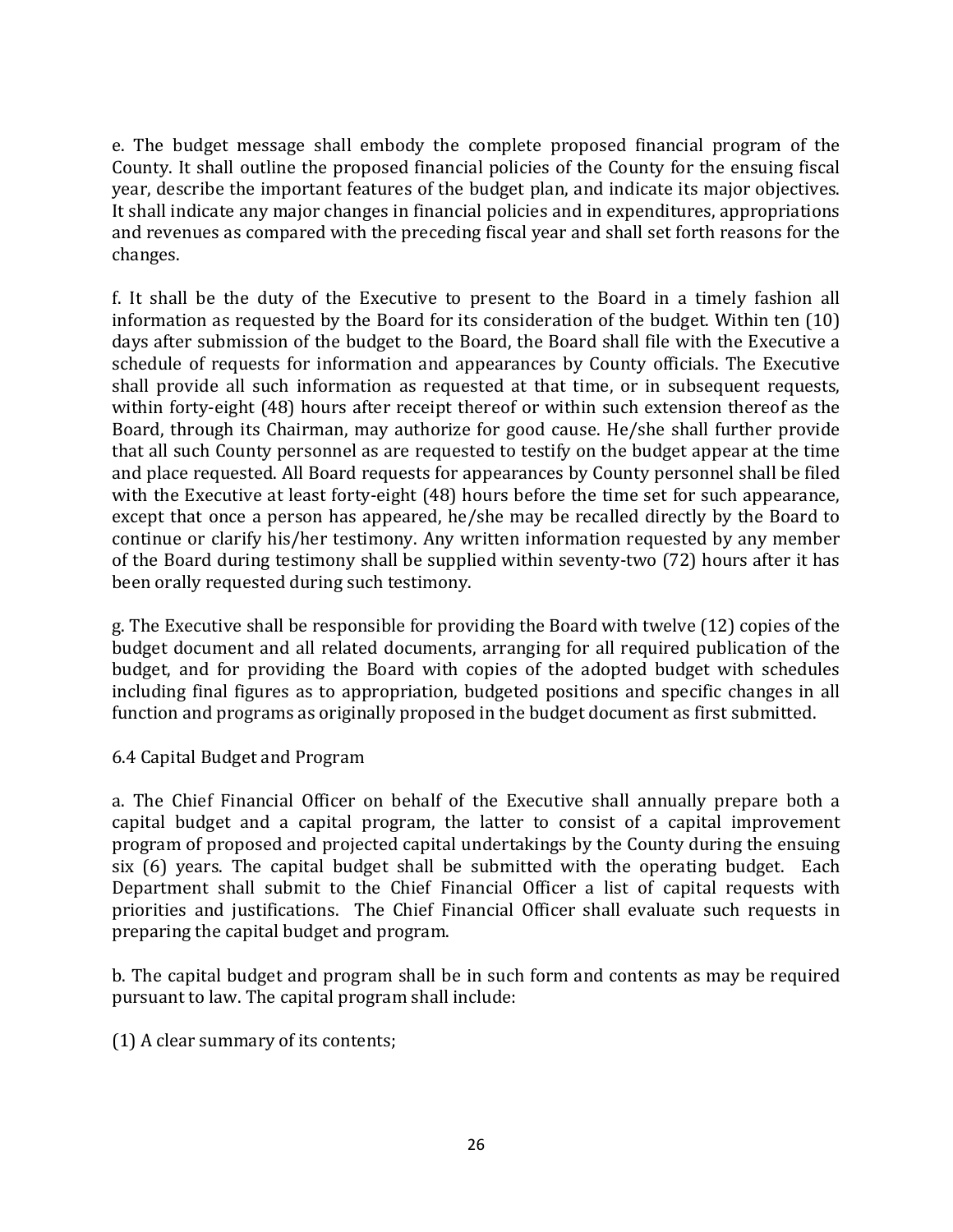e. The budget message shall embody the complete proposed financial program of the County. It shall outline the proposed financial policies of the County for the ensuing fiscal year, describe the important features of the budget plan, and indicate its major objectives. It shall indicate any major changes in financial policies and in expenditures, appropriations and revenues as compared with the preceding fiscal year and shall set forth reasons for the changes.

f. It shall be the duty of the Executive to present to the Board in a timely fashion all information as requested by the Board for its consideration of the budget. Within ten (10) days after submission of the budget to the Board, the Board shall file with the Executive a schedule of requests for information and appearances by County officials. The Executive shall provide all such information as requested at that time, or in subsequent requests, within forty-eight (48) hours after receipt thereof or within such extension thereof as the Board, through its Chairman, may authorize for good cause. He/she shall further provide that all such County personnel as are requested to testify on the budget appear at the time and place requested. All Board requests for appearances by County personnel shall be filed with the Executive at least forty-eight (48) hours before the time set for such appearance, except that once a person has appeared, he/she may be recalled directly by the Board to continue or clarify his/her testimony. Any written information requested by any member of the Board during testimony shall be supplied within seventy-two (72) hours after it has been orally requested during such testimony.

g. The Executive shall be responsible for providing the Board with twelve (12) copies of the budget document and all related documents, arranging for all required publication of the budget, and for providing the Board with copies of the adopted budget with schedules including final figures as to appropriation, budgeted positions and specific changes in all function and programs as originally proposed in the budget document as first submitted.

6.4 Capital Budget and Program

a. The Chief Financial Officer on behalf of the Executive shall annually prepare both a capital budget and a capital program, the latter to consist of a capital improvement program of proposed and projected capital undertakings by the County during the ensuing six (6) years. The capital budget shall be submitted with the operating budget. Each Department shall submit to the Chief Financial Officer a list of capital requests with priorities and justifications. The Chief Financial Officer shall evaluate such requests in preparing the capital budget and program.

b. The capital budget and program shall be in such form and contents as may be required pursuant to law. The capital program shall include:

(1) A clear summary of its contents;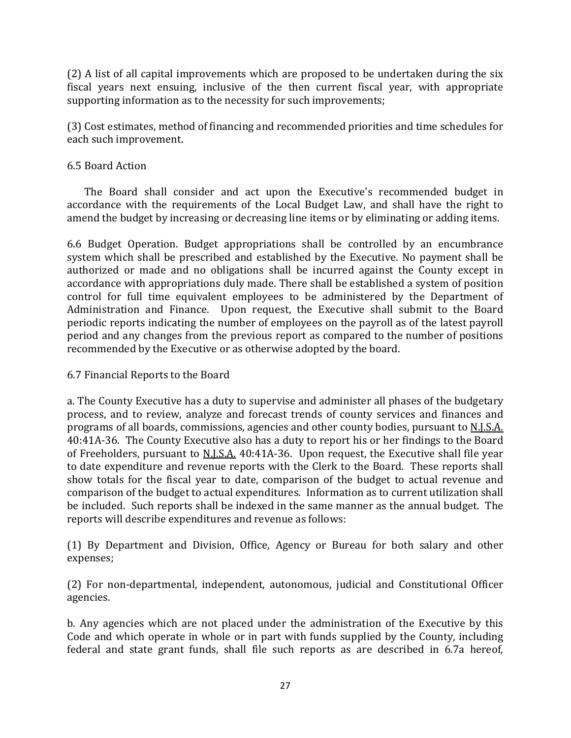(2) A list of all capital improvements which are proposed to be undertaken during the six fiscal years next ensuing, inclusive of the then current fiscal year, with appropriate supporting information as to the necessity for such improvements;

(3) Cost estimates, method of financing and recommended priorities and time schedules for each such improvement.

6.5 Board Action

The Board shall consider and act upon the Executive's recommended budget in accordance with the requirements of the Local Budget Law, and shall have the right to amend the budget by increasing or decreasing line items or by eliminating or adding items.

6.6 Budget Operation. Budget appropriations shall be controlled by an encumbrance system which shall be prescribed and established by the Executive. No payment shall be authorized or made and no obligations shall be incurred against the County except in accordance with appropriations duly made. There shall be established a system of position control for full time equivalent employees to be administered by the Department of Administration and Finance. Upon request, the Executive shall submit to the Board periodic reports indicating the number of employees on the payroll as of the latest payroll period and any changes from the previous report as compared to the number of positions recommended by the Executive or as otherwise adopted by the board.

6.7 Financial Reports to the Board

a. The County Executive has a duty to supervise and administer all phases of the budgetary process, and to review, analyze and forecast trends of county services and finances and programs of all boards, commissions, agencies and other county bodies, pursuant to N.J.S.A. 40:41A-36. The County Executive also has a duty to report his or her findings to the Board of Freeholders, pursuant to N.J.S.A. 40:41A-36. Upon request, the Executive shall file year to date expenditure and revenue reports with the Clerk to the Board. These reports shall show totals for the fiscal year to date, comparison of the budget to actual revenue and comparison of the budget to actual expenditures. Information as to current utilization shall be included. Such reports shall be indexed in the same manner as the annual budget. The reports will describe expenditures and revenue as follows:

(1) By Department and Division, Office, Agency or Bureau for both salary and other expenses;

(2) For non-departmental, independent, autonomous, judicial and Constitutional Officer agencies.

b. Any agencies which are not placed under the administration of the Executive by this Code and which operate in whole or in part with funds supplied by the County, including federal and state grant funds, shall file such reports as are described in 6.7a hereof,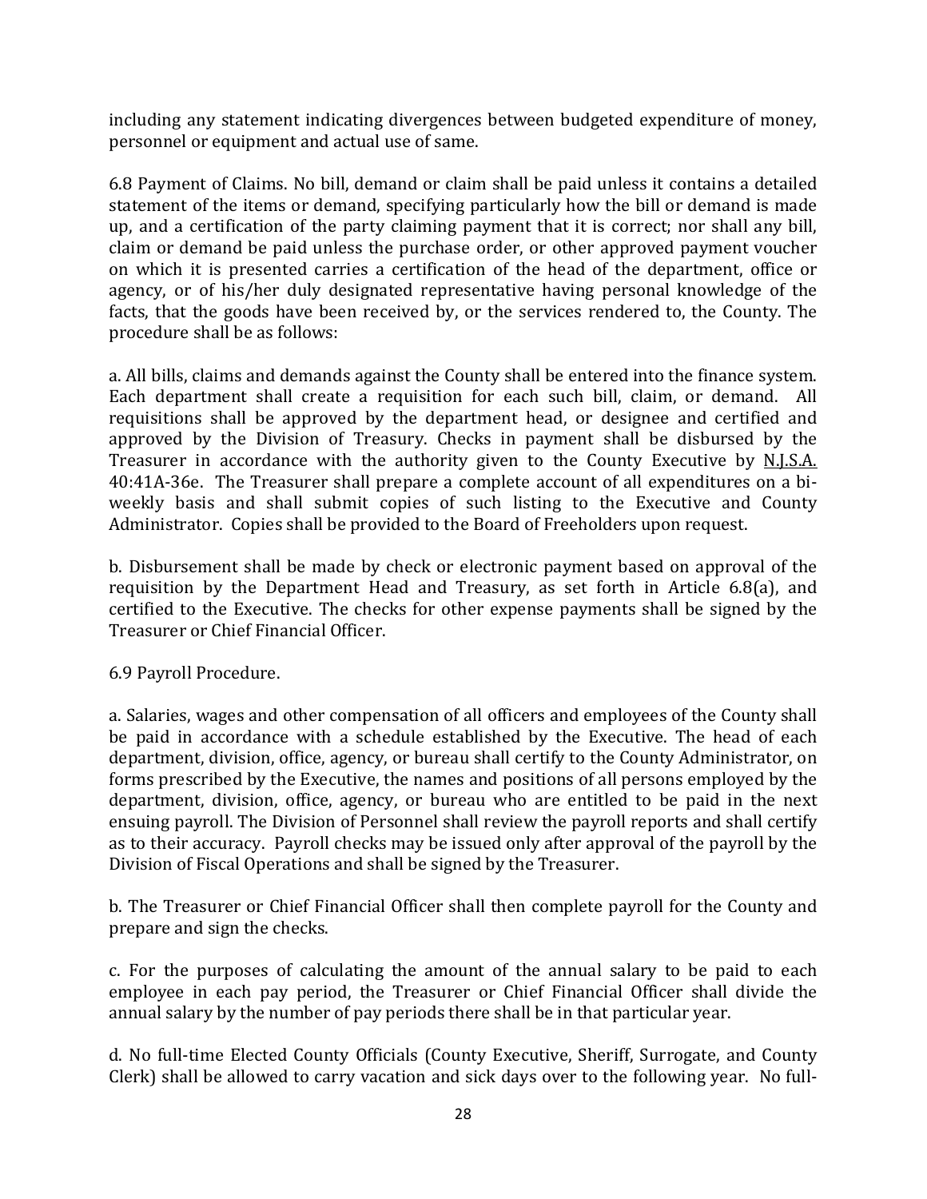including any statement indicating divergences between budgeted expenditure of money, personnel or equipment and actual use of same.

6.8 Payment of Claims. No bill, demand or claim shall be paid unless it contains a detailed statement of the items or demand, specifying particularly how the bill or demand is made up, and a certification of the party claiming payment that it is correct; nor shall any bill, claim or demand be paid unless the purchase order, or other approved payment voucher on which it is presented carries a certification of the head of the department, office or agency, or of his/her duly designated representative having personal knowledge of the facts, that the goods have been received by, or the services rendered to, the County. The procedure shall be as follows:

a. All bills, claims and demands against the County shall be entered into the finance system. Each department shall create a requisition for each such bill, claim, or demand. All requisitions shall be approved by the department head, or designee and certified and approved by the Division of Treasury. Checks in payment shall be disbursed by the Treasurer in accordance with the authority given to the County Executive by N.J.S.A. 40:41A-36e. The Treasurer shall prepare a complete account of all expenditures on a bi-weekly basis and shall submit copies of such listing to the Executive and County Administrator. Copies shall be provided to the Board of Freeholders upon request.

b. Disbursement shall be made by check or electronic payment based on approval of the requisition by the Department Head and Treasury, as set forth in Article 6.8(a), and certified to the Executive. The checks for other expense payments shall be signed by the Treasurer or Chief Financial Officer.

6.9 Payroll Procedure.

a. Salaries, wages and other compensation of all officers and employees of the County shall be paid in accordance with a schedule established by the Executive. The head of each department, division, office, agency, or bureau shall certify to the County Administrator, on forms prescribed by the Executive, the names and positions of all persons employed by the department, division, office, agency, or bureau who are entitled to be paid in the next ensuing payroll. The Division of Personnel shall review the payroll reports and shall certify as to their accuracy. Payroll checks may be issued only after approval of the payroll by the Division of Fiscal Operations and shall be signed by the Treasurer.

b. The Treasurer or Chief Financial Officer shall then complete payroll for the County and prepare and sign the checks.

c. For the purposes of calculating the amount of the annual salary to be paid to each employee in each pay period, the Treasurer or Chief Financial Officer shall divide the annual salary by the number of pay periods there shall be in that particular year.

d. No full-time Elected County Officials (County Executive, Sheriff, Surrogate, and County Clerk) shall be allowed to carry vacation and sick days over to the following year. No full-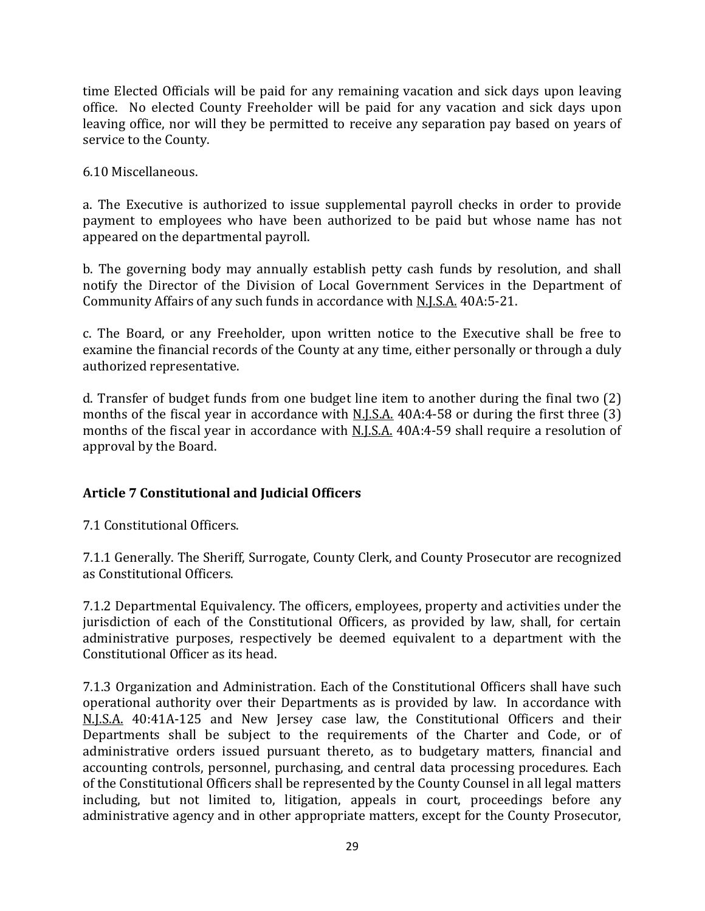time Elected Officials will be paid for any remaining vacation and sick days upon leaving office. No elected County Freeholder will be paid for any vacation and sick days upon leaving office, nor will they be permitted to receive any separation pay based on years of service to the County.

6.10 Miscellaneous.

a. The Executive is authorized to issue supplemental payroll checks in order to provide payment to employees who have been authorized to be paid but whose name has not appeared on the departmental payroll.

b. The governing body may annually establish petty cash funds by resolution, and shall notify the Director of the Division of Local Government Services in the Department of Community Affairs of any such funds in accordance with N.J.S.A. 40A:5-21.

c. The Board, or any Freeholder, upon written notice to the Executive shall be free to examine the financial records of the County at any time, either personally or through a duly authorized representative.

d. Transfer of budget funds from one budget line item to another during the final two (2) months of the fiscal year in accordance with N.J.S.A. 40A:4-58 or during the first three (3) months of the fiscal year in accordance with N.J.S.A. 40A:4-59 shall require a resolution of approval by the Board.

## Article 7 Constitutional and Judicial Officers

7.1 Constitutional Officers.

7.1.1 Generally. The Sheriff, Surrogate, County Clerk, and County Prosecutor are recognized as Constitutional Officers.

7.1.2 Departmental Equivalency. The officers, employees, property and activities under the jurisdiction of each of the Constitutional Officers, as provided by law, shall, for certain administrative purposes, respectively be deemed equivalent to a department with the Constitutional Officer as its head.

7.1.3 Organization and Administration. Each of the Constitutional Officers shall have such operational authority over their Departments as is provided by law. In accordance with N.J.S.A. 40:41A-125 and New Jersey case law, the Constitutional Officers and their Departments shall be subject to the requirements of the Charter and Code, or of administrative orders issued pursuant thereto, as to budgetary matters, financial and accounting controls, personnel, purchasing, and central data processing procedures. Each of the Constitutional Officers shall be represented by the County Counsel in all legal matters including, but not limited to, litigation, appeals in court, proceedings before any administrative agency and in other appropriate matters, except for the County Prosecutor,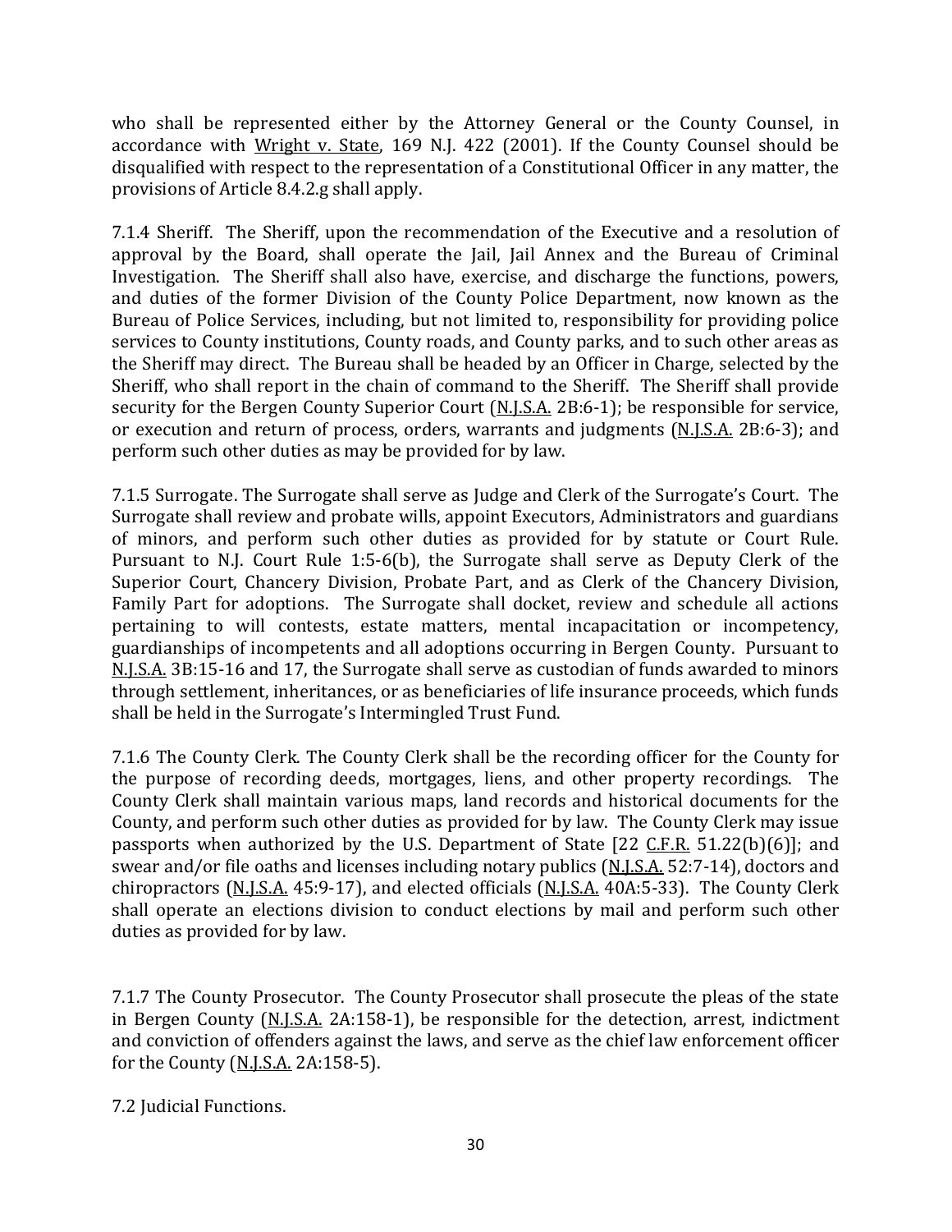who shall be represented either by the Attorney General or the County Counsel, in accordance with Wright v. State, 169 N.J. 422 (2001). If the County Counsel should be disqualified with respect to the representation of a Constitutional Officer in any matter, the provisions of Article 8.4.2.g shall apply.

7.1.4 Sheriff. The Sheriff, upon the recommendation of the Executive and a resolution of approval by the Board, shall operate the Jail, Jail Annex and the Bureau of Criminal Investigation. The Sheriff shall also have, exercise, and discharge the functions, powers, and duties of the former Division of the County Police Department, now known as the Bureau of Police Services, including, but not limited to, responsibility for providing police services to County institutions, County roads, and County parks, and to such other areas as the Sheriff may direct. The Bureau shall be headed by an Officer in Charge, selected by the Sheriff, who shall report in the chain of command to the Sheriff. The Sheriff shall provide security for the Bergen County Superior Court (N.J.S.A. 2B:6-1); be responsible for service, or execution and return of process, orders, warrants and judgments (N.J.S.A. 2B:6-3); and perform such other duties as may be provided for by law.

7.1.5 Surrogate. The Surrogate shall serve as Judge and Clerk of the Surrogate's Court. The Surrogate shall review and probate wills, appoint Executors, Administrators and guardians of minors, and perform such other duties as provided for by statute or Court Rule. Pursuant to N.J. Court Rule 1:5-6(b), the Surrogate shall serve as Deputy Clerk of the Superior Court, Chancery Division, Probate Part, and as Clerk of the Chancery Division, Family Part for adoptions. The Surrogate shall docket, review and schedule all actions pertaining to will contests, estate matters, mental incapacitation or incompetency, guardianships of incompetents and all adoptions occurring in Bergen County. Pursuant to N.J.S.A. 3B:15-16 and 17, the Surrogate shall serve as custodian of funds awarded to minors through settlement, inheritances, or as beneficiaries of life insurance proceeds, which funds shall be held in the Surrogate's Intermingled Trust Fund.

7.1.6 The County Clerk. The County Clerk shall be the recording officer for the County for the purpose of recording deeds, mortgages, liens, and other property recordings. The County Clerk shall maintain various maps, land records and historical documents for the County, and perform such other duties as provided for by law. The County Clerk may issue passports when authorized by the U.S. Department of State [22 C.F.R. 51.22(b)(6)]; and swear and/or file oaths and licenses including notary publics (N.J.S.A. 52:7-14), doctors and chiropractors (N.J.S.A. 45:9-17), and elected officials (N.J.S.A. 40A:5-33). The County Clerk shall operate an elections division to conduct elections by mail and perform such other duties as provided for by law.

7.1.7 The County Prosecutor. The County Prosecutor shall prosecute the pleas of the state in Bergen County (N.J.S.A. 2A:158-1), be responsible for the detection, arrest, indictment and conviction of offenders against the laws, and serve as the chief law enforcement officer for the County (N.J.S.A. 2A:158-5).

7.2 Judicial Functions.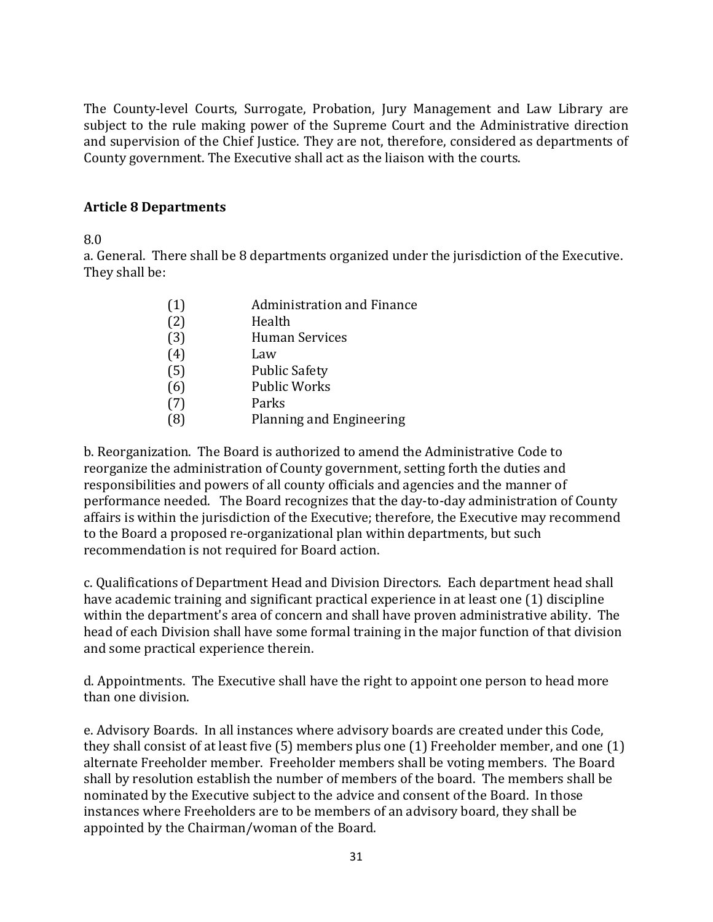The County-level Courts, Surrogate, Probation, Jury Management and Law Library are subject to the rule making power of the Supreme Court and the Administrative direction and supervision of the Chief Justice. They are not, therefore, considered as departments of County government. The Executive shall act as the liaison with the courts.

**Article 8 Departments**

8.0

a. General. There shall be 8 departments organized under the jurisdiction of the Executive. They shall be:

(1) Administration and Finance
(2) Health
(3) Human Services
(4) Law
(5) Public Safety
(6) Public Works
(7) Parks
(8) Planning and Engineering

b. Reorganization. The Board is authorized to amend the Administrative Code to reorganize the administration of County government, setting forth the duties and responsibilities and powers of all county officials and agencies and the manner of performance needed. The Board recognizes that the day-to-day administration of County affairs is within the jurisdiction of the Executive; therefore, the Executive may recommend to the Board a proposed re-organizational plan within departments, but such recommendation is not required for Board action.

c. Qualifications of Department Head and Division Directors. Each department head shall have academic training and significant practical experience in at least one (1) discipline within the department's area of concern and shall have proven administrative ability. The head of each Division shall have some formal training in the major function of that division and some practical experience therein.

d. Appointments. The Executive shall have the right to appoint one person to head more than one division.

e. Advisory Boards. In all instances where advisory boards are created under this Code, they shall consist of at least five (5) members plus one (1) Freeholder member, and one (1) alternate Freeholder member. Freeholder members shall be voting members. The Board shall by resolution establish the number of members of the board. The members shall be nominated by the Executive subject to the advice and consent of the Board. In those instances where Freeholders are to be members of an advisory board, they shall be appointed by the Chairman/woman of the Board.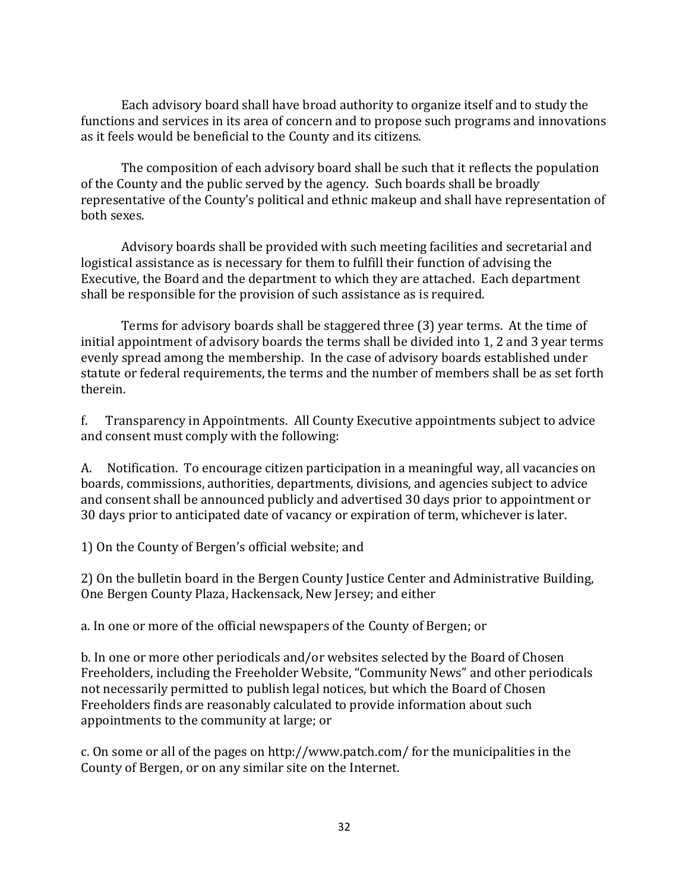Each advisory board shall have broad authority to organize itself and to study the functions and services in its area of concern and to propose such programs and innovations as it feels would be beneficial to the County and its citizens.

The composition of each advisory board shall be such that it reflects the population of the County and the public served by the agency. Such boards shall be broadly representative of the County's political and ethnic makeup and shall have representation of both sexes.

Advisory boards shall be provided with such meeting facilities and secretarial and logistical assistance as is necessary for them to fulfill their function of advising the Executive, the Board and the department to which they are attached. Each department shall be responsible for the provision of such assistance as is required.

Terms for advisory boards shall be staggered three (3) year terms. At the time of initial appointment of advisory boards the terms shall be divided into 1, 2 and 3 year terms evenly spread among the membership. In the case of advisory boards established under statute or federal requirements, the terms and the number of members shall be as set forth therein.

f. Transparency in Appointments. All County Executive appointments subject to advice and consent must comply with the following:

A. Notification. To encourage citizen participation in a meaningful way, all vacancies on boards, commissions, authorities, departments, divisions, and agencies subject to advice and consent shall be announced publicly and advertised 30 days prior to appointment or 30 days prior to anticipated date of vacancy or expiration of term, whichever is later.

1) On the County of Bergen's official website; and

2) On the bulletin board in the Bergen County Justice Center and Administrative Building, One Bergen County Plaza, Hackensack, New Jersey; and either

a. In one or more of the official newspapers of the County of Bergen; or

b. In one or more other periodicals and/or websites selected by the Board of Chosen Freeholders, including the Freeholder Website, "Community News" and other periodicals not necessarily permitted to publish legal notices, but which the Board of Chosen Freeholders finds are reasonably calculated to provide information about such appointments to the community at large; or

c. On some or all of the pages on http://www.patch.com/ for the municipalities in the County of Bergen, or on any similar site on the Internet.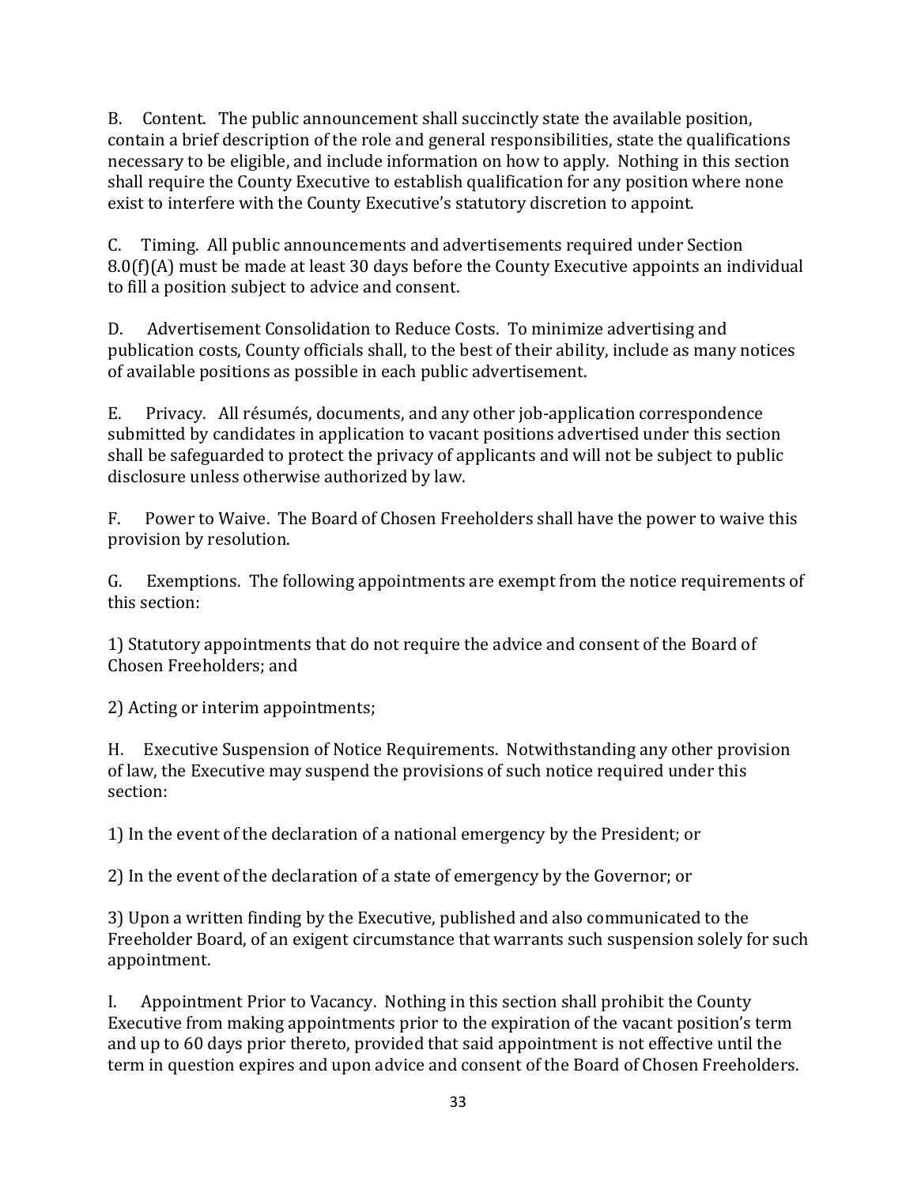B. Content. The public announcement shall succinctly state the available position, contain a brief description of the role and general responsibilities, state the qualifications necessary to be eligible, and include information on how to apply. Nothing in this section shall require the County Executive to establish qualification for any position where none exist to interfere with the County Executive's statutory discretion to appoint.

C. Timing. All public announcements and advertisements required under Section 8.0(f)(A) must be made at least 30 days before the County Executive appoints an individual to fill a position subject to advice and consent.

D. Advertisement Consolidation to Reduce Costs. To minimize advertising and publication costs, County officials shall, to the best of their ability, include as many notices of available positions as possible in each public advertisement.

E. Privacy. All résumés, documents, and any other job-application correspondence submitted by candidates in application to vacant positions advertised under this section shall be safeguarded to protect the privacy of applicants and will not be subject to public disclosure unless otherwise authorized by law.

F. Power to Waive. The Board of Chosen Freeholders shall have the power to waive this provision by resolution.

G. Exemptions. The following appointments are exempt from the notice requirements of this section:

1) Statutory appointments that do not require the advice and consent of the Board of Chosen Freeholders; and

2) Acting or interim appointments;

H. Executive Suspension of Notice Requirements. Notwithstanding any other provision of law, the Executive may suspend the provisions of such notice required under this section:

1) In the event of the declaration of a national emergency by the President; or

2) In the event of the declaration of a state of emergency by the Governor; or

3) Upon a written finding by the Executive, published and also communicated to the Freeholder Board, of an exigent circumstance that warrants such suspension solely for such appointment.

I. Appointment Prior to Vacancy. Nothing in this section shall prohibit the County Executive from making appointments prior to the expiration of the vacant position's term and up to 60 days prior thereto, provided that said appointment is not effective until the term in question expires and upon advice and consent of the Board of Chosen Freeholders.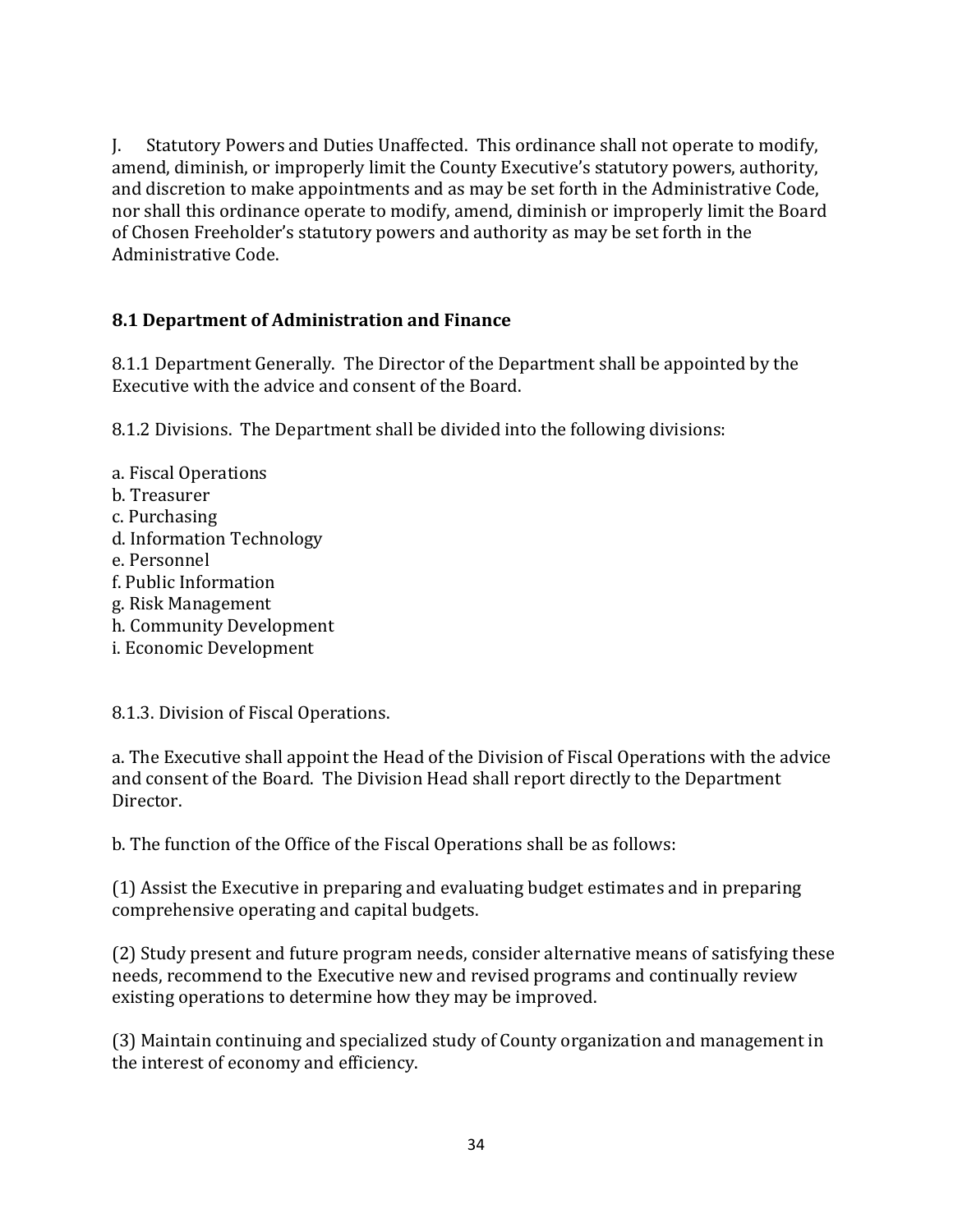J. Statutory Powers and Duties Unaffected. This ordinance shall not operate to modify, amend, diminish, or improperly limit the County Executive's statutory powers, authority, and discretion to make appointments and as may be set forth in the Administrative Code, nor shall this ordinance operate to modify, amend, diminish or improperly limit the Board of Chosen Freeholder's statutory powers and authority as may be set forth in the Administrative Code.

## 8.1 Department of Administration and Finance

8.1.1 Department Generally. The Director of the Department shall be appointed by the Executive with the advice and consent of the Board.

8.1.2 Divisions. The Department shall be divided into the following divisions:

a. Fiscal Operations
b. Treasurer
c. Purchasing
d. Information Technology
e. Personnel
f. Public Information
g. Risk Management
h. Community Development
i. Economic Development

8.1.3. Division of Fiscal Operations.

a. The Executive shall appoint the Head of the Division of Fiscal Operations with the advice and consent of the Board. The Division Head shall report directly to the Department Director.

b. The function of the Office of the Fiscal Operations shall be as follows:

(1) Assist the Executive in preparing and evaluating budget estimates and in preparing comprehensive operating and capital budgets.

(2) Study present and future program needs, consider alternative means of satisfying these needs, recommend to the Executive new and revised programs and continually review existing operations to determine how they may be improved.

(3) Maintain continuing and specialized study of County organization and management in the interest of economy and efficiency.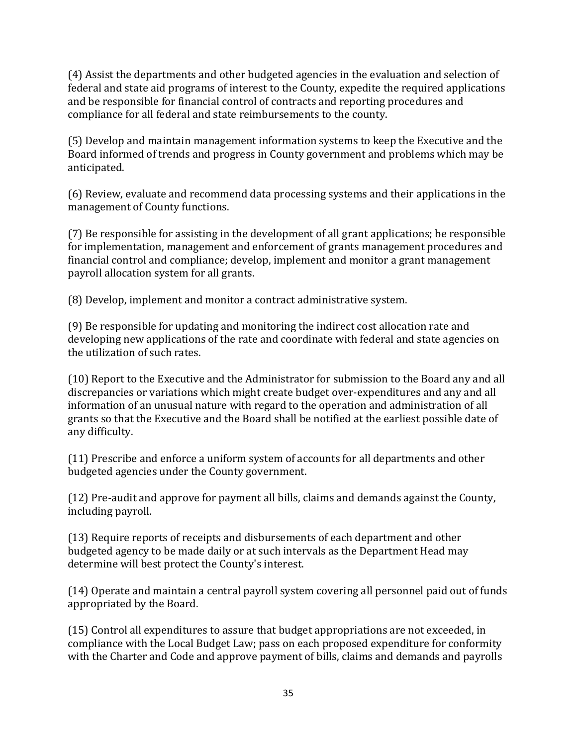(4) Assist the departments and other budgeted agencies in the evaluation and selection of federal and state aid programs of interest to the County, expedite the required applications and be responsible for financial control of contracts and reporting procedures and compliance for all federal and state reimbursements to the county.

(5) Develop and maintain management information systems to keep the Executive and the Board informed of trends and progress in County government and problems which may be anticipated.

(6) Review, evaluate and recommend data processing systems and their applications in the management of County functions.

(7) Be responsible for assisting in the development of all grant applications; be responsible for implementation, management and enforcement of grants management procedures and financial control and compliance; develop, implement and monitor a grant management payroll allocation system for all grants.

(8) Develop, implement and monitor a contract administrative system.

(9) Be responsible for updating and monitoring the indirect cost allocation rate and developing new applications of the rate and coordinate with federal and state agencies on the utilization of such rates.

(10) Report to the Executive and the Administrator for submission to the Board any and all discrepancies or variations which might create budget over-expenditures and any and all information of an unusual nature with regard to the operation and administration of all grants so that the Executive and the Board shall be notified at the earliest possible date of any difficulty.

(11) Prescribe and enforce a uniform system of accounts for all departments and other budgeted agencies under the County government.

(12) Pre-audit and approve for payment all bills, claims and demands against the County, including payroll.

(13) Require reports of receipts and disbursements of each department and other budgeted agency to be made daily or at such intervals as the Department Head may determine will best protect the County's interest.

(14) Operate and maintain a central payroll system covering all personnel paid out of funds appropriated by the Board.

(15) Control all expenditures to assure that budget appropriations are not exceeded, in compliance with the Local Budget Law; pass on each proposed expenditure for conformity with the Charter and Code and approve payment of bills, claims and demands and payrolls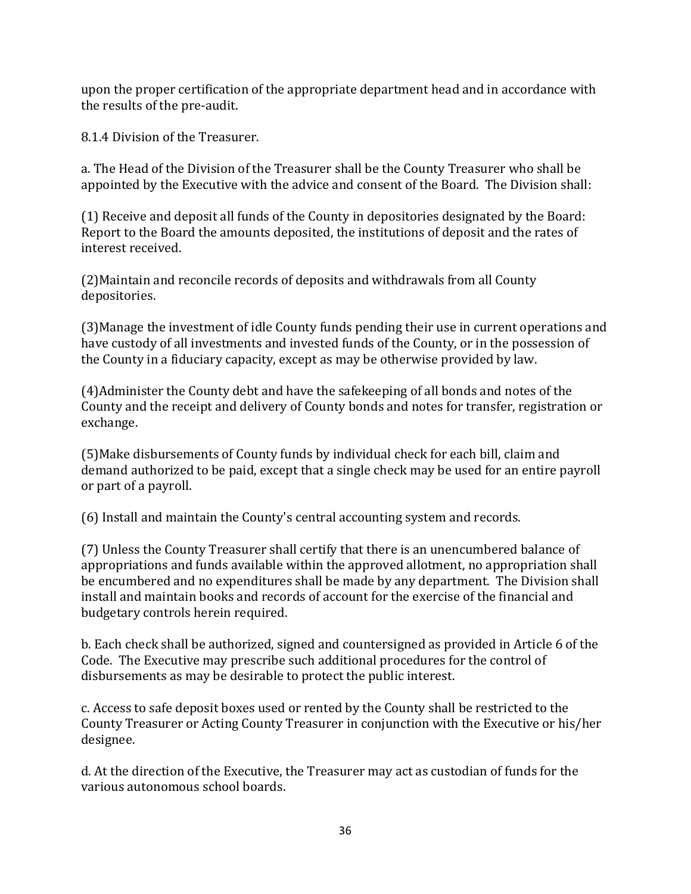upon the proper certification of the appropriate department head and in accordance with the results of the pre-audit.

8.1.4 Division of the Treasurer.

a. The Head of the Division of the Treasurer shall be the County Treasurer who shall be appointed by the Executive with the advice and consent of the Board. The Division shall:

(1) Receive and deposit all funds of the County in depositories designated by the Board: Report to the Board the amounts deposited, the institutions of deposit and the rates of interest received.

(2)Maintain and reconcile records of deposits and withdrawals from all County depositories.

(3)Manage the investment of idle County funds pending their use in current operations and have custody of all investments and invested funds of the County, or in the possession of the County in a fiduciary capacity, except as may be otherwise provided by law.

(4)Administer the County debt and have the safekeeping of all bonds and notes of the County and the receipt and delivery of County bonds and notes for transfer, registration or exchange.

(5)Make disbursements of County funds by individual check for each bill, claim and demand authorized to be paid, except that a single check may be used for an entire payroll or part of a payroll.

(6) Install and maintain the County's central accounting system and records.

(7) Unless the County Treasurer shall certify that there is an unencumbered balance of appropriations and funds available within the approved allotment, no appropriation shall be encumbered and no expenditures shall be made by any department. The Division shall install and maintain books and records of account for the exercise of the financial and budgetary controls herein required.

b. Each check shall be authorized, signed and countersigned as provided in Article 6 of the Code. The Executive may prescribe such additional procedures for the control of disbursements as may be desirable to protect the public interest.

c. Access to safe deposit boxes used or rented by the County shall be restricted to the County Treasurer or Acting County Treasurer in conjunction with the Executive or his/her designee.

d. At the direction of the Executive, the Treasurer may act as custodian of funds for the various autonomous school boards.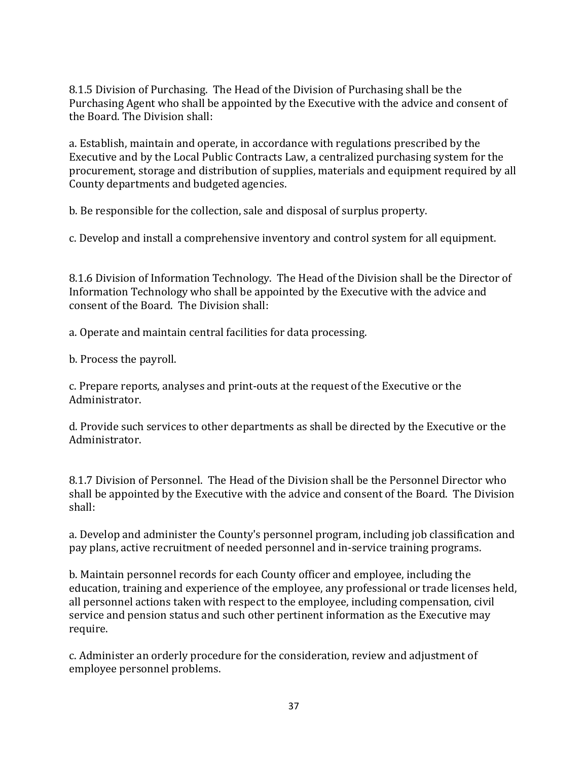8.1.5 Division of Purchasing. The Head of the Division of Purchasing shall be the Purchasing Agent who shall be appointed by the Executive with the advice and consent of the Board. The Division shall:

a. Establish, maintain and operate, in accordance with regulations prescribed by the Executive and by the Local Public Contracts Law, a centralized purchasing system for the procurement, storage and distribution of supplies, materials and equipment required by all County departments and budgeted agencies.

b. Be responsible for the collection, sale and disposal of surplus property.

c. Develop and install a comprehensive inventory and control system for all equipment.

8.1.6 Division of Information Technology. The Head of the Division shall be the Director of Information Technology who shall be appointed by the Executive with the advice and consent of the Board. The Division shall:

a. Operate and maintain central facilities for data processing.

b. Process the payroll.

c. Prepare reports, analyses and print-outs at the request of the Executive or the Administrator.

d. Provide such services to other departments as shall be directed by the Executive or the Administrator.

8.1.7 Division of Personnel. The Head of the Division shall be the Personnel Director who shall be appointed by the Executive with the advice and consent of the Board. The Division shall:

a. Develop and administer the County's personnel program, including job classification and pay plans, active recruitment of needed personnel and in-service training programs.

b. Maintain personnel records for each County officer and employee, including the education, training and experience of the employee, any professional or trade licenses held, all personnel actions taken with respect to the employee, including compensation, civil service and pension status and such other pertinent information as the Executive may require.

c. Administer an orderly procedure for the consideration, review and adjustment of employee personnel problems.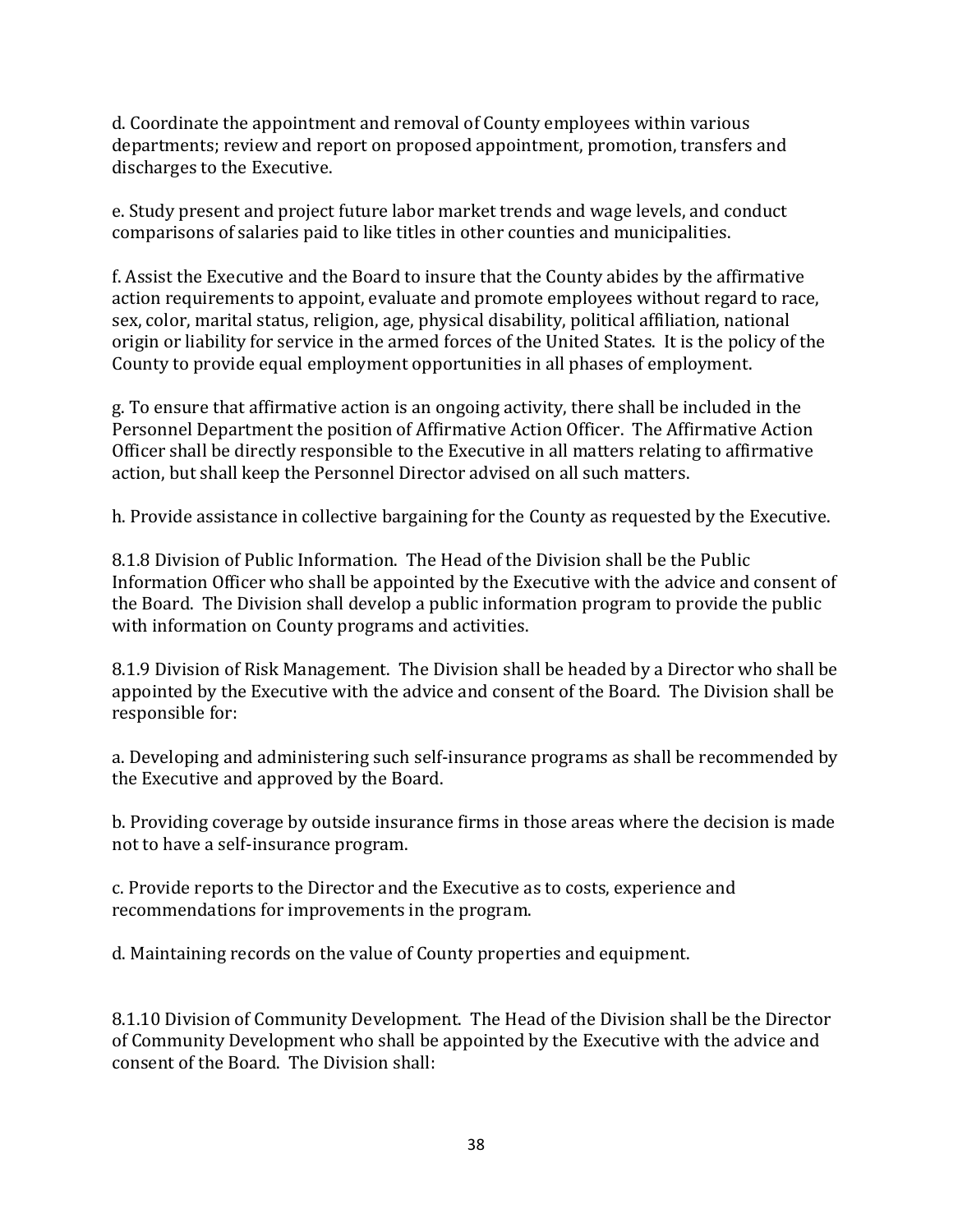d. Coordinate the appointment and removal of County employees within various departments; review and report on proposed appointment, promotion, transfers and discharges to the Executive.

e. Study present and project future labor market trends and wage levels, and conduct comparisons of salaries paid to like titles in other counties and municipalities.

f. Assist the Executive and the Board to insure that the County abides by the affirmative action requirements to appoint, evaluate and promote employees without regard to race, sex, color, marital status, religion, age, physical disability, political affiliation, national origin or liability for service in the armed forces of the United States. It is the policy of the County to provide equal employment opportunities in all phases of employment.

g. To ensure that affirmative action is an ongoing activity, there shall be included in the Personnel Department the position of Affirmative Action Officer. The Affirmative Action Officer shall be directly responsible to the Executive in all matters relating to affirmative action, but shall keep the Personnel Director advised on all such matters.

h. Provide assistance in collective bargaining for the County as requested by the Executive.

8.1.8 Division of Public Information. The Head of the Division shall be the Public Information Officer who shall be appointed by the Executive with the advice and consent of the Board. The Division shall develop a public information program to provide the public with information on County programs and activities.

8.1.9 Division of Risk Management. The Division shall be headed by a Director who shall be appointed by the Executive with the advice and consent of the Board. The Division shall be responsible for:

a. Developing and administering such self-insurance programs as shall be recommended by the Executive and approved by the Board.

b. Providing coverage by outside insurance firms in those areas where the decision is made not to have a self-insurance program.

c. Provide reports to the Director and the Executive as to costs, experience and recommendations for improvements in the program.

d. Maintaining records on the value of County properties and equipment.

8.1.10 Division of Community Development. The Head of the Division shall be the Director of Community Development who shall be appointed by the Executive with the advice and consent of the Board. The Division shall: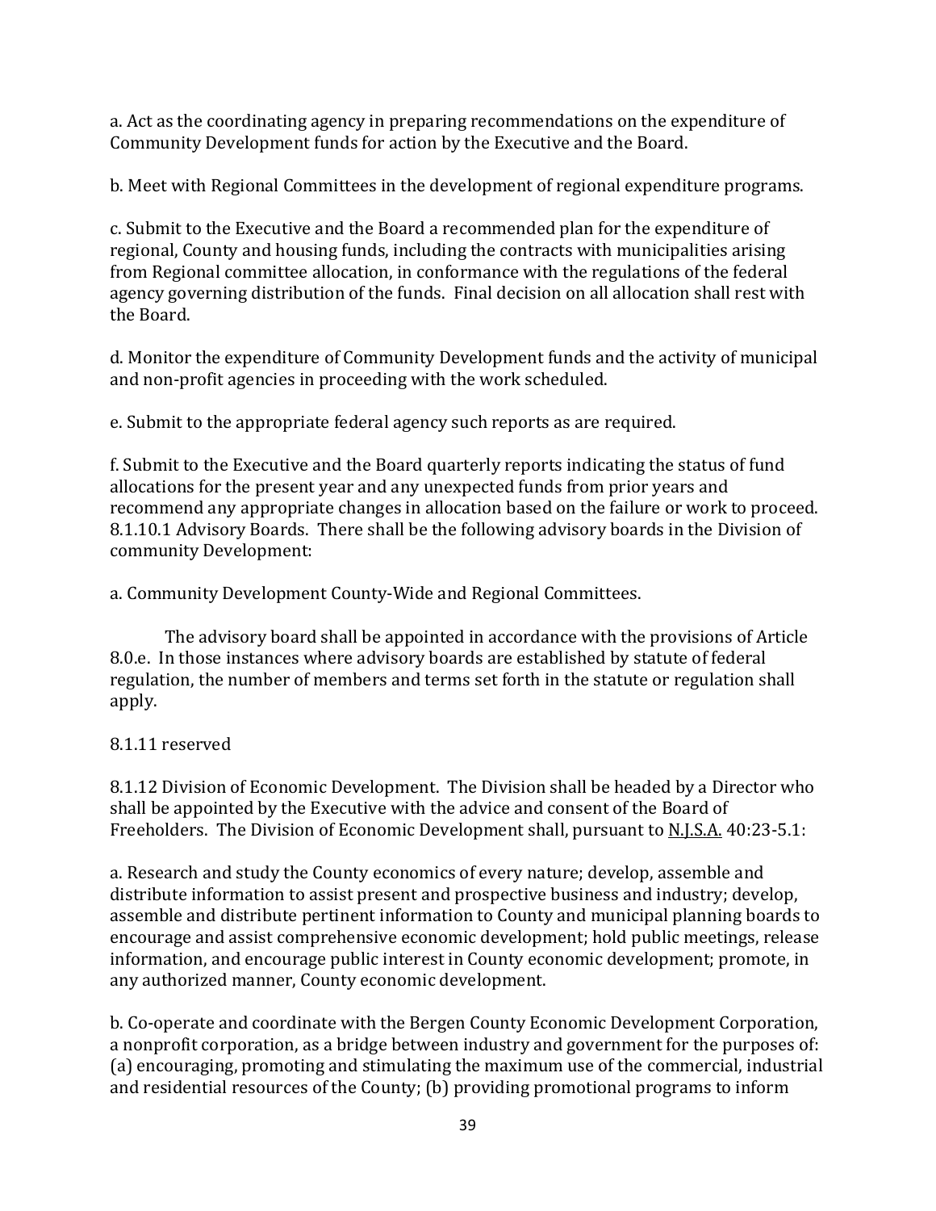a. Act as the coordinating agency in preparing recommendations on the expenditure of Community Development funds for action by the Executive and the Board.

b. Meet with Regional Committees in the development of regional expenditure programs.

c. Submit to the Executive and the Board a recommended plan for the expenditure of regional, County and housing funds, including the contracts with municipalities arising from Regional committee allocation, in conformance with the regulations of the federal agency governing distribution of the funds. Final decision on all allocation shall rest with the Board.

d. Monitor the expenditure of Community Development funds and the activity of municipal and non-profit agencies in proceeding with the work scheduled.

e. Submit to the appropriate federal agency such reports as are required.

f. Submit to the Executive and the Board quarterly reports indicating the status of fund allocations for the present year and any unexpected funds from prior years and recommend any appropriate changes in allocation based on the failure or work to proceed.
8.1.10.1 Advisory Boards. There shall be the following advisory boards in the Division of community Development:

a. Community Development County-Wide and Regional Committees.

The advisory board shall be appointed in accordance with the provisions of Article 8.0.e. In those instances where advisory boards are established by statute of federal regulation, the number of members and terms set forth in the statute or regulation shall apply.

8.1.11 reserved

8.1.12 Division of Economic Development. The Division shall be headed by a Director who shall be appointed by the Executive with the advice and consent of the Board of Freeholders. The Division of Economic Development shall, pursuant to N.J.S.A. 40:23-5.1:

a. Research and study the County economics of every nature; develop, assemble and distribute information to assist present and prospective business and industry; develop, assemble and distribute pertinent information to County and municipal planning boards to encourage and assist comprehensive economic development; hold public meetings, release information, and encourage public interest in County economic development; promote, in any authorized manner, County economic development.

b. Co-operate and coordinate with the Bergen County Economic Development Corporation, a nonprofit corporation, as a bridge between industry and government for the purposes of: (a) encouraging, promoting and stimulating the maximum use of the commercial, industrial and residential resources of the County; (b) providing promotional programs to inform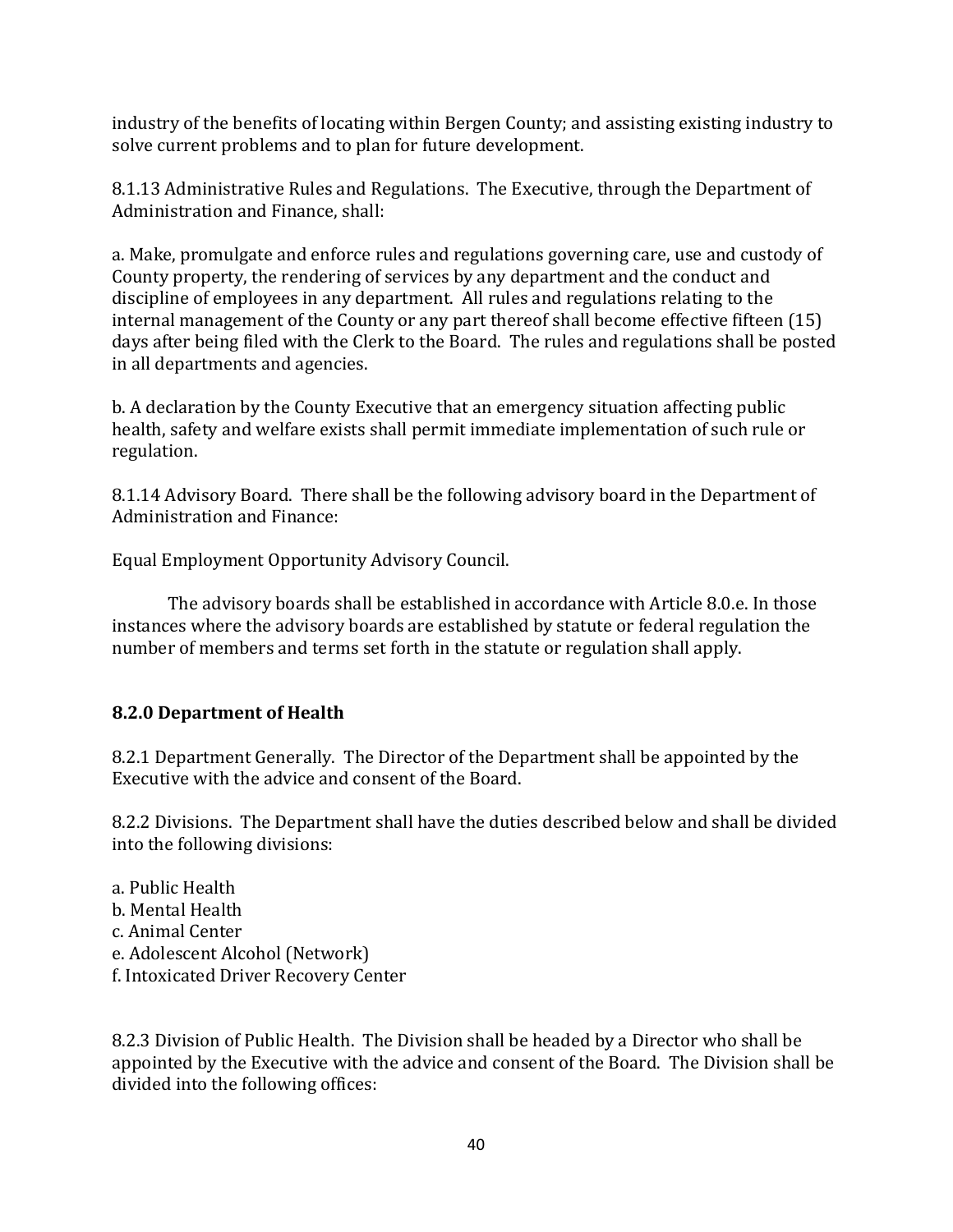industry of the benefits of locating within Bergen County; and assisting existing industry to solve current problems and to plan for future development.

8.1.13 Administrative Rules and Regulations. The Executive, through the Department of Administration and Finance, shall:

a. Make, promulgate and enforce rules and regulations governing care, use and custody of County property, the rendering of services by any department and the conduct and discipline of employees in any department. All rules and regulations relating to the internal management of the County or any part thereof shall become effective fifteen (15) days after being filed with the Clerk to the Board. The rules and regulations shall be posted in all departments and agencies.

b. A declaration by the County Executive that an emergency situation affecting public health, safety and welfare exists shall permit immediate implementation of such rule or regulation.

8.1.14 Advisory Board. There shall be the following advisory board in the Department of Administration and Finance:

Equal Employment Opportunity Advisory Council.

The advisory boards shall be established in accordance with Article 8.0.e. In those instances where the advisory boards are established by statute or federal regulation the number of members and terms set forth in the statute or regulation shall apply.

### 8.2.0 Department of Health

8.2.1 Department Generally. The Director of the Department shall be appointed by the Executive with the advice and consent of the Board.

8.2.2 Divisions. The Department shall have the duties described below and shall be divided into the following divisions:

a. Public Health
b. Mental Health
c. Animal Center
e. Adolescent Alcohol (Network)
f. Intoxicated Driver Recovery Center

8.2.3 Division of Public Health. The Division shall be headed by a Director who shall be appointed by the Executive with the advice and consent of the Board. The Division shall be divided into the following offices: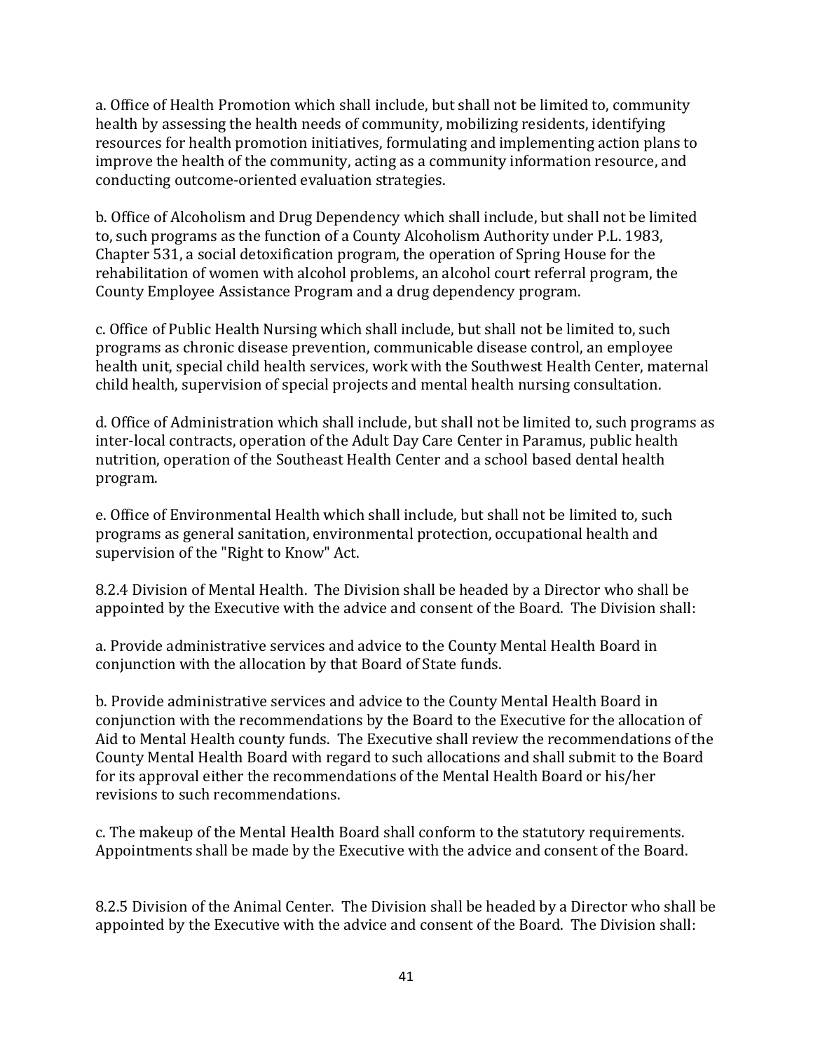a. Office of Health Promotion which shall include, but shall not be limited to, community health by assessing the health needs of community, mobilizing residents, identifying resources for health promotion initiatives, formulating and implementing action plans to improve the health of the community, acting as a community information resource, and conducting outcome-oriented evaluation strategies.

b. Office of Alcoholism and Drug Dependency which shall include, but shall not be limited to, such programs as the function of a County Alcoholism Authority under P.L. 1983, Chapter 531, a social detoxification program, the operation of Spring House for the rehabilitation of women with alcohol problems, an alcohol court referral program, the County Employee Assistance Program and a drug dependency program.

c. Office of Public Health Nursing which shall include, but shall not be limited to, such programs as chronic disease prevention, communicable disease control, an employee health unit, special child health services, work with the Southwest Health Center, maternal child health, supervision of special projects and mental health nursing consultation.

d. Office of Administration which shall include, but shall not be limited to, such programs as inter-local contracts, operation of the Adult Day Care Center in Paramus, public health nutrition, operation of the Southeast Health Center and a school based dental health program.

e. Office of Environmental Health which shall include, but shall not be limited to, such programs as general sanitation, environmental protection, occupational health and supervision of the "Right to Know" Act.

8.2.4 Division of Mental Health. The Division shall be headed by a Director who shall be appointed by the Executive with the advice and consent of the Board. The Division shall:

a. Provide administrative services and advice to the County Mental Health Board in conjunction with the allocation by that Board of State funds.

b. Provide administrative services and advice to the County Mental Health Board in conjunction with the recommendations by the Board to the Executive for the allocation of Aid to Mental Health county funds. The Executive shall review the recommendations of the County Mental Health Board with regard to such allocations and shall submit to the Board for its approval either the recommendations of the Mental Health Board or his/her revisions to such recommendations.

c. The makeup of the Mental Health Board shall conform to the statutory requirements. Appointments shall be made by the Executive with the advice and consent of the Board.

8.2.5 Division of the Animal Center. The Division shall be headed by a Director who shall be appointed by the Executive with the advice and consent of the Board. The Division shall: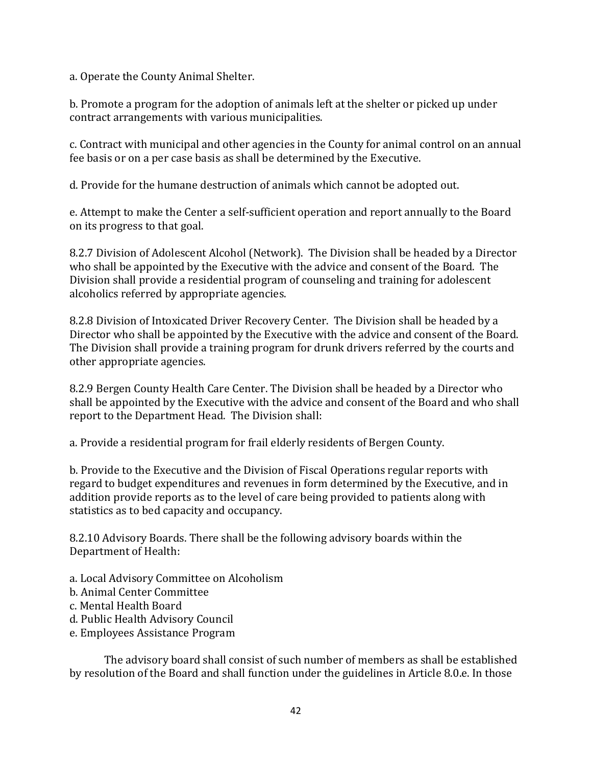a. Operate the County Animal Shelter.

b. Promote a program for the adoption of animals left at the shelter or picked up under contract arrangements with various municipalities.

c. Contract with municipal and other agencies in the County for animal control on an annual fee basis or on a per case basis as shall be determined by the Executive.

d. Provide for the humane destruction of animals which cannot be adopted out.

e. Attempt to make the Center a self-sufficient operation and report annually to the Board on its progress to that goal.

8.2.7 Division of Adolescent Alcohol (Network). The Division shall be headed by a Director who shall be appointed by the Executive with the advice and consent of the Board. The Division shall provide a residential program of counseling and training for adolescent alcoholics referred by appropriate agencies.

8.2.8 Division of Intoxicated Driver Recovery Center. The Division shall be headed by a Director who shall be appointed by the Executive with the advice and consent of the Board. The Division shall provide a training program for drunk drivers referred by the courts and other appropriate agencies.

8.2.9 Bergen County Health Care Center. The Division shall be headed by a Director who shall be appointed by the Executive with the advice and consent of the Board and who shall report to the Department Head. The Division shall:

a. Provide a residential program for frail elderly residents of Bergen County.

b. Provide to the Executive and the Division of Fiscal Operations regular reports with regard to budget expenditures and revenues in form determined by the Executive, and in addition provide reports as to the level of care being provided to patients along with statistics as to bed capacity and occupancy.

8.2.10 Advisory Boards. There shall be the following advisory boards within the Department of Health:

a. Local Advisory Committee on Alcoholism
b. Animal Center Committee
c. Mental Health Board
d. Public Health Advisory Council
e. Employees Assistance Program

The advisory board shall consist of such number of members as shall be established by resolution of the Board and shall function under the guidelines in Article 8.0.e. In those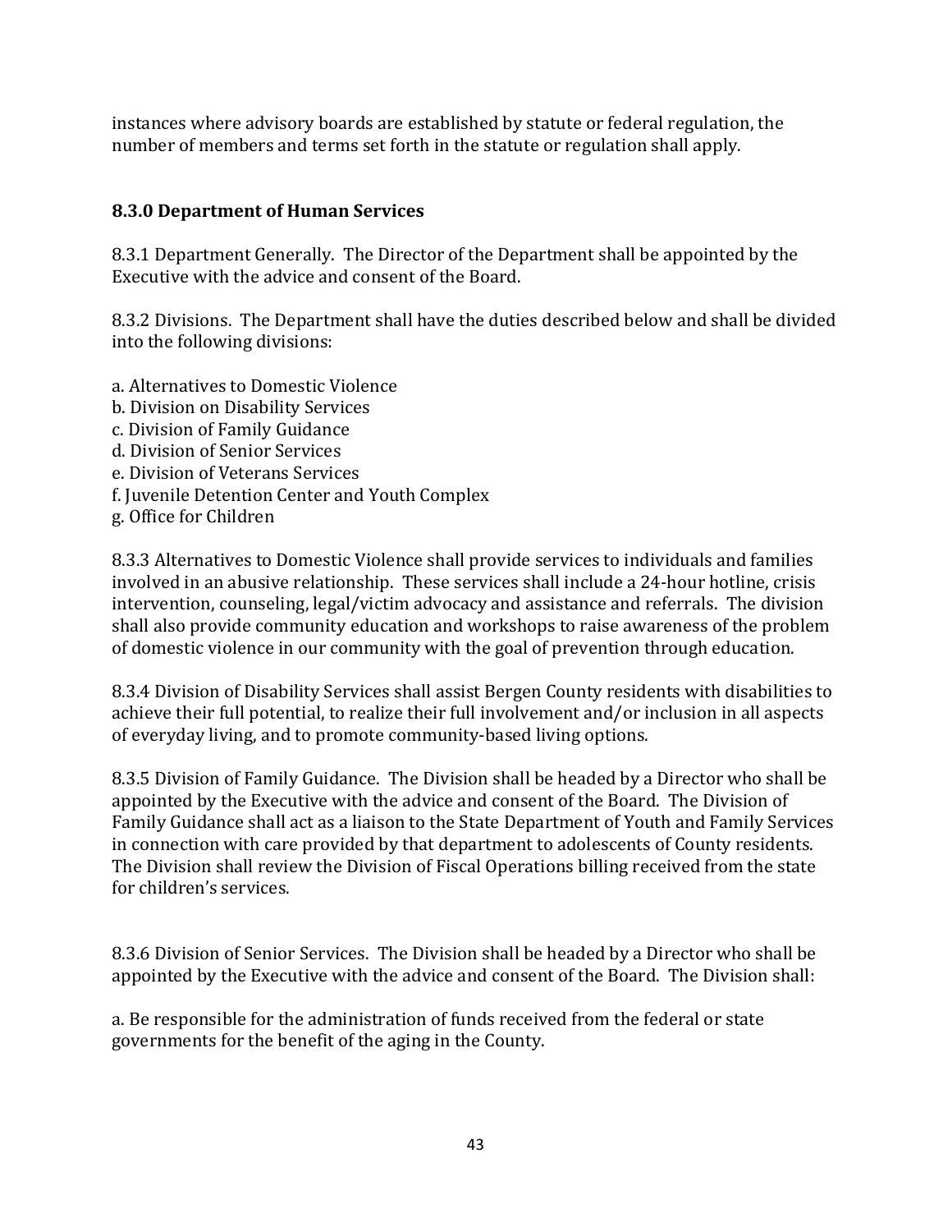instances where advisory boards are established by statute or federal regulation, the number of members and terms set forth in the statute or regulation shall apply.

### 8.3.0 Department of Human Services

8.3.1 Department Generally. The Director of the Department shall be appointed by the Executive with the advice and consent of the Board.

8.3.2 Divisions. The Department shall have the duties described below and shall be divided into the following divisions:

a. Alternatives to Domestic Violence
b. Division on Disability Services
c. Division of Family Guidance
d. Division of Senior Services
e. Division of Veterans Services
f. Juvenile Detention Center and Youth Complex
g. Office for Children

8.3.3 Alternatives to Domestic Violence shall provide services to individuals and families involved in an abusive relationship. These services shall include a 24-hour hotline, crisis intervention, counseling, legal/victim advocacy and assistance and referrals. The division shall also provide community education and workshops to raise awareness of the problem of domestic violence in our community with the goal of prevention through education.

8.3.4 Division of Disability Services shall assist Bergen County residents with disabilities to achieve their full potential, to realize their full involvement and/or inclusion in all aspects of everyday living, and to promote community-based living options.

8.3.5 Division of Family Guidance. The Division shall be headed by a Director who shall be appointed by the Executive with the advice and consent of the Board. The Division of Family Guidance shall act as a liaison to the State Department of Youth and Family Services in connection with care provided by that department to adolescents of County residents. The Division shall review the Division of Fiscal Operations billing received from the state for children's services.

8.3.6 Division of Senior Services. The Division shall be headed by a Director who shall be appointed by the Executive with the advice and consent of the Board. The Division shall:

a. Be responsible for the administration of funds received from the federal or state governments for the benefit of the aging in the County.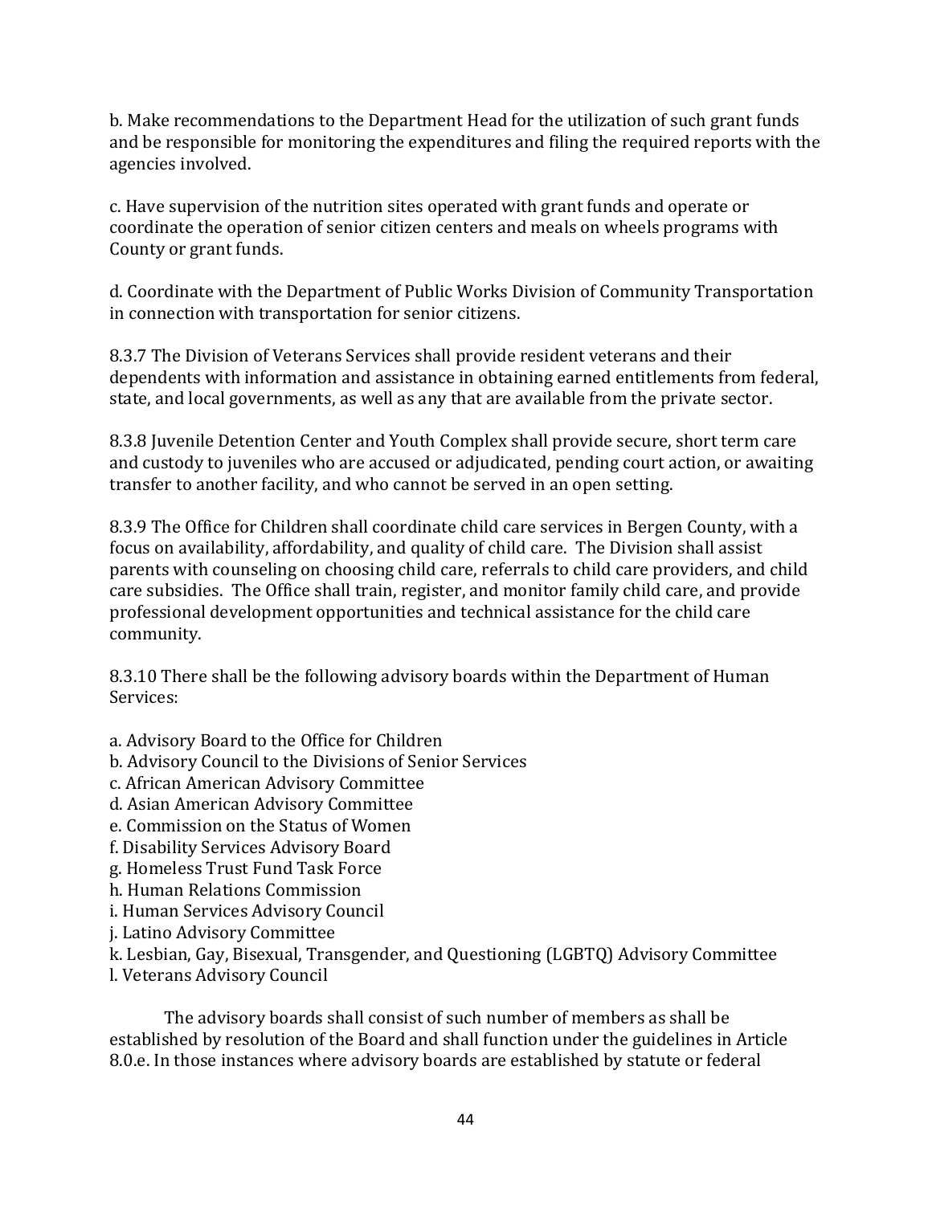b. Make recommendations to the Department Head for the utilization of such grant funds and be responsible for monitoring the expenditures and filing the required reports with the agencies involved.

c. Have supervision of the nutrition sites operated with grant funds and operate or coordinate the operation of senior citizen centers and meals on wheels programs with County or grant funds.

d. Coordinate with the Department of Public Works Division of Community Transportation in connection with transportation for senior citizens.

8.3.7 The Division of Veterans Services shall provide resident veterans and their dependents with information and assistance in obtaining earned entitlements from federal, state, and local governments, as well as any that are available from the private sector.

8.3.8 Juvenile Detention Center and Youth Complex shall provide secure, short term care and custody to juveniles who are accused or adjudicated, pending court action, or awaiting transfer to another facility, and who cannot be served in an open setting.

8.3.9 The Office for Children shall coordinate child care services in Bergen County, with a focus on availability, affordability, and quality of child care. The Division shall assist parents with counseling on choosing child care, referrals to child care providers, and child care subsidies. The Office shall train, register, and monitor family child care, and provide professional development opportunities and technical assistance for the child care community.

8.3.10 There shall be the following advisory boards within the Department of Human Services:

a. Advisory Board to the Office for Children
b. Advisory Council to the Divisions of Senior Services
c. African American Advisory Committee
d. Asian American Advisory Committee
e. Commission on the Status of Women
f. Disability Services Advisory Board
g. Homeless Trust Fund Task Force
h. Human Relations Commission
i. Human Services Advisory Council
j. Latino Advisory Committee
k. Lesbian, Gay, Bisexual, Transgender, and Questioning (LGBTQ) Advisory Committee
l. Veterans Advisory Council

The advisory boards shall consist of such number of members as shall be established by resolution of the Board and shall function under the guidelines in Article 8.0.e. In those instances where advisory boards are established by statute or federal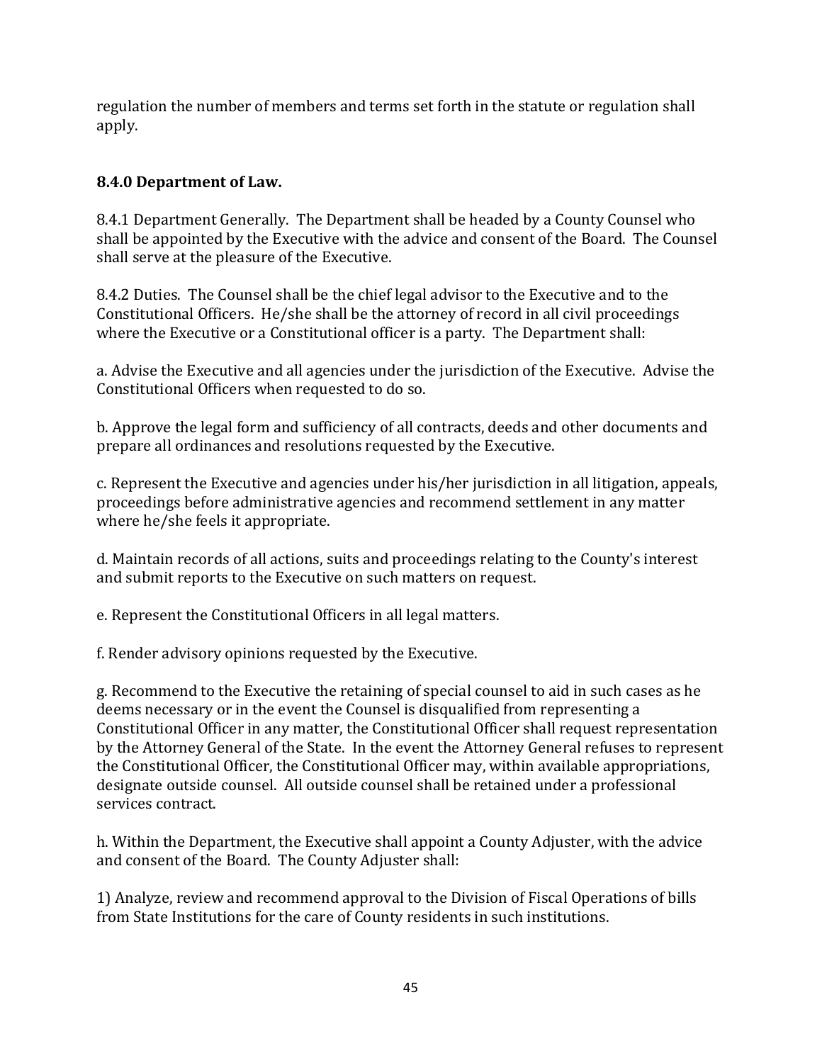regulation the number of members and terms set forth in the statute or regulation shall apply.

### 8.4.0 Department of Law.

8.4.1 Department Generally. The Department shall be headed by a County Counsel who shall be appointed by the Executive with the advice and consent of the Board. The Counsel shall serve at the pleasure of the Executive.

8.4.2 Duties. The Counsel shall be the chief legal advisor to the Executive and to the Constitutional Officers. He/she shall be the attorney of record in all civil proceedings where the Executive or a Constitutional officer is a party. The Department shall:

a. Advise the Executive and all agencies under the jurisdiction of the Executive. Advise the Constitutional Officers when requested to do so.

b. Approve the legal form and sufficiency of all contracts, deeds and other documents and prepare all ordinances and resolutions requested by the Executive.

c. Represent the Executive and agencies under his/her jurisdiction in all litigation, appeals, proceedings before administrative agencies and recommend settlement in any matter where he/she feels it appropriate.

d. Maintain records of all actions, suits and proceedings relating to the County's interest and submit reports to the Executive on such matters on request.

e. Represent the Constitutional Officers in all legal matters.

f. Render advisory opinions requested by the Executive.

g. Recommend to the Executive the retaining of special counsel to aid in such cases as he deems necessary or in the event the Counsel is disqualified from representing a Constitutional Officer in any matter, the Constitutional Officer shall request representation by the Attorney General of the State. In the event the Attorney General refuses to represent the Constitutional Officer, the Constitutional Officer may, within available appropriations, designate outside counsel. All outside counsel shall be retained under a professional services contract.

h. Within the Department, the Executive shall appoint a County Adjuster, with the advice and consent of the Board. The County Adjuster shall:

1) Analyze, review and recommend approval to the Division of Fiscal Operations of bills from State Institutions for the care of County residents in such institutions.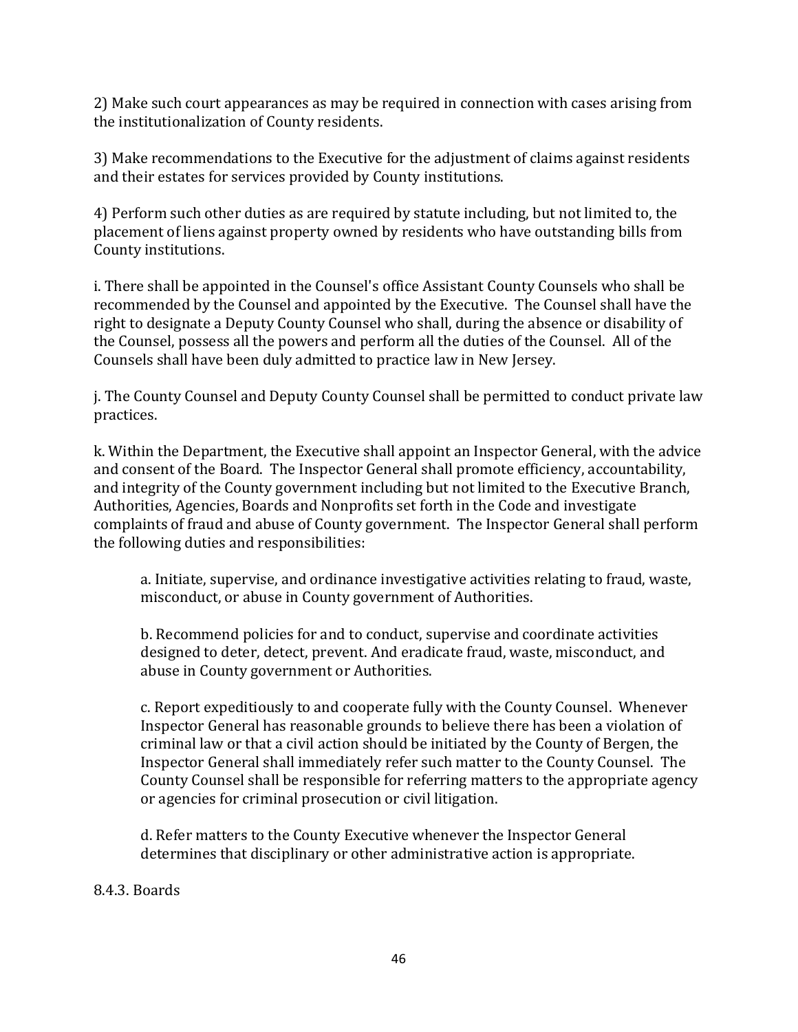2) Make such court appearances as may be required in connection with cases arising from the institutionalization of County residents.

3) Make recommendations to the Executive for the adjustment of claims against residents and their estates for services provided by County institutions.

4) Perform such other duties as are required by statute including, but not limited to, the placement of liens against property owned by residents who have outstanding bills from County institutions.

i. There shall be appointed in the Counsel's office Assistant County Counsels who shall be recommended by the Counsel and appointed by the Executive. The Counsel shall have the right to designate a Deputy County Counsel who shall, during the absence or disability of the Counsel, possess all the powers and perform all the duties of the Counsel. All of the Counsels shall have been duly admitted to practice law in New Jersey.

j. The County Counsel and Deputy County Counsel shall be permitted to conduct private law practices.

k. Within the Department, the Executive shall appoint an Inspector General, with the advice and consent of the Board. The Inspector General shall promote efficiency, accountability, and integrity of the County government including but not limited to the Executive Branch, Authorities, Agencies, Boards and Nonprofits set forth in the Code and investigate complaints of fraud and abuse of County government. The Inspector General shall perform the following duties and responsibilities:

> a. Initiate, supervise, and ordinance investigative activities relating to fraud, waste, misconduct, or abuse in County government of Authorities.
>
> b. Recommend policies for and to conduct, supervise and coordinate activities designed to deter, detect, prevent. And eradicate fraud, waste, misconduct, and abuse in County government or Authorities.
>
> c. Report expeditiously to and cooperate fully with the County Counsel. Whenever Inspector General has reasonable grounds to believe there has been a violation of criminal law or that a civil action should be initiated by the County of Bergen, the Inspector General shall immediately refer such matter to the County Counsel. The County Counsel shall be responsible for referring matters to the appropriate agency or agencies for criminal prosecution or civil litigation.
>
> d. Refer matters to the County Executive whenever the Inspector General determines that disciplinary or other administrative action is appropriate.

8.4.3. Boards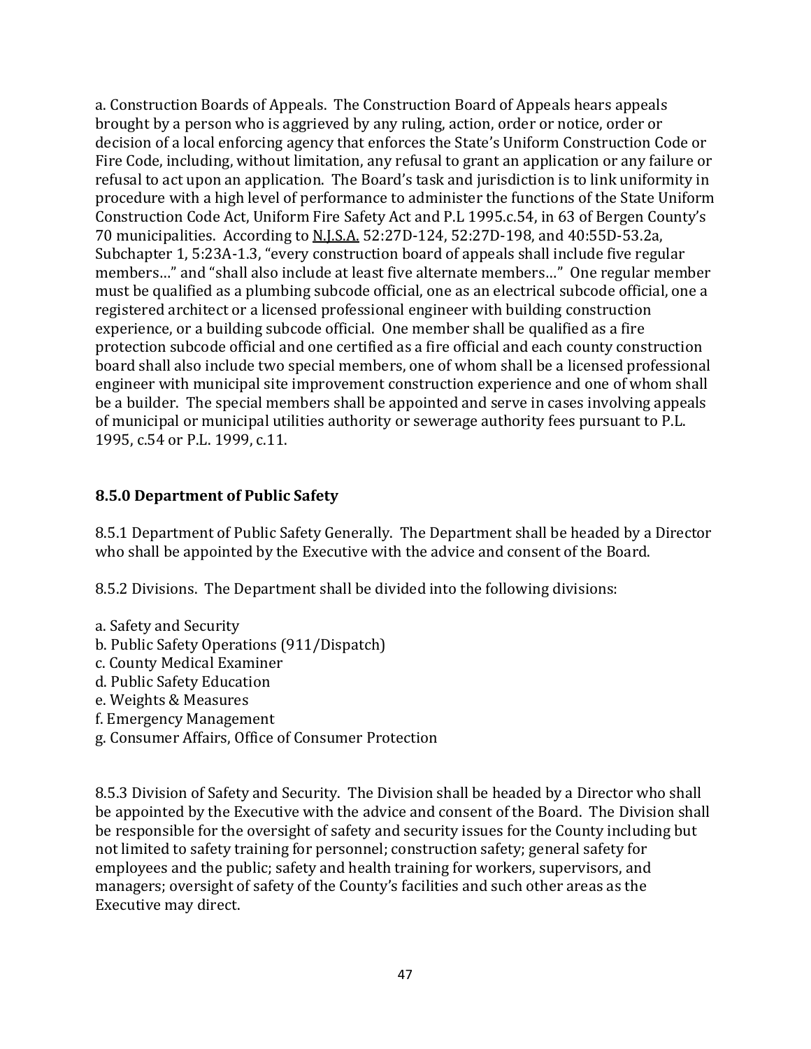a. Construction Boards of Appeals. The Construction Board of Appeals hears appeals brought by a person who is aggrieved by any ruling, action, order or notice, order or decision of a local enforcing agency that enforces the State's Uniform Construction Code or Fire Code, including, without limitation, any refusal to grant an application or any failure or refusal to act upon an application. The Board's task and jurisdiction is to link uniformity in procedure with a high level of performance to administer the functions of the State Uniform Construction Code Act, Uniform Fire Safety Act and P.L 1995.c.54, in 63 of Bergen County's 70 municipalities. According to N.J.S.A. 52:27D-124, 52:27D-198, and 40:55D-53.2a, Subchapter 1, 5:23A-1.3, "every construction board of appeals shall include five regular members…" and "shall also include at least five alternate members…" One regular member must be qualified as a plumbing subcode official, one as an electrical subcode official, one a registered architect or a licensed professional engineer with building construction experience, or a building subcode official. One member shall be qualified as a fire protection subcode official and one certified as a fire official and each county construction board shall also include two special members, one of whom shall be a licensed professional engineer with municipal site improvement construction experience and one of whom shall be a builder. The special members shall be appointed and serve in cases involving appeals of municipal or municipal utilities authority or sewerage authority fees pursuant to P.L. 1995, c.54 or P.L. 1999, c.11.

### 8.5.0 Department of Public Safety

8.5.1 Department of Public Safety Generally. The Department shall be headed by a Director who shall be appointed by the Executive with the advice and consent of the Board.

8.5.2 Divisions. The Department shall be divided into the following divisions:

a. Safety and Security
b. Public Safety Operations (911/Dispatch)
c. County Medical Examiner
d. Public Safety Education
e. Weights & Measures
f. Emergency Management
g. Consumer Affairs, Office of Consumer Protection

8.5.3 Division of Safety and Security. The Division shall be headed by a Director who shall be appointed by the Executive with the advice and consent of the Board. The Division shall be responsible for the oversight of safety and security issues for the County including but not limited to safety training for personnel; construction safety; general safety for employees and the public; safety and health training for workers, supervisors, and managers; oversight of safety of the County's facilities and such other areas as the Executive may direct.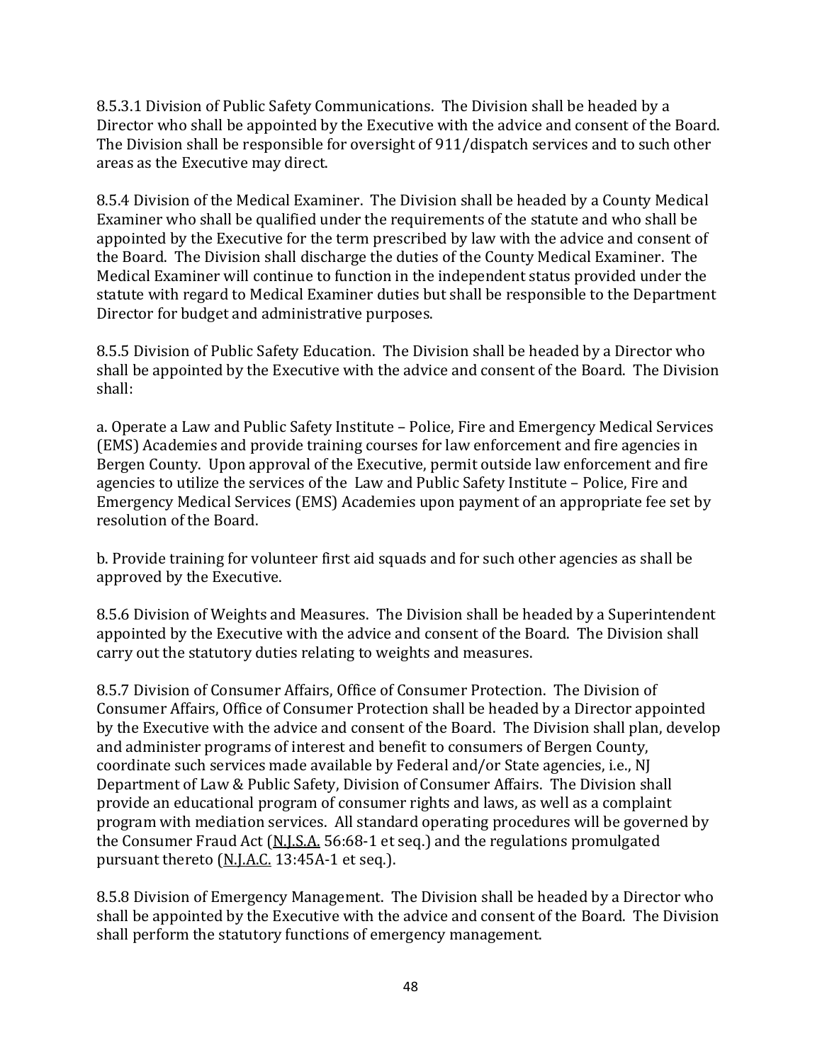8.5.3.1 Division of Public Safety Communications. The Division shall be headed by a Director who shall be appointed by the Executive with the advice and consent of the Board. The Division shall be responsible for oversight of 911/dispatch services and to such other areas as the Executive may direct.

8.5.4 Division of the Medical Examiner. The Division shall be headed by a County Medical Examiner who shall be qualified under the requirements of the statute and who shall be appointed by the Executive for the term prescribed by law with the advice and consent of the Board. The Division shall discharge the duties of the County Medical Examiner. The Medical Examiner will continue to function in the independent status provided under the statute with regard to Medical Examiner duties but shall be responsible to the Department Director for budget and administrative purposes.

8.5.5 Division of Public Safety Education. The Division shall be headed by a Director who shall be appointed by the Executive with the advice and consent of the Board. The Division shall:

a. Operate a Law and Public Safety Institute – Police, Fire and Emergency Medical Services (EMS) Academies and provide training courses for law enforcement and fire agencies in Bergen County. Upon approval of the Executive, permit outside law enforcement and fire agencies to utilize the services of the Law and Public Safety Institute – Police, Fire and Emergency Medical Services (EMS) Academies upon payment of an appropriate fee set by resolution of the Board.

b. Provide training for volunteer first aid squads and for such other agencies as shall be approved by the Executive.

8.5.6 Division of Weights and Measures. The Division shall be headed by a Superintendent appointed by the Executive with the advice and consent of the Board. The Division shall carry out the statutory duties relating to weights and measures.

8.5.7 Division of Consumer Affairs, Office of Consumer Protection. The Division of Consumer Affairs, Office of Consumer Protection shall be headed by a Director appointed by the Executive with the advice and consent of the Board. The Division shall plan, develop and administer programs of interest and benefit to consumers of Bergen County, coordinate such services made available by Federal and/or State agencies, i.e., NJ Department of Law & Public Safety, Division of Consumer Affairs. The Division shall provide an educational program of consumer rights and laws, as well as a complaint program with mediation services. All standard operating procedures will be governed by the Consumer Fraud Act (N.J.S.A. 56:68-1 et seq.) and the regulations promulgated pursuant thereto (N.J.A.C. 13:45A-1 et seq.).

8.5.8 Division of Emergency Management. The Division shall be headed by a Director who shall be appointed by the Executive with the advice and consent of the Board. The Division shall perform the statutory functions of emergency management.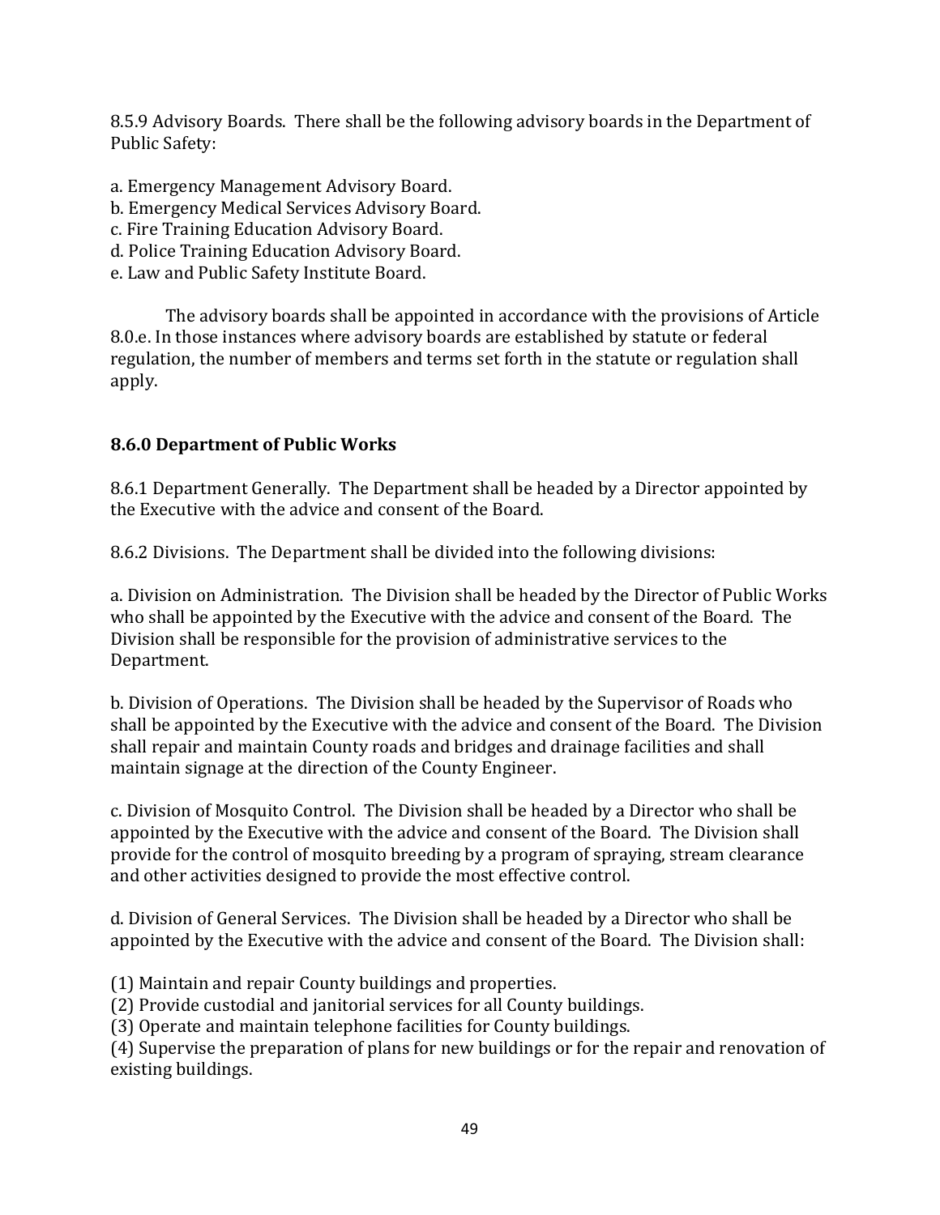8.5.9 Advisory Boards. There shall be the following advisory boards in the Department of Public Safety:

a. Emergency Management Advisory Board.
b. Emergency Medical Services Advisory Board.
c. Fire Training Education Advisory Board.
d. Police Training Education Advisory Board.
e. Law and Public Safety Institute Board.

The advisory boards shall be appointed in accordance with the provisions of Article 8.0.e. In those instances where advisory boards are established by statute or federal regulation, the number of members and terms set forth in the statute or regulation shall apply.

**8.6.0 Department of Public Works**

8.6.1 Department Generally. The Department shall be headed by a Director appointed by the Executive with the advice and consent of the Board.

8.6.2 Divisions. The Department shall be divided into the following divisions:

a. Division on Administration. The Division shall be headed by the Director of Public Works who shall be appointed by the Executive with the advice and consent of the Board. The Division shall be responsible for the provision of administrative services to the Department.

b. Division of Operations. The Division shall be headed by the Supervisor of Roads who shall be appointed by the Executive with the advice and consent of the Board. The Division shall repair and maintain County roads and bridges and drainage facilities and shall maintain signage at the direction of the County Engineer.

c. Division of Mosquito Control. The Division shall be headed by a Director who shall be appointed by the Executive with the advice and consent of the Board. The Division shall provide for the control of mosquito breeding by a program of spraying, stream clearance and other activities designed to provide the most effective control.

d. Division of General Services. The Division shall be headed by a Director who shall be appointed by the Executive with the advice and consent of the Board. The Division shall:

(1) Maintain and repair County buildings and properties.
(2) Provide custodial and janitorial services for all County buildings.
(3) Operate and maintain telephone facilities for County buildings.
(4) Supervise the preparation of plans for new buildings or for the repair and renovation of existing buildings.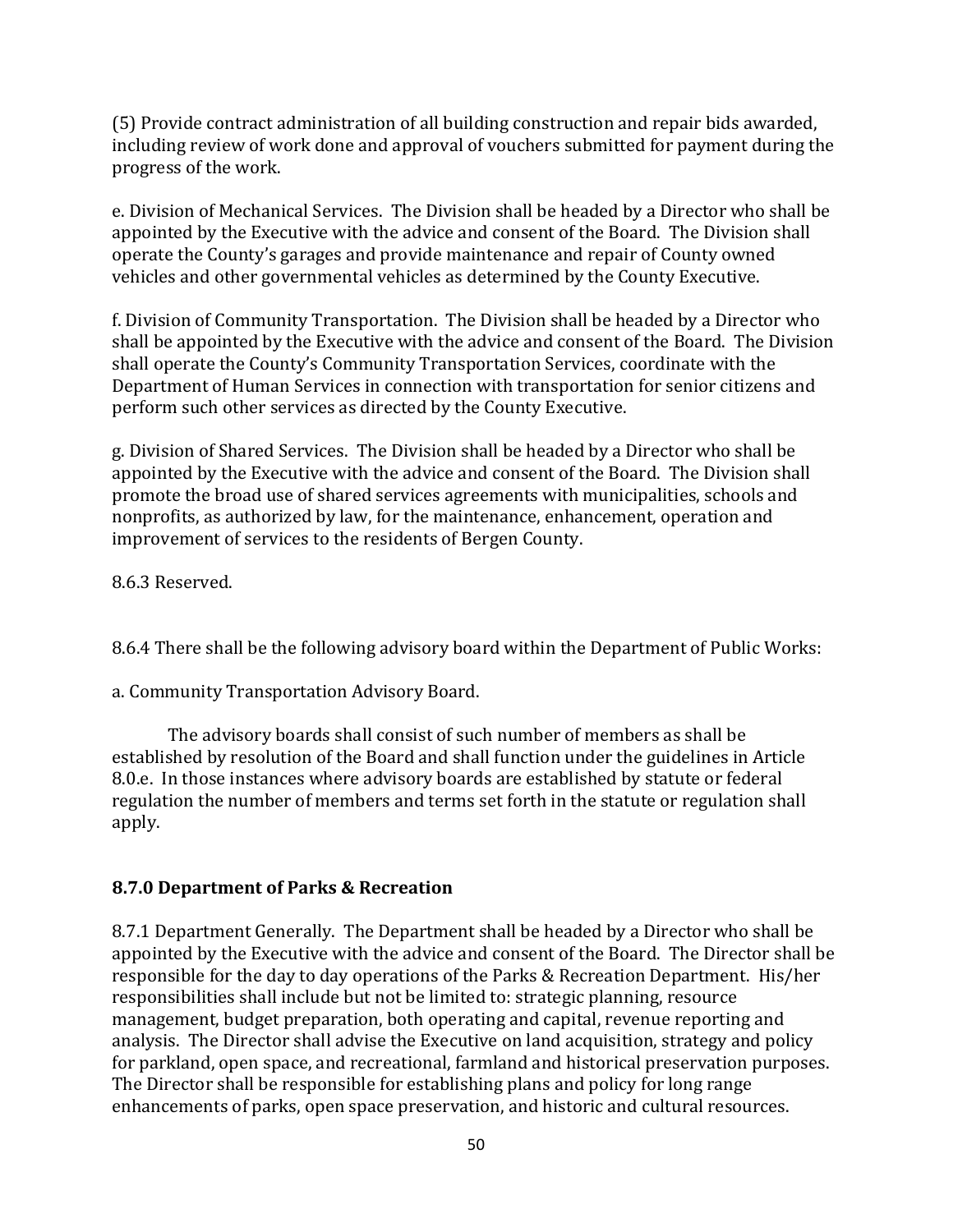(5) Provide contract administration of all building construction and repair bids awarded, including review of work done and approval of vouchers submitted for payment during the progress of the work.

e. Division of Mechanical Services. The Division shall be headed by a Director who shall be appointed by the Executive with the advice and consent of the Board. The Division shall operate the County's garages and provide maintenance and repair of County owned vehicles and other governmental vehicles as determined by the County Executive.

f. Division of Community Transportation. The Division shall be headed by a Director who shall be appointed by the Executive with the advice and consent of the Board. The Division shall operate the County's Community Transportation Services, coordinate with the Department of Human Services in connection with transportation for senior citizens and perform such other services as directed by the County Executive.

g. Division of Shared Services. The Division shall be headed by a Director who shall be appointed by the Executive with the advice and consent of the Board. The Division shall promote the broad use of shared services agreements with municipalities, schools and nonprofits, as authorized by law, for the maintenance, enhancement, operation and improvement of services to the residents of Bergen County.

8.6.3 Reserved.

8.6.4 There shall be the following advisory board within the Department of Public Works:

a. Community Transportation Advisory Board.

The advisory boards shall consist of such number of members as shall be established by resolution of the Board and shall function under the guidelines in Article 8.0.e. In those instances where advisory boards are established by statute or federal regulation the number of members and terms set forth in the statute or regulation shall apply.

### 8.7.0 Department of Parks & Recreation

8.7.1 Department Generally. The Department shall be headed by a Director who shall be appointed by the Executive with the advice and consent of the Board. The Director shall be responsible for the day to day operations of the Parks & Recreation Department. His/her responsibilities shall include but not be limited to: strategic planning, resource management, budget preparation, both operating and capital, revenue reporting and analysis. The Director shall advise the Executive on land acquisition, strategy and policy for parkland, open space, and recreational, farmland and historical preservation purposes. The Director shall be responsible for establishing plans and policy for long range enhancements of parks, open space preservation, and historic and cultural resources.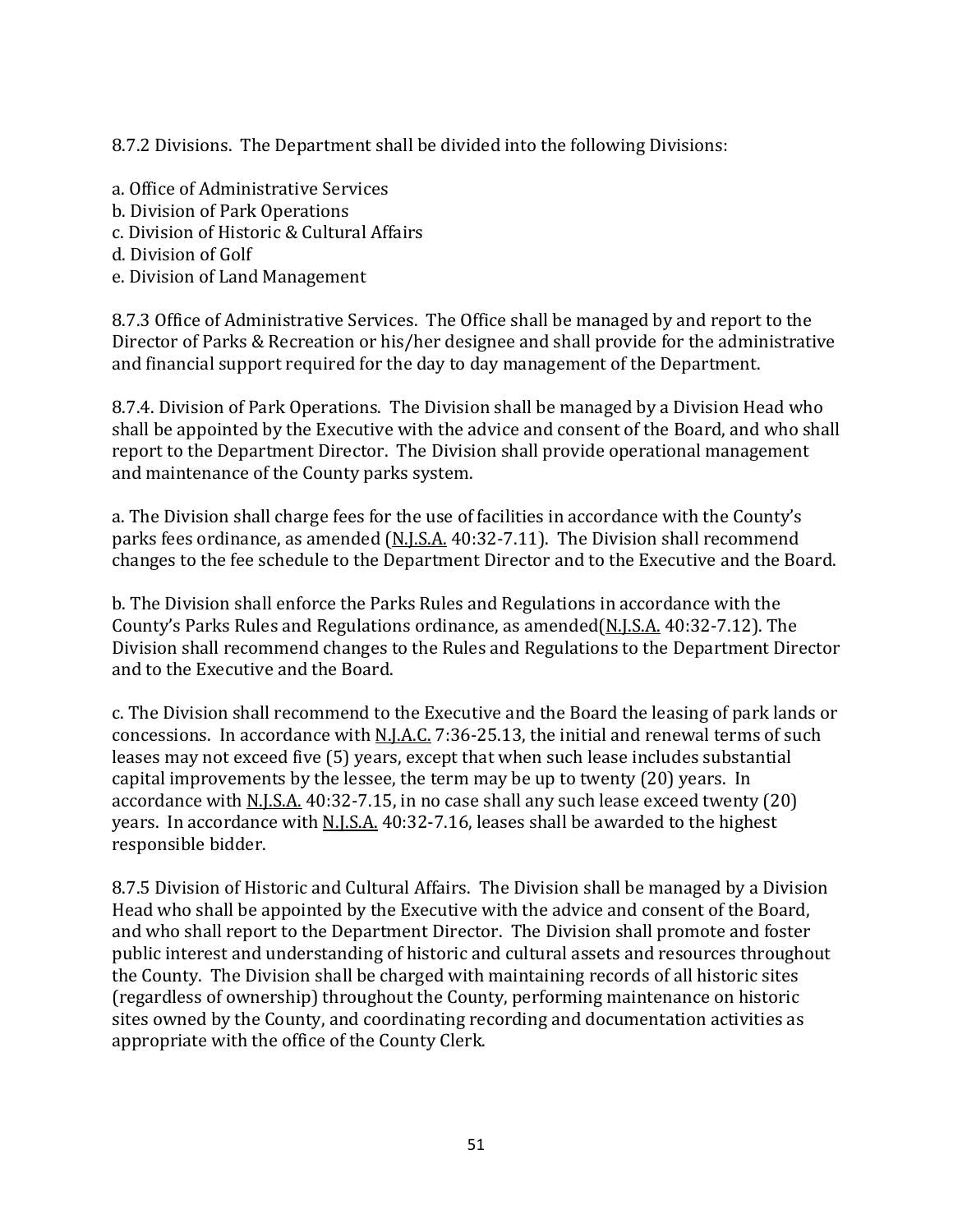8.7.2 Divisions. The Department shall be divided into the following Divisions:

a. Office of Administrative Services
b. Division of Park Operations
c. Division of Historic & Cultural Affairs
d. Division of Golf
e. Division of Land Management

8.7.3 Office of Administrative Services. The Office shall be managed by and report to the Director of Parks & Recreation or his/her designee and shall provide for the administrative and financial support required for the day to day management of the Department.

8.7.4. Division of Park Operations. The Division shall be managed by a Division Head who shall be appointed by the Executive with the advice and consent of the Board, and who shall report to the Department Director. The Division shall provide operational management and maintenance of the County parks system.

a. The Division shall charge fees for the use of facilities in accordance with the County's parks fees ordinance, as amended (N.J.S.A. 40:32-7.11). The Division shall recommend changes to the fee schedule to the Department Director and to the Executive and the Board.

b. The Division shall enforce the Parks Rules and Regulations in accordance with the County's Parks Rules and Regulations ordinance, as amended(N.J.S.A. 40:32-7.12). The Division shall recommend changes to the Rules and Regulations to the Department Director and to the Executive and the Board.

c. The Division shall recommend to the Executive and the Board the leasing of park lands or concessions. In accordance with N.J.A.C. 7:36-25.13, the initial and renewal terms of such leases may not exceed five (5) years, except that when such lease includes substantial capital improvements by the lessee, the term may be up to twenty (20) years. In accordance with N.J.S.A. 40:32-7.15, in no case shall any such lease exceed twenty (20) years. In accordance with N.J.S.A. 40:32-7.16, leases shall be awarded to the highest responsible bidder.

8.7.5 Division of Historic and Cultural Affairs. The Division shall be managed by a Division Head who shall be appointed by the Executive with the advice and consent of the Board, and who shall report to the Department Director. The Division shall promote and foster public interest and understanding of historic and cultural assets and resources throughout the County. The Division shall be charged with maintaining records of all historic sites (regardless of ownership) throughout the County, performing maintenance on historic sites owned by the County, and coordinating recording and documentation activities as appropriate with the office of the County Clerk.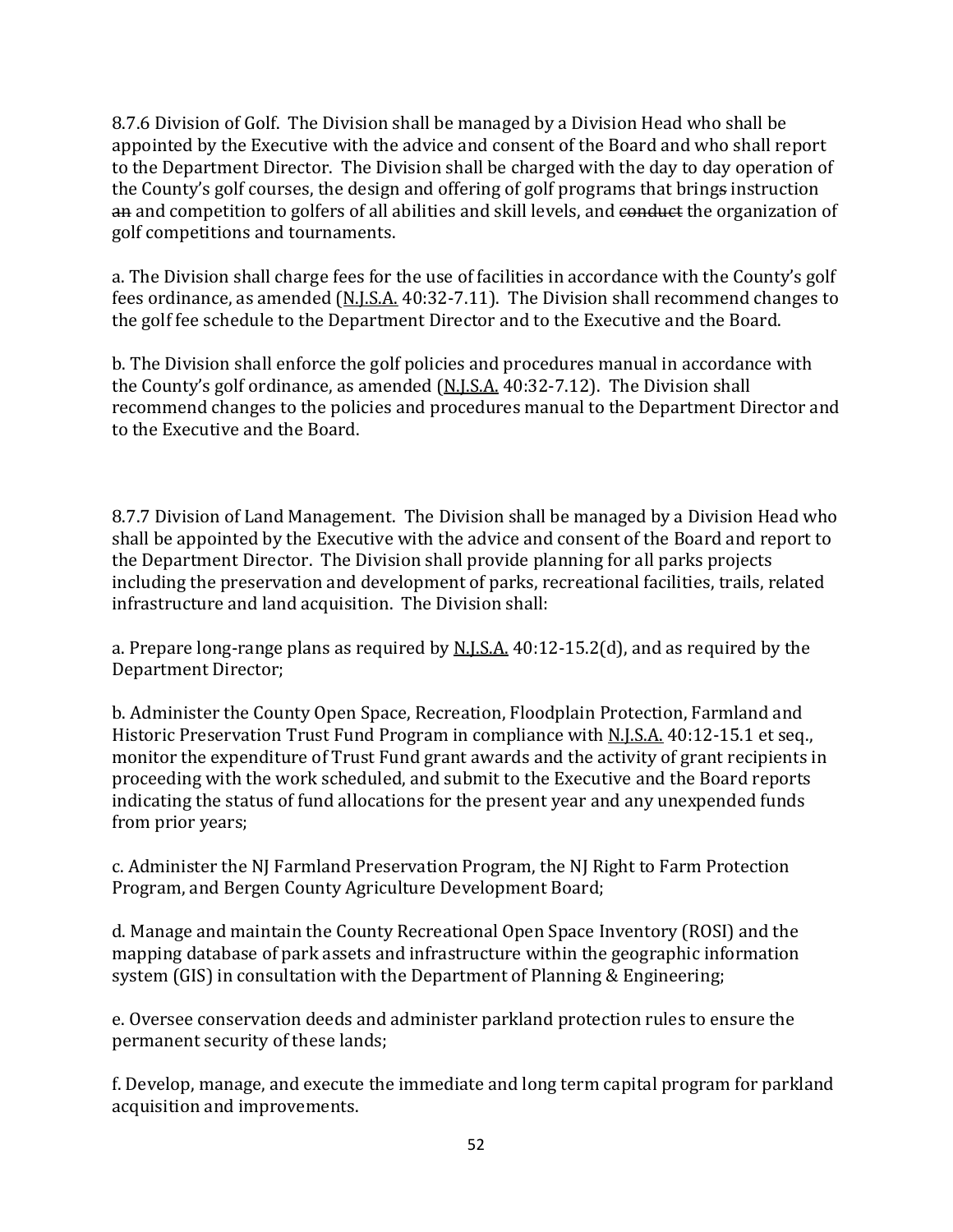8.7.6 Division of Golf. The Division shall be managed by a Division Head who shall be appointed by the Executive with the advice and consent of the Board and who shall report to the Department Director. The Division shall be charged with the day to day operation of the County's golf courses, the design and offering of golf programs that brings instruction ~~an~~ and competition to golfers of all abilities and skill levels, and ~~conduct~~ the organization of golf competitions and tournaments.

a. The Division shall charge fees for the use of facilities in accordance with the County's golf fees ordinance, as amended (N.J.S.A. 40:32-7.11). The Division shall recommend changes to the golf fee schedule to the Department Director and to the Executive and the Board.

b. The Division shall enforce the golf policies and procedures manual in accordance with the County's golf ordinance, as amended (N.J.S.A. 40:32-7.12). The Division shall recommend changes to the policies and procedures manual to the Department Director and to the Executive and the Board.

8.7.7 Division of Land Management. The Division shall be managed by a Division Head who shall be appointed by the Executive with the advice and consent of the Board and report to the Department Director. The Division shall provide planning for all parks projects including the preservation and development of parks, recreational facilities, trails, related infrastructure and land acquisition. The Division shall:

a. Prepare long-range plans as required by N.J.S.A. 40:12-15.2(d), and as required by the Department Director;

b. Administer the County Open Space, Recreation, Floodplain Protection, Farmland and Historic Preservation Trust Fund Program in compliance with N.J.S.A. 40:12-15.1 et seq., monitor the expenditure of Trust Fund grant awards and the activity of grant recipients in proceeding with the work scheduled, and submit to the Executive and the Board reports indicating the status of fund allocations for the present year and any unexpended funds from prior years;

c. Administer the NJ Farmland Preservation Program, the NJ Right to Farm Protection Program, and Bergen County Agriculture Development Board;

d. Manage and maintain the County Recreational Open Space Inventory (ROSI) and the mapping database of park assets and infrastructure within the geographic information system (GIS) in consultation with the Department of Planning & Engineering;

e. Oversee conservation deeds and administer parkland protection rules to ensure the permanent security of these lands;

f. Develop, manage, and execute the immediate and long term capital program for parkland acquisition and improvements.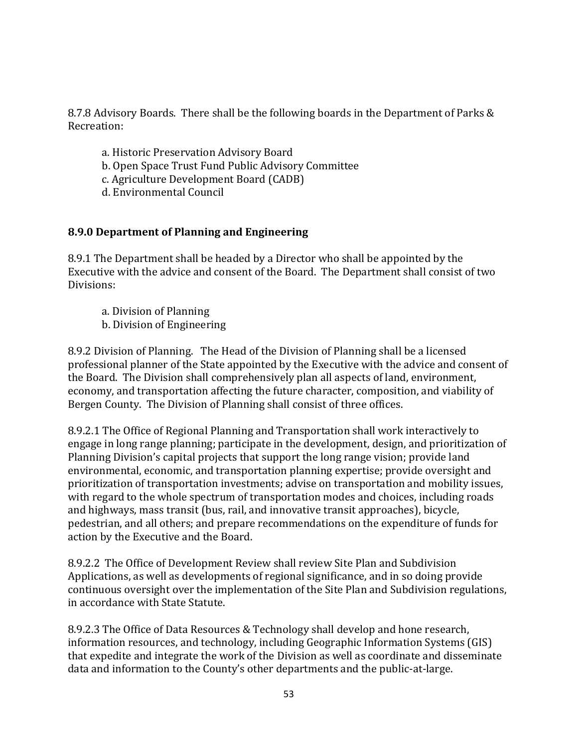8.7.8 Advisory Boards. There shall be the following boards in the Department of Parks & Recreation:

a. Historic Preservation Advisory Board
b. Open Space Trust Fund Public Advisory Committee
c. Agriculture Development Board (CADB)
d. Environmental Council

**8.9.0 Department of Planning and Engineering**

8.9.1 The Department shall be headed by a Director who shall be appointed by the Executive with the advice and consent of the Board. The Department shall consist of two Divisions:

a. Division of Planning
b. Division of Engineering

8.9.2 Division of Planning. The Head of the Division of Planning shall be a licensed professional planner of the State appointed by the Executive with the advice and consent of the Board. The Division shall comprehensively plan all aspects of land, environment, economy, and transportation affecting the future character, composition, and viability of Bergen County. The Division of Planning shall consist of three offices.

8.9.2.1 The Office of Regional Planning and Transportation shall work interactively to engage in long range planning; participate in the development, design, and prioritization of Planning Division's capital projects that support the long range vision; provide land environmental, economic, and transportation planning expertise; provide oversight and prioritization of transportation investments; advise on transportation and mobility issues, with regard to the whole spectrum of transportation modes and choices, including roads and highways, mass transit (bus, rail, and innovative transit approaches), bicycle, pedestrian, and all others; and prepare recommendations on the expenditure of funds for action by the Executive and the Board.

8.9.2.2 The Office of Development Review shall review Site Plan and Subdivision Applications, as well as developments of regional significance, and in so doing provide continuous oversight over the implementation of the Site Plan and Subdivision regulations, in accordance with State Statute.

8.9.2.3 The Office of Data Resources & Technology shall develop and hone research, information resources, and technology, including Geographic Information Systems (GIS) that expedite and integrate the work of the Division as well as coordinate and disseminate data and information to the County's other departments and the public-at-large.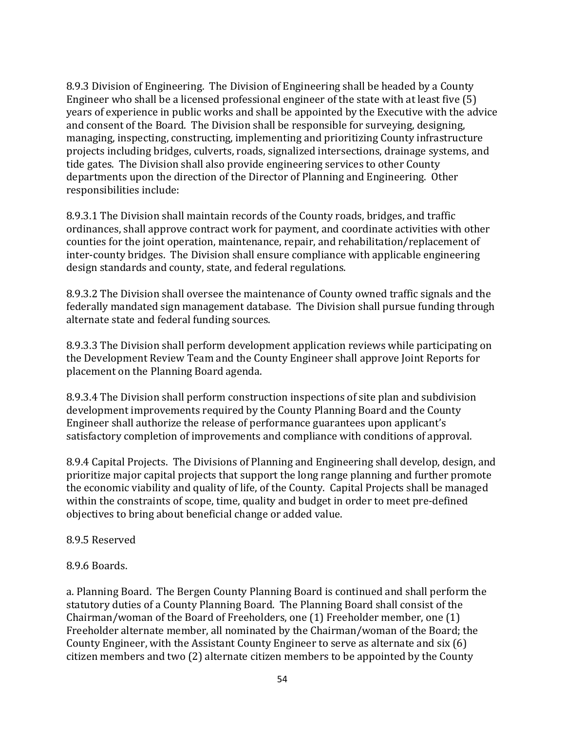8.9.3 Division of Engineering. The Division of Engineering shall be headed by a County Engineer who shall be a licensed professional engineer of the state with at least five (5) years of experience in public works and shall be appointed by the Executive with the advice and consent of the Board. The Division shall be responsible for surveying, designing, managing, inspecting, constructing, implementing and prioritizing County infrastructure projects including bridges, culverts, roads, signalized intersections, drainage systems, and tide gates. The Division shall also provide engineering services to other County departments upon the direction of the Director of Planning and Engineering. Other responsibilities include:

8.9.3.1 The Division shall maintain records of the County roads, bridges, and traffic ordinances, shall approve contract work for payment, and coordinate activities with other counties for the joint operation, maintenance, repair, and rehabilitation/replacement of inter-county bridges. The Division shall ensure compliance with applicable engineering design standards and county, state, and federal regulations.

8.9.3.2 The Division shall oversee the maintenance of County owned traffic signals and the federally mandated sign management database. The Division shall pursue funding through alternate state and federal funding sources.

8.9.3.3 The Division shall perform development application reviews while participating on the Development Review Team and the County Engineer shall approve Joint Reports for placement on the Planning Board agenda.

8.9.3.4 The Division shall perform construction inspections of site plan and subdivision development improvements required by the County Planning Board and the County Engineer shall authorize the release of performance guarantees upon applicant's satisfactory completion of improvements and compliance with conditions of approval.

8.9.4 Capital Projects. The Divisions of Planning and Engineering shall develop, design, and prioritize major capital projects that support the long range planning and further promote the economic viability and quality of life, of the County. Capital Projects shall be managed within the constraints of scope, time, quality and budget in order to meet pre-defined objectives to bring about beneficial change or added value.

8.9.5 Reserved

8.9.6 Boards.

a. Planning Board. The Bergen County Planning Board is continued and shall perform the statutory duties of a County Planning Board. The Planning Board shall consist of the Chairman/woman of the Board of Freeholders, one (1) Freeholder member, one (1) Freeholder alternate member, all nominated by the Chairman/woman of the Board; the County Engineer, with the Assistant County Engineer to serve as alternate and six (6) citizen members and two (2) alternate citizen members to be appointed by the County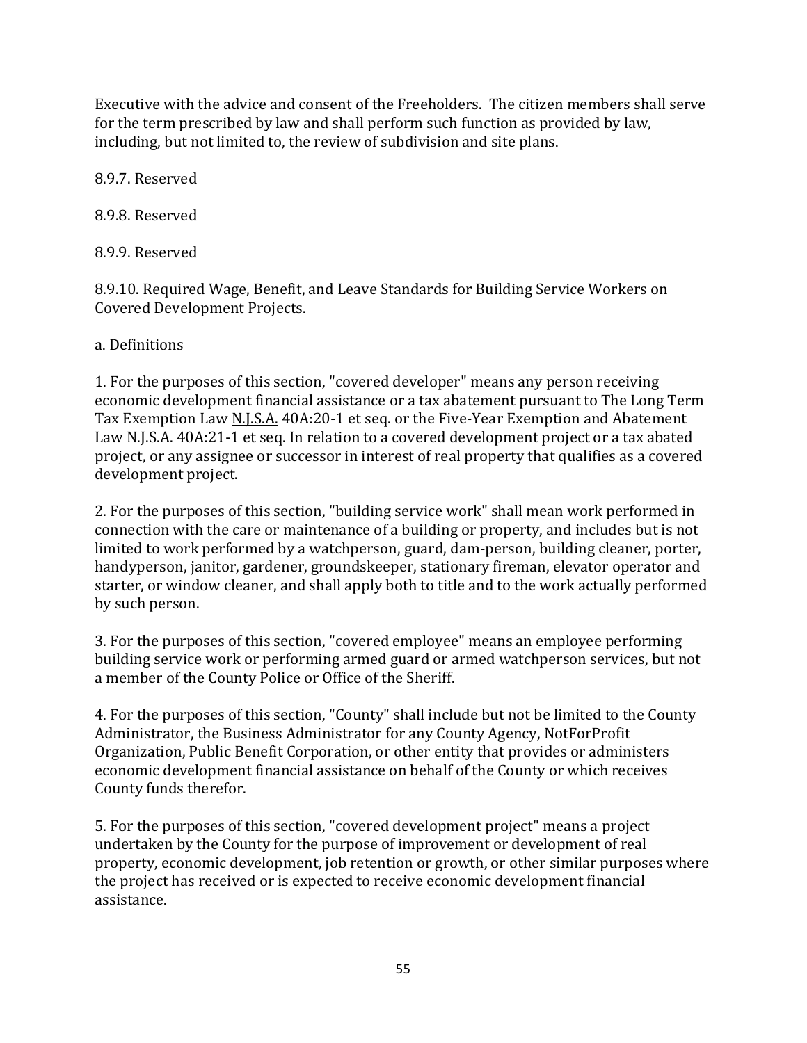Executive with the advice and consent of the Freeholders. The citizen members shall serve for the term prescribed by law and shall perform such function as provided by law, including, but not limited to, the review of subdivision and site plans.

8.9.7. Reserved

8.9.8. Reserved

8.9.9. Reserved

8.9.10. Required Wage, Benefit, and Leave Standards for Building Service Workers on Covered Development Projects.

a. Definitions

1. For the purposes of this section, "covered developer" means any person receiving economic development financial assistance or a tax abatement pursuant to The Long Term Tax Exemption Law N.J.S.A. 40A:20-1 et seq. or the Five-Year Exemption and Abatement Law N.J.S.A. 40A:21-1 et seq. In relation to a covered development project or a tax abated project, or any assignee or successor in interest of real property that qualifies as a covered development project.

2. For the purposes of this section, "building service work" shall mean work performed in connection with the care or maintenance of a building or property, and includes but is not limited to work performed by a watchperson, guard, dam-person, building cleaner, porter, handyperson, janitor, gardener, groundskeeper, stationary fireman, elevator operator and starter, or window cleaner, and shall apply both to title and to the work actually performed by such person.

3. For the purposes of this section, "covered employee" means an employee performing building service work or performing armed guard or armed watchperson services, but not a member of the County Police or Office of the Sheriff.

4. For the purposes of this section, "County" shall include but not be limited to the County Administrator, the Business Administrator for any County Agency, NotForProfit Organization, Public Benefit Corporation, or other entity that provides or administers economic development financial assistance on behalf of the County or which receives County funds therefor.

5. For the purposes of this section, "covered development project" means a project undertaken by the County for the purpose of improvement or development of real property, economic development, job retention or growth, or other similar purposes where the project has received or is expected to receive economic development financial assistance.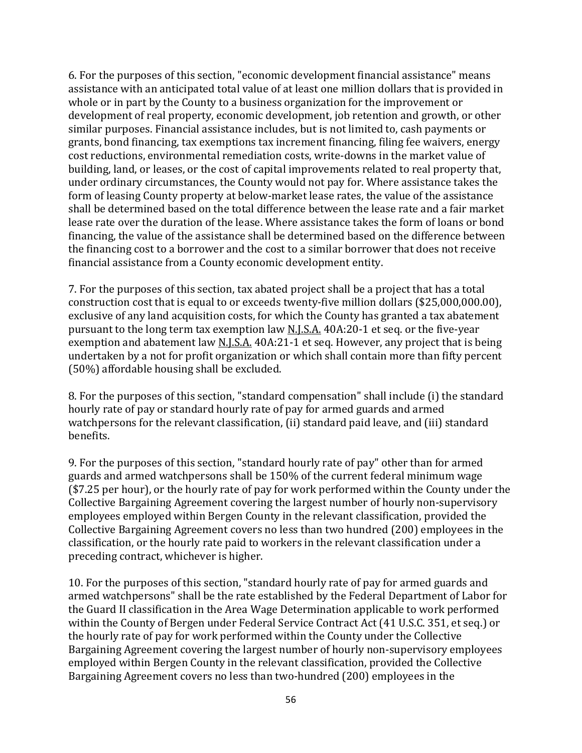6. For the purposes of this section, "economic development financial assistance" means assistance with an anticipated total value of at least one million dollars that is provided in whole or in part by the County to a business organization for the improvement or development of real property, economic development, job retention and growth, or other similar purposes. Financial assistance includes, but is not limited to, cash payments or grants, bond financing, tax exemptions tax increment financing, filing fee waivers, energy cost reductions, environmental remediation costs, write-downs in the market value of building, land, or leases, or the cost of capital improvements related to real property that, under ordinary circumstances, the County would not pay for. Where assistance takes the form of leasing County property at below-market lease rates, the value of the assistance shall be determined based on the total difference between the lease rate and a fair market lease rate over the duration of the lease. Where assistance takes the form of loans or bond financing, the value of the assistance shall be determined based on the difference between the financing cost to a borrower and the cost to a similar borrower that does not receive financial assistance from a County economic development entity.

7. For the purposes of this section, tax abated project shall be a project that has a total construction cost that is equal to or exceeds twenty-five million dollars ($25,000,000.00), exclusive of any land acquisition costs, for which the County has granted a tax abatement pursuant to the long term tax exemption law N.J.S.A. 40A:20-1 et seq. or the five-year exemption and abatement law N.J.S.A. 40A:21-1 et seq. However, any project that is being undertaken by a not for profit organization or which shall contain more than fifty percent (50%) affordable housing shall be excluded.

8. For the purposes of this section, "standard compensation" shall include (i) the standard hourly rate of pay or standard hourly rate of pay for armed guards and armed watchpersons for the relevant classification, (ii) standard paid leave, and (iii) standard benefits.

9. For the purposes of this section, "standard hourly rate of pay" other than for armed guards and armed watchpersons shall be 150% of the current federal minimum wage ($7.25 per hour), or the hourly rate of pay for work performed within the County under the Collective Bargaining Agreement covering the largest number of hourly non-supervisory employees employed within Bergen County in the relevant classification, provided the Collective Bargaining Agreement covers no less than two hundred (200) employees in the classification, or the hourly rate paid to workers in the relevant classification under a preceding contract, whichever is higher.

10. For the purposes of this section, "standard hourly rate of pay for armed guards and armed watchpersons" shall be the rate established by the Federal Department of Labor for the Guard II classification in the Area Wage Determination applicable to work performed within the County of Bergen under Federal Service Contract Act (41 U.S.C. 351, et seq.) or the hourly rate of pay for work performed within the County under the Collective Bargaining Agreement covering the largest number of hourly non-supervisory employees employed within Bergen County in the relevant classification, provided the Collective Bargaining Agreement covers no less than two-hundred (200) employees in the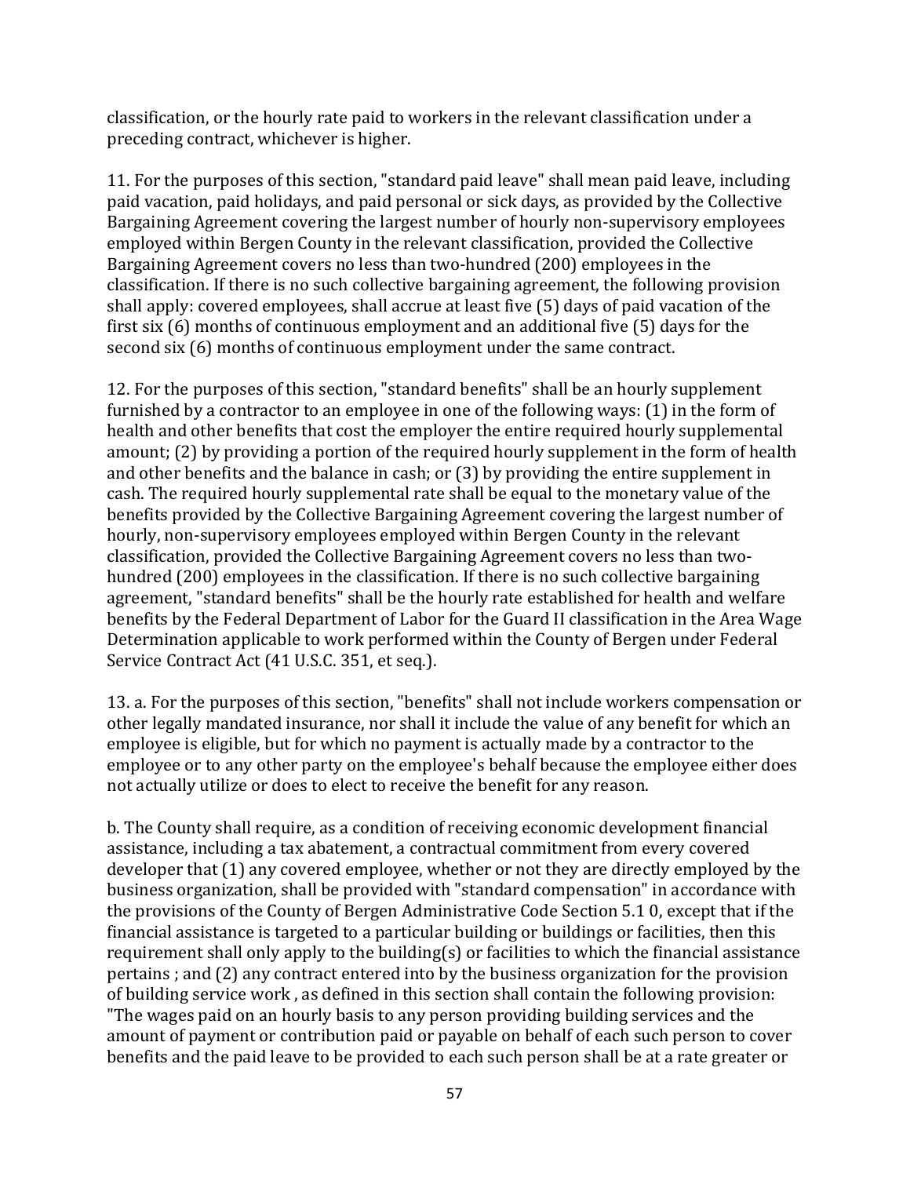classification, or the hourly rate paid to workers in the relevant classification under a preceding contract, whichever is higher.

11. For the purposes of this section, "standard paid leave" shall mean paid leave, including paid vacation, paid holidays, and paid personal or sick days, as provided by the Collective Bargaining Agreement covering the largest number of hourly non-supervisory employees employed within Bergen County in the relevant classification, provided the Collective Bargaining Agreement covers no less than two-hundred (200) employees in the classification. If there is no such collective bargaining agreement, the following provision shall apply: covered employees, shall accrue at least five (5) days of paid vacation of the first six (6) months of continuous employment and an additional five (5) days for the second six (6) months of continuous employment under the same contract.

12. For the purposes of this section, "standard benefits" shall be an hourly supplement furnished by a contractor to an employee in one of the following ways: (1) in the form of health and other benefits that cost the employer the entire required hourly supplemental amount; (2) by providing a portion of the required hourly supplement in the form of health and other benefits and the balance in cash; or (3) by providing the entire supplement in cash. The required hourly supplemental rate shall be equal to the monetary value of the benefits provided by the Collective Bargaining Agreement covering the largest number of hourly, non-supervisory employees employed within Bergen County in the relevant classification, provided the Collective Bargaining Agreement covers no less than two-hundred (200) employees in the classification. If there is no such collective bargaining agreement, "standard benefits" shall be the hourly rate established for health and welfare benefits by the Federal Department of Labor for the Guard II classification in the Area Wage Determination applicable to work performed within the County of Bergen under Federal Service Contract Act (41 U.S.C. 351, et seq.).

13. a. For the purposes of this section, "benefits" shall not include workers compensation or other legally mandated insurance, nor shall it include the value of any benefit for which an employee is eligible, but for which no payment is actually made by a contractor to the employee or to any other party on the employee's behalf because the employee either does not actually utilize or does to elect to receive the benefit for any reason.

b. The County shall require, as a condition of receiving economic development financial assistance, including a tax abatement, a contractual commitment from every covered developer that (1) any covered employee, whether or not they are directly employed by the business organization, shall be provided with "standard compensation" in accordance with the provisions of the County of Bergen Administrative Code Section 5.1 0, except that if the financial assistance is targeted to a particular building or buildings or facilities, then this requirement shall only apply to the building(s) or facilities to which the financial assistance pertains ; and (2) any contract entered into by the business organization for the provision of building service work , as defined in this section shall contain the following provision: "The wages paid on an hourly basis to any person providing building services and the amount of payment or contribution paid or payable on behalf of each such person to cover benefits and the paid leave to be provided to each such person shall be at a rate greater or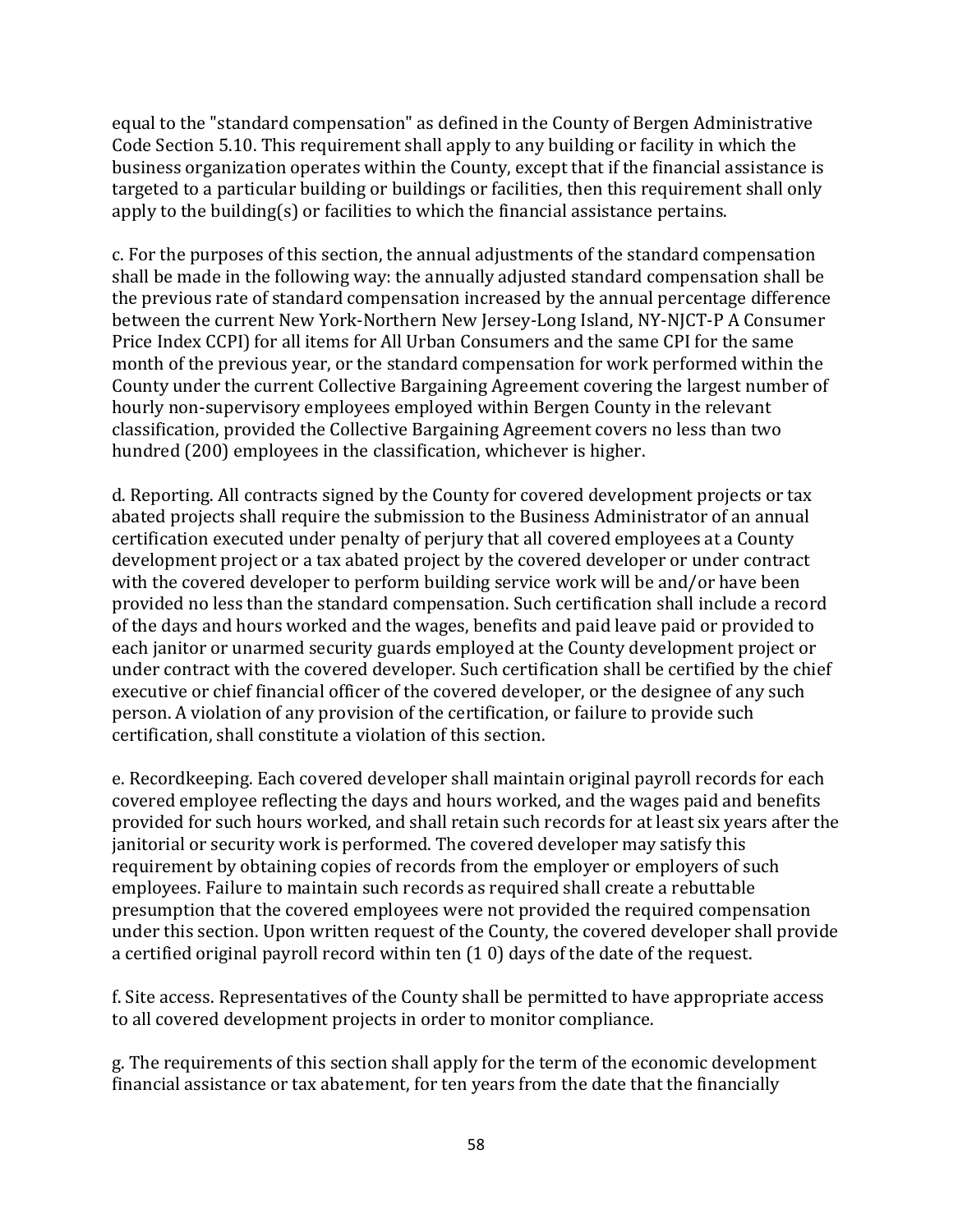equal to the "standard compensation" as defined in the County of Bergen Administrative Code Section 5.10. This requirement shall apply to any building or facility in which the business organization operates within the County, except that if the financial assistance is targeted to a particular building or buildings or facilities, then this requirement shall only apply to the building(s) or facilities to which the financial assistance pertains.

c. For the purposes of this section, the annual adjustments of the standard compensation shall be made in the following way: the annually adjusted standard compensation shall be the previous rate of standard compensation increased by the annual percentage difference between the current New York-Northern New Jersey-Long Island, NY-NJCT-P A Consumer Price Index CCPI) for all items for All Urban Consumers and the same CPI for the same month of the previous year, or the standard compensation for work performed within the County under the current Collective Bargaining Agreement covering the largest number of hourly non-supervisory employees employed within Bergen County in the relevant classification, provided the Collective Bargaining Agreement covers no less than two hundred (200) employees in the classification, whichever is higher.

d. Reporting. All contracts signed by the County for covered development projects or tax abated projects shall require the submission to the Business Administrator of an annual certification executed under penalty of perjury that all covered employees at a County development project or a tax abated project by the covered developer or under contract with the covered developer to perform building service work will be and/or have been provided no less than the standard compensation. Such certification shall include a record of the days and hours worked and the wages, benefits and paid leave paid or provided to each janitor or unarmed security guards employed at the County development project or under contract with the covered developer. Such certification shall be certified by the chief executive or chief financial officer of the covered developer, or the designee of any such person. A violation of any provision of the certification, or failure to provide such certification, shall constitute a violation of this section.

e. Recordkeeping. Each covered developer shall maintain original payroll records for each covered employee reflecting the days and hours worked, and the wages paid and benefits provided for such hours worked, and shall retain such records for at least six years after the janitorial or security work is performed. The covered developer may satisfy this requirement by obtaining copies of records from the employer or employers of such employees. Failure to maintain such records as required shall create a rebuttable presumption that the covered employees were not provided the required compensation under this section. Upon written request of the County, the covered developer shall provide a certified original payroll record within ten (1 0) days of the date of the request.

f. Site access. Representatives of the County shall be permitted to have appropriate access to all covered development projects in order to monitor compliance.

g. The requirements of this section shall apply for the term of the economic development financial assistance or tax abatement, for ten years from the date that the financially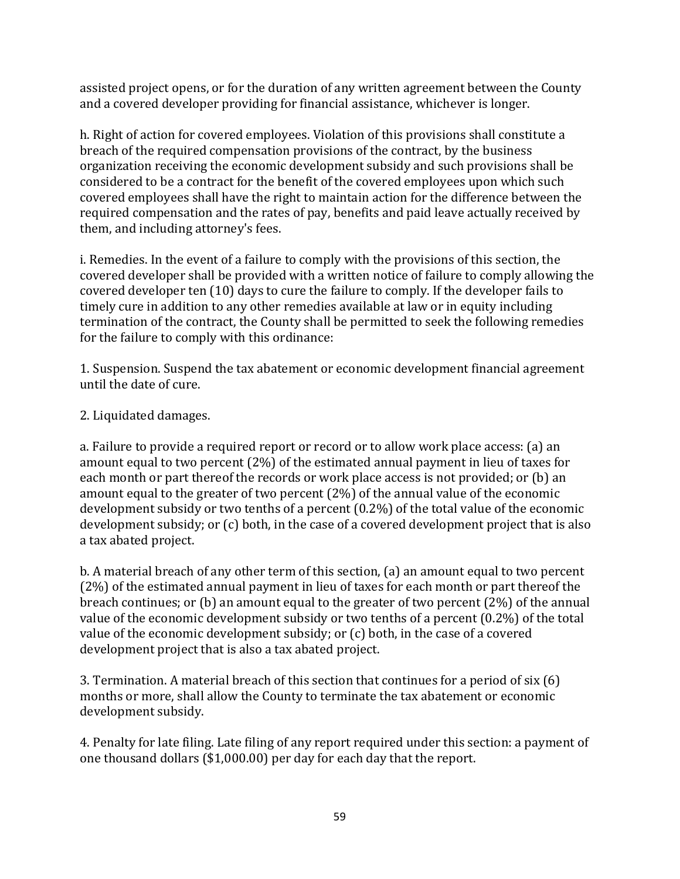assisted project opens, or for the duration of any written agreement between the County and a covered developer providing for financial assistance, whichever is longer.

h. Right of action for covered employees. Violation of this provisions shall constitute a breach of the required compensation provisions of the contract, by the business organization receiving the economic development subsidy and such provisions shall be considered to be a contract for the benefit of the covered employees upon which such covered employees shall have the right to maintain action for the difference between the required compensation and the rates of pay, benefits and paid leave actually received by them, and including attorney's fees.

i. Remedies. In the event of a failure to comply with the provisions of this section, the covered developer shall be provided with a written notice of failure to comply allowing the covered developer ten (10) days to cure the failure to comply. If the developer fails to timely cure in addition to any other remedies available at law or in equity including termination of the contract, the County shall be permitted to seek the following remedies for the failure to comply with this ordinance:

1. Suspension. Suspend the tax abatement or economic development financial agreement until the date of cure.

2. Liquidated damages.

a. Failure to provide a required report or record or to allow work place access: (a) an amount equal to two percent (2%) of the estimated annual payment in lieu of taxes for each month or part thereof the records or work place access is not provided; or (b) an amount equal to the greater of two percent (2%) of the annual value of the economic development subsidy or two tenths of a percent (0.2%) of the total value of the economic development subsidy; or (c) both, in the case of a covered development project that is also a tax abated project.

b. A material breach of any other term of this section, (a) an amount equal to two percent (2%) of the estimated annual payment in lieu of taxes for each month or part thereof the breach continues; or (b) an amount equal to the greater of two percent (2%) of the annual value of the economic development subsidy or two tenths of a percent (0.2%) of the total value of the economic development subsidy; or (c) both, in the case of a covered development project that is also a tax abated project.

3. Termination. A material breach of this section that continues for a period of six (6) months or more, shall allow the County to terminate the tax abatement or economic development subsidy.

4. Penalty for late filing. Late filing of any report required under this section: a payment of one thousand dollars ($1,000.00) per day for each day that the report.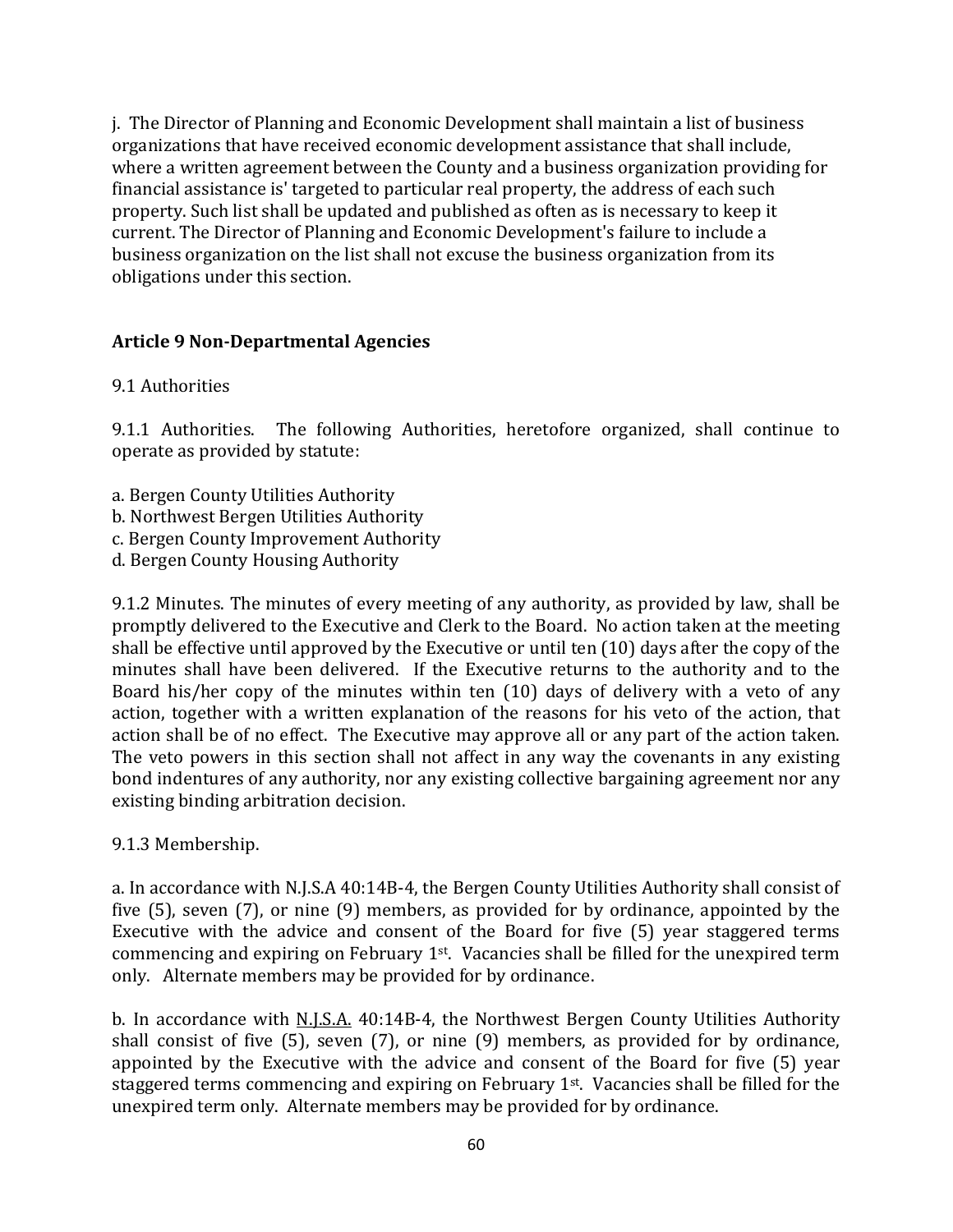j. The Director of Planning and Economic Development shall maintain a list of business organizations that have received economic development assistance that shall include, where a written agreement between the County and a business organization providing for financial assistance is' targeted to particular real property, the address of each such property. Such list shall be updated and published as often as is necessary to keep it current. The Director of Planning and Economic Development's failure to include a business organization on the list shall not excuse the business organization from its obligations under this section.

## Article 9 Non-Departmental Agencies

9.1 Authorities

9.1.1 Authorities. The following Authorities, heretofore organized, shall continue to operate as provided by statute:

a. Bergen County Utilities Authority
b. Northwest Bergen Utilities Authority
c. Bergen County Improvement Authority
d. Bergen County Housing Authority

9.1.2 Minutes. The minutes of every meeting of any authority, as provided by law, shall be promptly delivered to the Executive and Clerk to the Board. No action taken at the meeting shall be effective until approved by the Executive or until ten (10) days after the copy of the minutes shall have been delivered. If the Executive returns to the authority and to the Board his/her copy of the minutes within ten (10) days of delivery with a veto of any action, together with a written explanation of the reasons for his veto of the action, that action shall be of no effect. The Executive may approve all or any part of the action taken. The veto powers in this section shall not affect in any way the covenants in any existing bond indentures of any authority, nor any existing collective bargaining agreement nor any existing binding arbitration decision.

9.1.3 Membership.

a. In accordance with N.J.S.A 40:14B-4, the Bergen County Utilities Authority shall consist of five (5), seven (7), or nine (9) members, as provided for by ordinance, appointed by the Executive with the advice and consent of the Board for five (5) year staggered terms commencing and expiring on February 1st. Vacancies shall be filled for the unexpired term only. Alternate members may be provided for by ordinance.

b. In accordance with N.J.S.A. 40:14B-4, the Northwest Bergen County Utilities Authority shall consist of five (5), seven (7), or nine (9) members, as provided for by ordinance, appointed by the Executive with the advice and consent of the Board for five (5) year staggered terms commencing and expiring on February 1st. Vacancies shall be filled for the unexpired term only. Alternate members may be provided for by ordinance.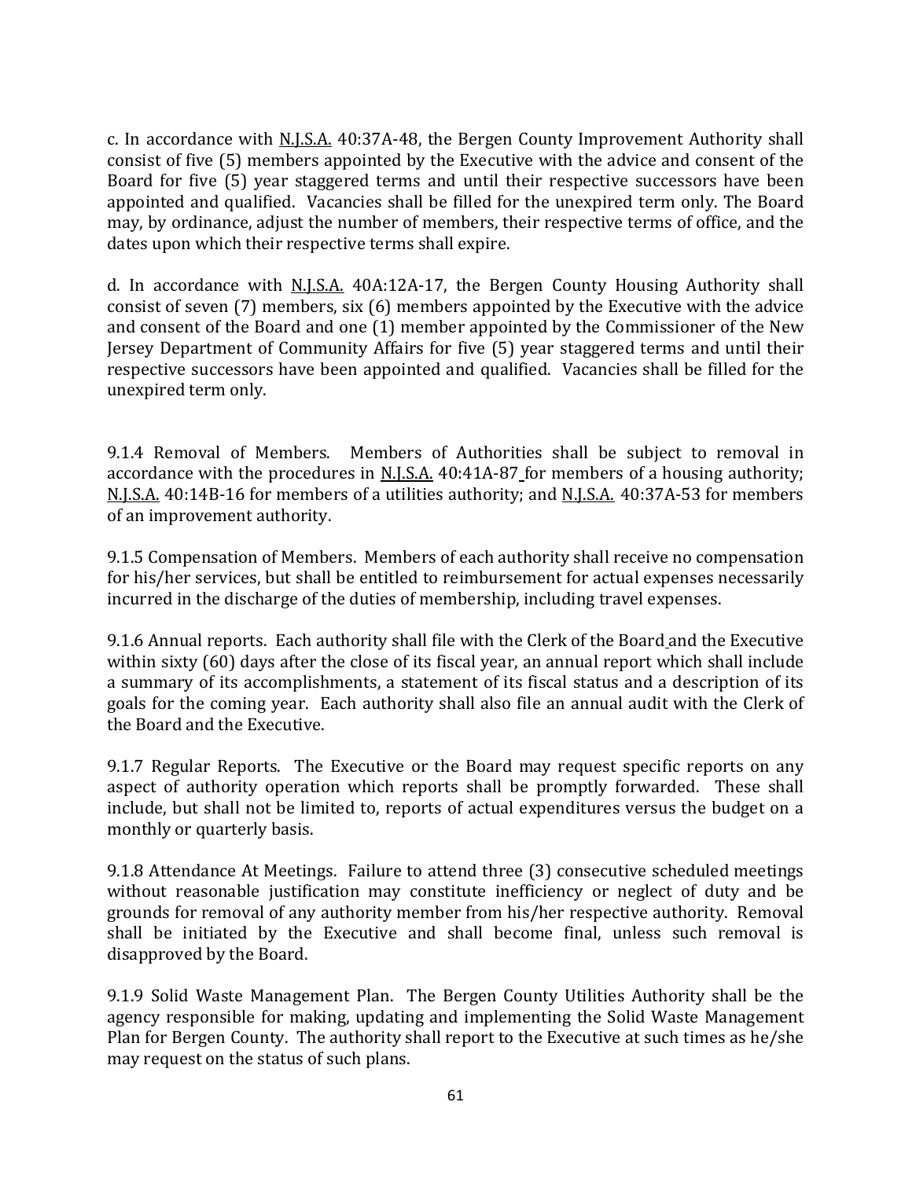c. In accordance with N.J.S.A. 40:37A-48, the Bergen County Improvement Authority shall consist of five (5) members appointed by the Executive with the advice and consent of the Board for five (5) year staggered terms and until their respective successors have been appointed and qualified. Vacancies shall be filled for the unexpired term only. The Board may, by ordinance, adjust the number of members, their respective terms of office, and the dates upon which their respective terms shall expire.

d. In accordance with N.J.S.A. 40A:12A-17, the Bergen County Housing Authority shall consist of seven (7) members, six (6) members appointed by the Executive with the advice and consent of the Board and one (1) member appointed by the Commissioner of the New Jersey Department of Community Affairs for five (5) year staggered terms and until their respective successors have been appointed and qualified. Vacancies shall be filled for the unexpired term only.

9.1.4 Removal of Members. Members of Authorities shall be subject to removal in accordance with the procedures in N.J.S.A. 40:41A-87 for members of a housing authority; N.J.S.A. 40:14B-16 for members of a utilities authority; and N.J.S.A. 40:37A-53 for members of an improvement authority.

9.1.5 Compensation of Members. Members of each authority shall receive no compensation for his/her services, but shall be entitled to reimbursement for actual expenses necessarily incurred in the discharge of the duties of membership, including travel expenses.

9.1.6 Annual reports. Each authority shall file with the Clerk of the Board and the Executive within sixty (60) days after the close of its fiscal year, an annual report which shall include a summary of its accomplishments, a statement of its fiscal status and a description of its goals for the coming year. Each authority shall also file an annual audit with the Clerk of the Board and the Executive.

9.1.7 Regular Reports. The Executive or the Board may request specific reports on any aspect of authority operation which reports shall be promptly forwarded. These shall include, but shall not be limited to, reports of actual expenditures versus the budget on a monthly or quarterly basis.

9.1.8 Attendance At Meetings. Failure to attend three (3) consecutive scheduled meetings without reasonable justification may constitute inefficiency or neglect of duty and be grounds for removal of any authority member from his/her respective authority. Removal shall be initiated by the Executive and shall become final, unless such removal is disapproved by the Board.

9.1.9 Solid Waste Management Plan. The Bergen County Utilities Authority shall be the agency responsible for making, updating and implementing the Solid Waste Management Plan for Bergen County. The authority shall report to the Executive at such times as he/she may request on the status of such plans.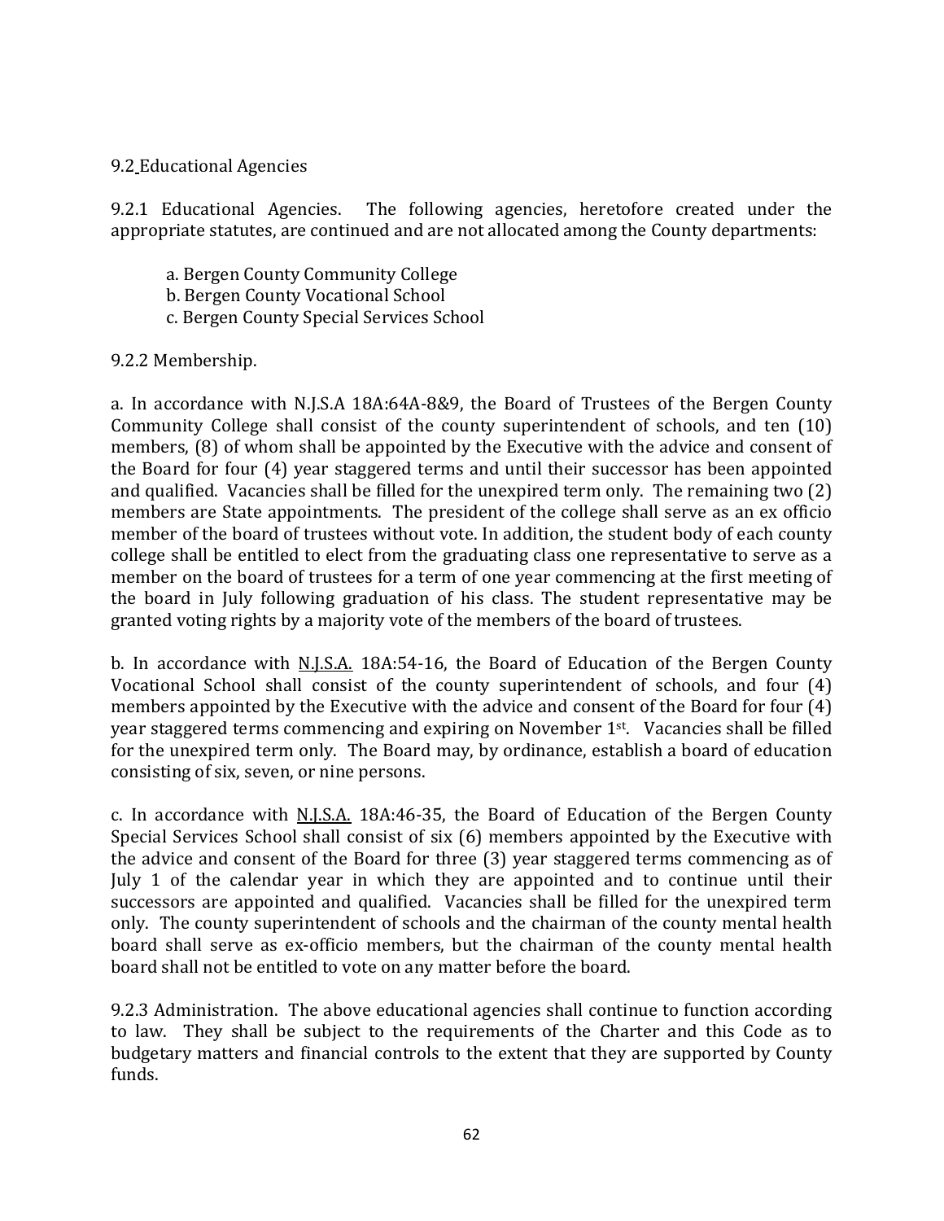## 9.2 Educational Agencies

9.2.1 Educational Agencies. The following agencies, heretofore created under the appropriate statutes, are continued and are not allocated among the County departments:

a. Bergen County Community College
b. Bergen County Vocational School
c. Bergen County Special Services School

9.2.2 Membership.

a. In accordance with N.J.S.A 18A:64A-8&9, the Board of Trustees of the Bergen County Community College shall consist of the county superintendent of schools, and ten (10) members, (8) of whom shall be appointed by the Executive with the advice and consent of the Board for four (4) year staggered terms and until their successor has been appointed and qualified. Vacancies shall be filled for the unexpired term only. The remaining two (2) members are State appointments. The president of the college shall serve as an ex officio member of the board of trustees without vote. In addition, the student body of each county college shall be entitled to elect from the graduating class one representative to serve as a member on the board of trustees for a term of one year commencing at the first meeting of the board in July following graduation of his class. The student representative may be granted voting rights by a majority vote of the members of the board of trustees.

b. In accordance with N.J.S.A. 18A:54-16, the Board of Education of the Bergen County Vocational School shall consist of the county superintendent of schools, and four (4) members appointed by the Executive with the advice and consent of the Board for four (4) year staggered terms commencing and expiring on November 1st. Vacancies shall be filled for the unexpired term only. The Board may, by ordinance, establish a board of education consisting of six, seven, or nine persons.

c. In accordance with N.J.S.A. 18A:46-35, the Board of Education of the Bergen County Special Services School shall consist of six (6) members appointed by the Executive with the advice and consent of the Board for three (3) year staggered terms commencing as of July 1 of the calendar year in which they are appointed and to continue until their successors are appointed and qualified. Vacancies shall be filled for the unexpired term only. The county superintendent of schools and the chairman of the county mental health board shall serve as ex-officio members, but the chairman of the county mental health board shall not be entitled to vote on any matter before the board.

9.2.3 Administration. The above educational agencies shall continue to function according to law. They shall be subject to the requirements of the Charter and this Code as to budgetary matters and financial controls to the extent that they are supported by County funds.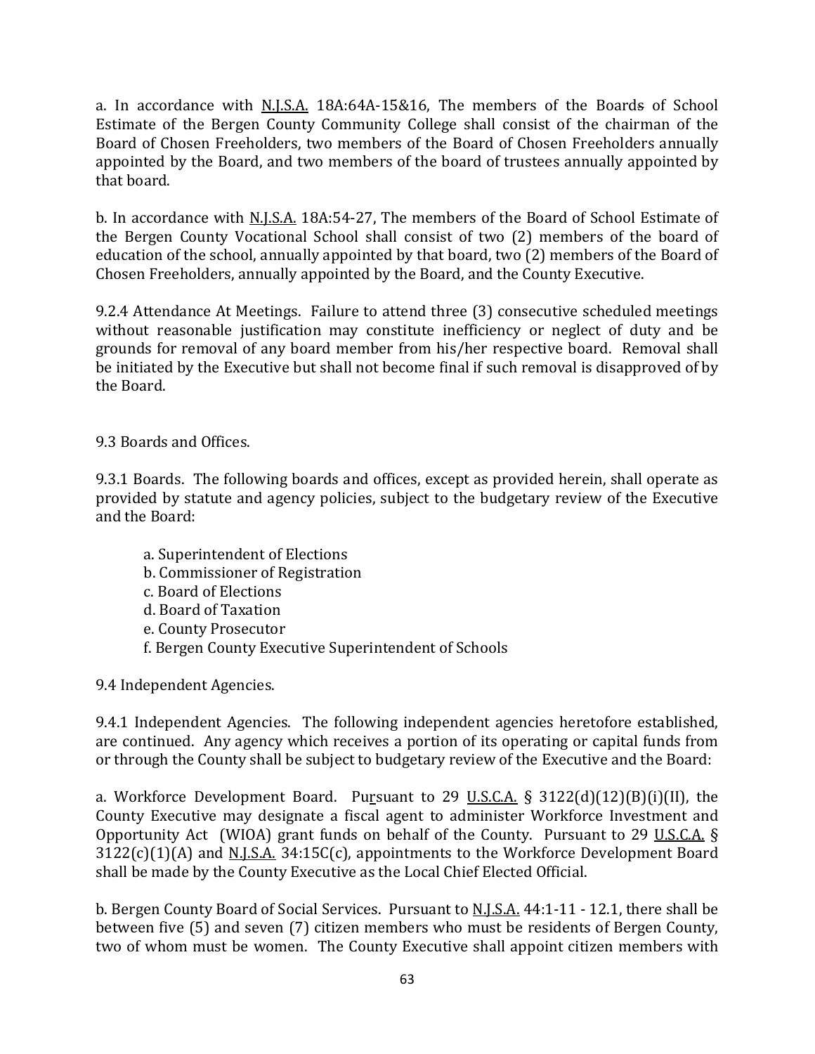a. In accordance with N.J.S.A. 18A:64A-15&16, The members of the Boards of School Estimate of the Bergen County Community College shall consist of the chairman of the Board of Chosen Freeholders, two members of the Board of Chosen Freeholders annually appointed by the Board, and two members of the board of trustees annually appointed by that board.

b. In accordance with N.J.S.A. 18A:54-27, The members of the Board of School Estimate of the Bergen County Vocational School shall consist of two (2) members of the board of education of the school, annually appointed by that board, two (2) members of the Board of Chosen Freeholders, annually appointed by the Board, and the County Executive.

9.2.4 Attendance At Meetings. Failure to attend three (3) consecutive scheduled meetings without reasonable justification may constitute inefficiency or neglect of duty and be grounds for removal of any board member from his/her respective board. Removal shall be initiated by the Executive but shall not become final if such removal is disapproved of by the Board.

9.3 Boards and Offices.

9.3.1 Boards. The following boards and offices, except as provided herein, shall operate as provided by statute and agency policies, subject to the budgetary review of the Executive and the Board:

a. Superintendent of Elections
b. Commissioner of Registration
c. Board of Elections
d. Board of Taxation
e. County Prosecutor
f. Bergen County Executive Superintendent of Schools

9.4 Independent Agencies.

9.4.1 Independent Agencies. The following independent agencies heretofore established, are continued. Any agency which receives a portion of its operating or capital funds from or through the County shall be subject to budgetary review of the Executive and the Board:

a. Workforce Development Board. Pursuant to 29 U.S.C.A. § 3122(d)(12)(B)(i)(II), the County Executive may designate a fiscal agent to administer Workforce Investment and Opportunity Act (WIOA) grant funds on behalf of the County. Pursuant to 29 U.S.C.A. § 3122(c)(1)(A) and N.J.S.A. 34:15C(c), appointments to the Workforce Development Board shall be made by the County Executive as the Local Chief Elected Official.

b. Bergen County Board of Social Services. Pursuant to N.J.S.A. 44:1-11 - 12.1, there shall be between five (5) and seven (7) citizen members who must be residents of Bergen County, two of whom must be women. The County Executive shall appoint citizen members with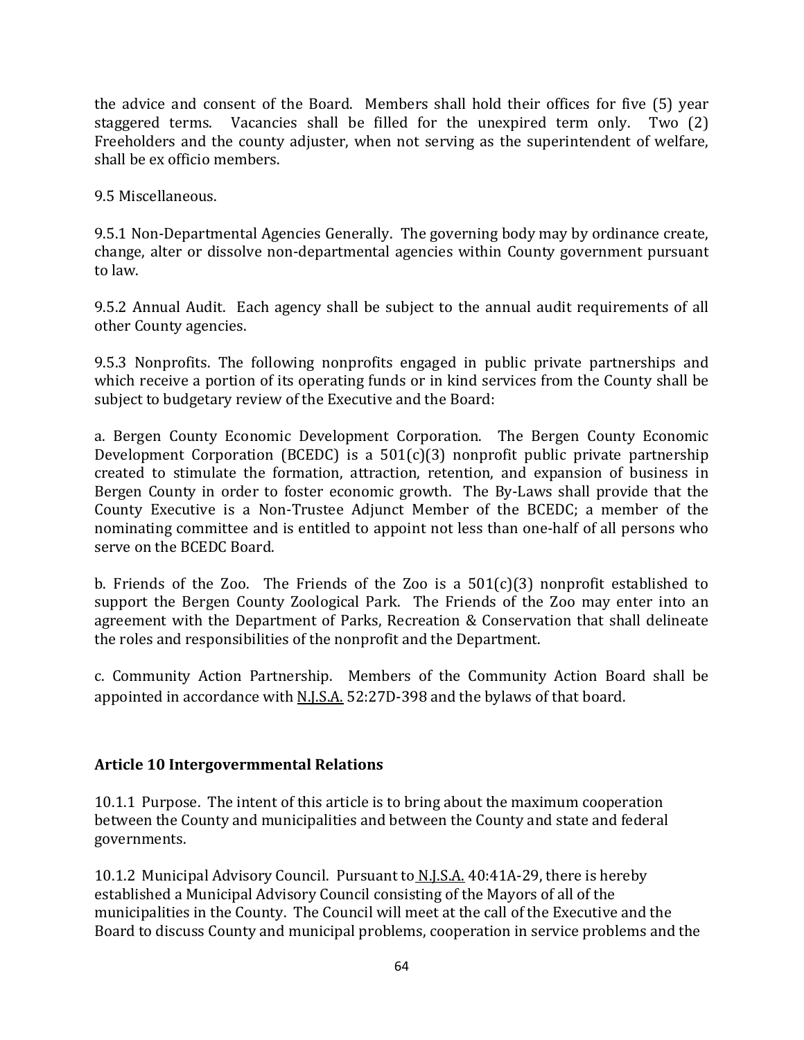the advice and consent of the Board. Members shall hold their offices for five (5) year staggered terms. Vacancies shall be filled for the unexpired term only. Two (2) Freeholders and the county adjuster, when not serving as the superintendent of welfare, shall be ex officio members.

9.5 Miscellaneous.

9.5.1 Non-Departmental Agencies Generally. The governing body may by ordinance create, change, alter or dissolve non-departmental agencies within County government pursuant to law.

9.5.2 Annual Audit. Each agency shall be subject to the annual audit requirements of all other County agencies.

9.5.3 Nonprofits. The following nonprofits engaged in public private partnerships and which receive a portion of its operating funds or in kind services from the County shall be subject to budgetary review of the Executive and the Board:

a. Bergen County Economic Development Corporation. The Bergen County Economic Development Corporation (BCEDC) is a 501(c)(3) nonprofit public private partnership created to stimulate the formation, attraction, retention, and expansion of business in Bergen County in order to foster economic growth. The By-Laws shall provide that the County Executive is a Non-Trustee Adjunct Member of the BCEDC; a member of the nominating committee and is entitled to appoint not less than one-half of all persons who serve on the BCEDC Board.

b. Friends of the Zoo. The Friends of the Zoo is a 501(c)(3) nonprofit established to support the Bergen County Zoological Park. The Friends of the Zoo may enter into an agreement with the Department of Parks, Recreation & Conservation that shall delineate the roles and responsibilities of the nonprofit and the Department.

c. Community Action Partnership. Members of the Community Action Board shall be appointed in accordance with N.J.S.A. 52:27D-398 and the bylaws of that board.

## Article 10 Intergovermmental Relations

10.1.1 Purpose. The intent of this article is to bring about the maximum cooperation between the County and municipalities and between the County and state and federal governments.

10.1.2 Municipal Advisory Council. Pursuant to N.J.S.A. 40:41A-29, there is hereby established a Municipal Advisory Council consisting of the Mayors of all of the municipalities in the County. The Council will meet at the call of the Executive and the Board to discuss County and municipal problems, cooperation in service problems and the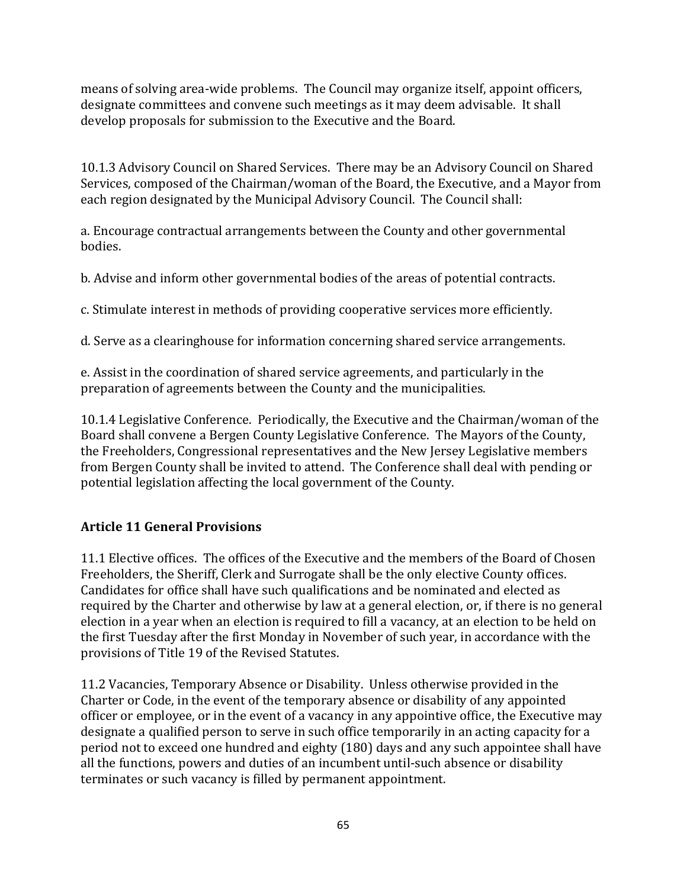means of solving area-wide problems. The Council may organize itself, appoint officers, designate committees and convene such meetings as it may deem advisable. It shall develop proposals for submission to the Executive and the Board.

10.1.3 Advisory Council on Shared Services. There may be an Advisory Council on Shared Services, composed of the Chairman/woman of the Board, the Executive, and a Mayor from each region designated by the Municipal Advisory Council. The Council shall:

a. Encourage contractual arrangements between the County and other governmental bodies.

b. Advise and inform other governmental bodies of the areas of potential contracts.

c. Stimulate interest in methods of providing cooperative services more efficiently.

d. Serve as a clearinghouse for information concerning shared service arrangements.

e. Assist in the coordination of shared service agreements, and particularly in the preparation of agreements between the County and the municipalities.

10.1.4 Legislative Conference. Periodically, the Executive and the Chairman/woman of the Board shall convene a Bergen County Legislative Conference. The Mayors of the County, the Freeholders, Congressional representatives and the New Jersey Legislative members from Bergen County shall be invited to attend. The Conference shall deal with pending or potential legislation affecting the local government of the County.

### Article 11 General Provisions

11.1 Elective offices. The offices of the Executive and the members of the Board of Chosen Freeholders, the Sheriff, Clerk and Surrogate shall be the only elective County offices. Candidates for office shall have such qualifications and be nominated and elected as required by the Charter and otherwise by law at a general election, or, if there is no general election in a year when an election is required to fill a vacancy, at an election to be held on the first Tuesday after the first Monday in November of such year, in accordance with the provisions of Title 19 of the Revised Statutes.

11.2 Vacancies, Temporary Absence or Disability. Unless otherwise provided in the Charter or Code, in the event of the temporary absence or disability of any appointed officer or employee, or in the event of a vacancy in any appointive office, the Executive may designate a qualified person to serve in such office temporarily in an acting capacity for a period not to exceed one hundred and eighty (180) days and any such appointee shall have all the functions, powers and duties of an incumbent until-such absence or disability terminates or such vacancy is filled by permanent appointment.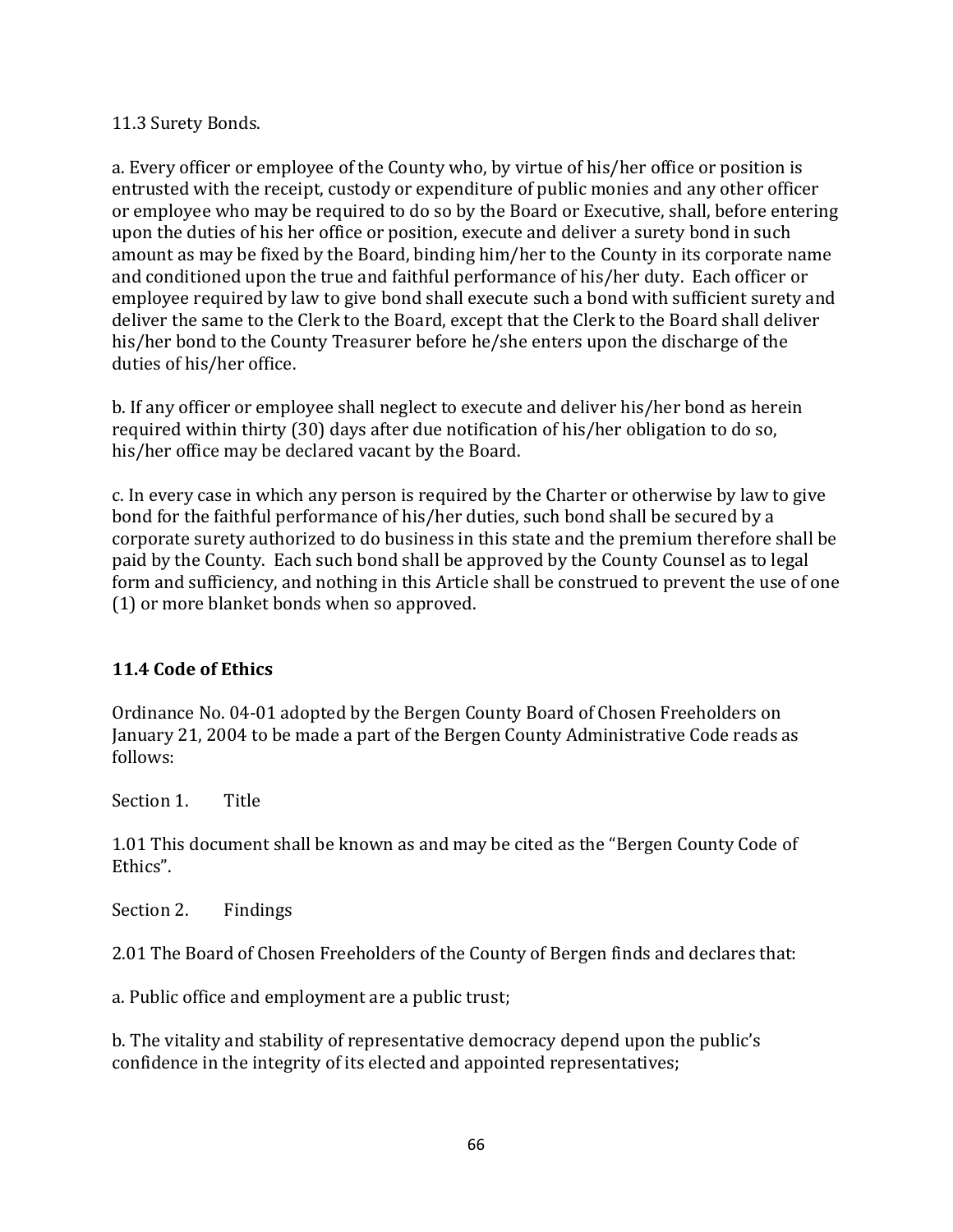11.3 Surety Bonds.

a. Every officer or employee of the County who, by virtue of his/her office or position is entrusted with the receipt, custody or expenditure of public monies and any other officer or employee who may be required to do so by the Board or Executive, shall, before entering upon the duties of his her office or position, execute and deliver a surety bond in such amount as may be fixed by the Board, binding him/her to the County in its corporate name and conditioned upon the true and faithful performance of his/her duty. Each officer or employee required by law to give bond shall execute such a bond with sufficient surety and deliver the same to the Clerk to the Board, except that the Clerk to the Board shall deliver his/her bond to the County Treasurer before he/she enters upon the discharge of the duties of his/her office.

b. If any officer or employee shall neglect to execute and deliver his/her bond as herein required within thirty (30) days after due notification of his/her obligation to do so, his/her office may be declared vacant by the Board.

c. In every case in which any person is required by the Charter or otherwise by law to give bond for the faithful performance of his/her duties, such bond shall be secured by a corporate surety authorized to do business in this state and the premium therefore shall be paid by the County. Each such bond shall be approved by the County Counsel as to legal form and sufficiency, and nothing in this Article shall be construed to prevent the use of one (1) or more blanket bonds when so approved.

### 11.4 Code of Ethics

Ordinance No. 04-01 adopted by the Bergen County Board of Chosen Freeholders on January 21, 2004 to be made a part of the Bergen County Administrative Code reads as follows:

Section 1. Title

1.01 This document shall be known as and may be cited as the "Bergen County Code of Ethics".

Section 2. Findings

2.01 The Board of Chosen Freeholders of the County of Bergen finds and declares that:

a. Public office and employment are a public trust;

b. The vitality and stability of representative democracy depend upon the public's confidence in the integrity of its elected and appointed representatives;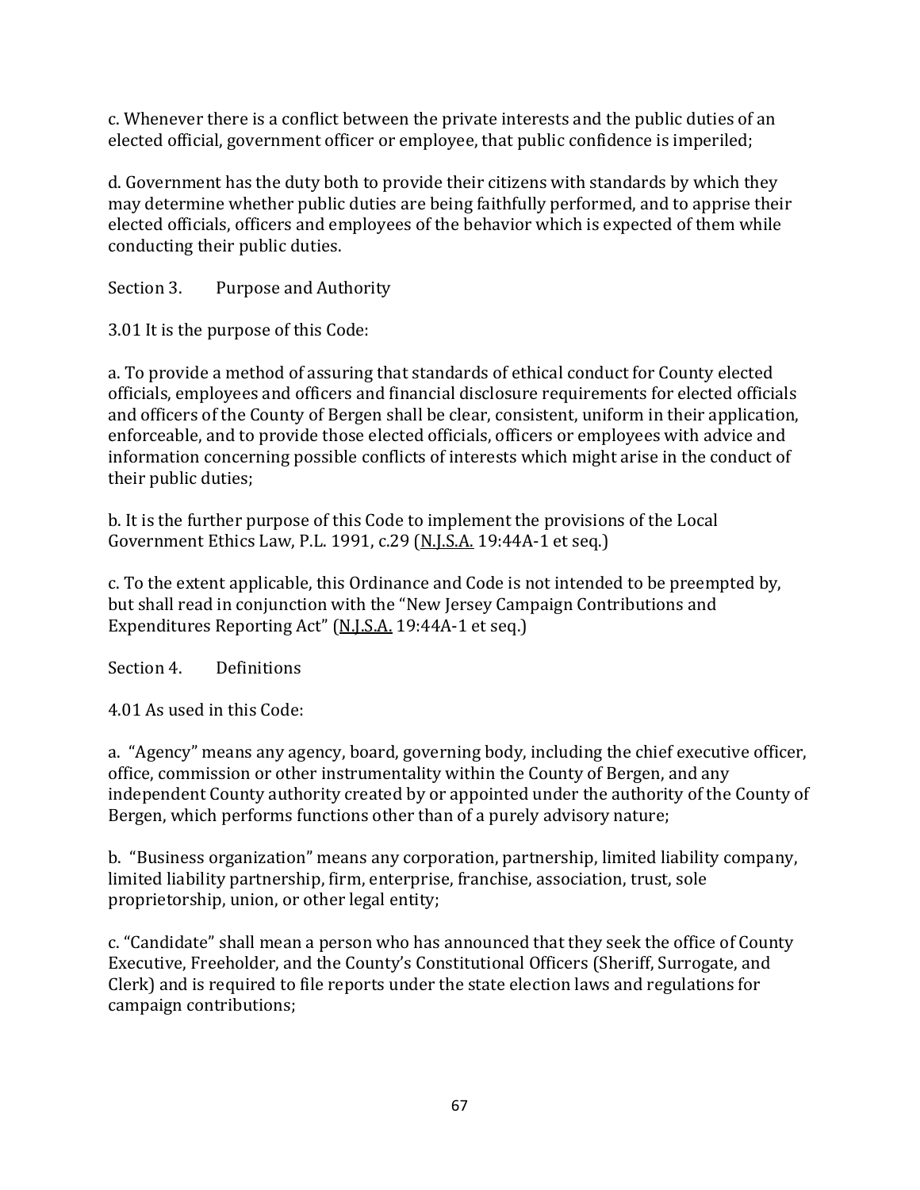c. Whenever there is a conflict between the private interests and the public duties of an elected official, government officer or employee, that public confidence is imperiled;

d. Government has the duty both to provide their citizens with standards by which they may determine whether public duties are being faithfully performed, and to apprise their elected officials, officers and employees of the behavior which is expected of them while conducting their public duties.

Section 3. Purpose and Authority

3.01 It is the purpose of this Code:

a. To provide a method of assuring that standards of ethical conduct for County elected officials, employees and officers and financial disclosure requirements for elected officials and officers of the County of Bergen shall be clear, consistent, uniform in their application, enforceable, and to provide those elected officials, officers or employees with advice and information concerning possible conflicts of interests which might arise in the conduct of their public duties;

b. It is the further purpose of this Code to implement the provisions of the Local Government Ethics Law, P.L. 1991, c.29 (<u>N.J.S.A.</u> 19:44A-1 et seq.)

c. To the extent applicable, this Ordinance and Code is not intended to be preempted by, but shall read in conjunction with the "New Jersey Campaign Contributions and Expenditures Reporting Act" (<u>N.J.S.A.</u> 19:44A-1 et seq.)

Section 4. Definitions

4.01 As used in this Code:

a. "Agency" means any agency, board, governing body, including the chief executive officer, office, commission or other instrumentality within the County of Bergen, and any independent County authority created by or appointed under the authority of the County of Bergen, which performs functions other than of a purely advisory nature;

b. "Business organization" means any corporation, partnership, limited liability company, limited liability partnership, firm, enterprise, franchise, association, trust, sole proprietorship, union, or other legal entity;

c. "Candidate" shall mean a person who has announced that they seek the office of County Executive, Freeholder, and the County's Constitutional Officers (Sheriff, Surrogate, and Clerk) and is required to file reports under the state election laws and regulations for campaign contributions;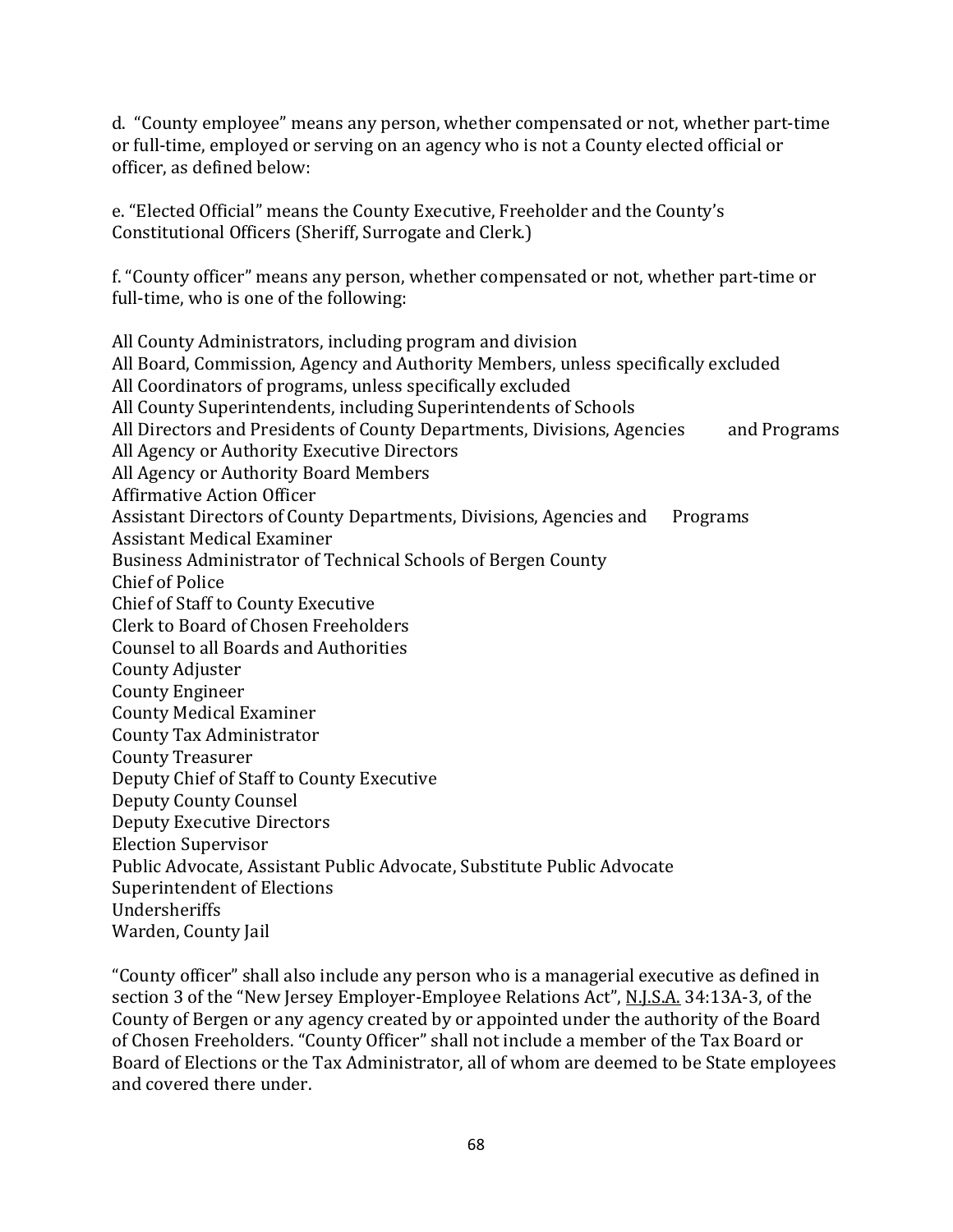d. "County employee" means any person, whether compensated or not, whether part-time or full-time, employed or serving on an agency who is not a County elected official or officer, as defined below:

e. "Elected Official" means the County Executive, Freeholder and the County's Constitutional Officers (Sheriff, Surrogate and Clerk.)

f. "County officer" means any person, whether compensated or not, whether part-time or full-time, who is one of the following:

All County Administrators, including program and division
All Board, Commission, Agency and Authority Members, unless specifically excluded
All Coordinators of programs, unless specifically excluded
All County Superintendents, including Superintendents of Schools
All Directors and Presidents of County Departments, Divisions, Agencies and Programs
All Agency or Authority Executive Directors
All Agency or Authority Board Members
Affirmative Action Officer
Assistant Directors of County Departments, Divisions, Agencies and Programs
Assistant Medical Examiner
Business Administrator of Technical Schools of Bergen County
Chief of Police
Chief of Staff to County Executive
Clerk to Board of Chosen Freeholders
Counsel to all Boards and Authorities
County Adjuster
County Engineer
County Medical Examiner
County Tax Administrator
County Treasurer
Deputy Chief of Staff to County Executive
Deputy County Counsel
Deputy Executive Directors
Election Supervisor
Public Advocate, Assistant Public Advocate, Substitute Public Advocate
Superintendent of Elections
Undersheriffs
Warden, County Jail

"County officer" shall also include any person who is a managerial executive as defined in section 3 of the "New Jersey Employer-Employee Relations Act", N.J.S.A. 34:13A-3, of the County of Bergen or any agency created by or appointed under the authority of the Board of Chosen Freeholders. "County Officer" shall not include a member of the Tax Board or Board of Elections or the Tax Administrator, all of whom are deemed to be State employees and covered there under.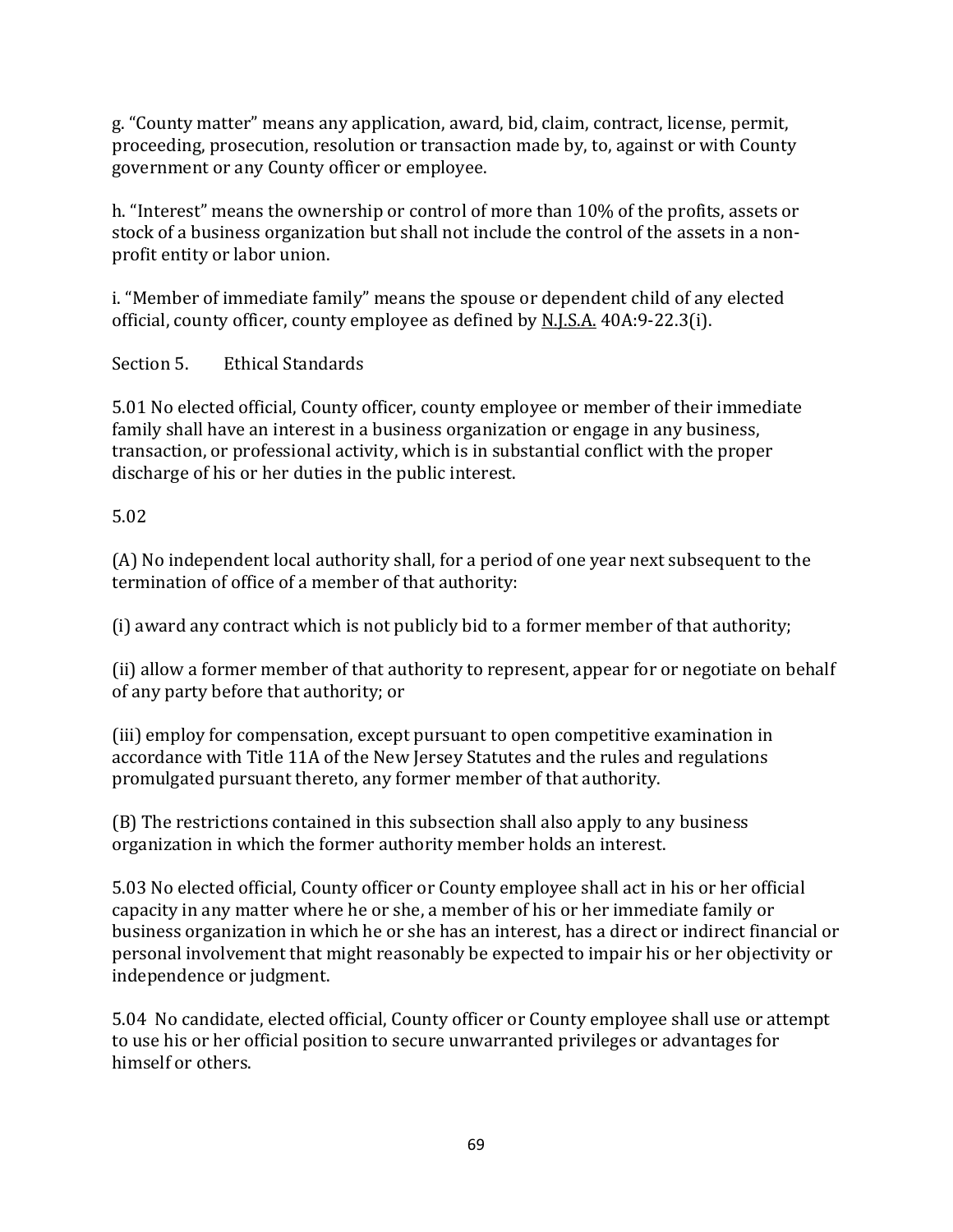g. "County matter" means any application, award, bid, claim, contract, license, permit, proceeding, prosecution, resolution or transaction made by, to, against or with County government or any County officer or employee.

h. "Interest" means the ownership or control of more than 10% of the profits, assets or stock of a business organization but shall not include the control of the assets in a non-profit entity or labor union.

i. "Member of immediate family" means the spouse or dependent child of any elected official, county officer, county employee as defined by N.J.S.A. 40A:9-22.3(i).

Section 5. Ethical Standards

5.01 No elected official, County officer, county employee or member of their immediate family shall have an interest in a business organization or engage in any business, transaction, or professional activity, which is in substantial conflict with the proper discharge of his or her duties in the public interest.

5.02

(A) No independent local authority shall, for a period of one year next subsequent to the termination of office of a member of that authority:

(i) award any contract which is not publicly bid to a former member of that authority;

(ii) allow a former member of that authority to represent, appear for or negotiate on behalf of any party before that authority; or

(iii) employ for compensation, except pursuant to open competitive examination in accordance with Title 11A of the New Jersey Statutes and the rules and regulations promulgated pursuant thereto, any former member of that authority.

(B) The restrictions contained in this subsection shall also apply to any business organization in which the former authority member holds an interest.

5.03 No elected official, County officer or County employee shall act in his or her official capacity in any matter where he or she, a member of his or her immediate family or business organization in which he or she has an interest, has a direct or indirect financial or personal involvement that might reasonably be expected to impair his or her objectivity or independence or judgment.

5.04 No candidate, elected official, County officer or County employee shall use or attempt to use his or her official position to secure unwarranted privileges or advantages for himself or others.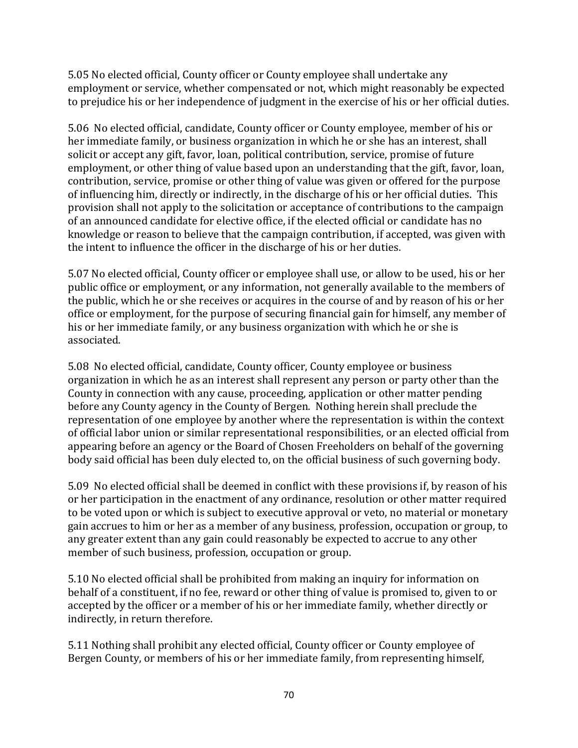5.05 No elected official, County officer or County employee shall undertake any employment or service, whether compensated or not, which might reasonably be expected to prejudice his or her independence of judgment in the exercise of his or her official duties.

5.06 No elected official, candidate, County officer or County employee, member of his or her immediate family, or business organization in which he or she has an interest, shall solicit or accept any gift, favor, loan, political contribution, service, promise of future employment, or other thing of value based upon an understanding that the gift, favor, loan, contribution, service, promise or other thing of value was given or offered for the purpose of influencing him, directly or indirectly, in the discharge of his or her official duties. This provision shall not apply to the solicitation or acceptance of contributions to the campaign of an announced candidate for elective office, if the elected official or candidate has no knowledge or reason to believe that the campaign contribution, if accepted, was given with the intent to influence the officer in the discharge of his or her duties.

5.07 No elected official, County officer or employee shall use, or allow to be used, his or her public office or employment, or any information, not generally available to the members of the public, which he or she receives or acquires in the course of and by reason of his or her office or employment, for the purpose of securing financial gain for himself, any member of his or her immediate family, or any business organization with which he or she is associated.

5.08 No elected official, candidate, County officer, County employee or business organization in which he as an interest shall represent any person or party other than the County in connection with any cause, proceeding, application or other matter pending before any County agency in the County of Bergen. Nothing herein shall preclude the representation of one employee by another where the representation is within the context of official labor union or similar representational responsibilities, or an elected official from appearing before an agency or the Board of Chosen Freeholders on behalf of the governing body said official has been duly elected to, on the official business of such governing body.

5.09 No elected official shall be deemed in conflict with these provisions if, by reason of his or her participation in the enactment of any ordinance, resolution or other matter required to be voted upon or which is subject to executive approval or veto, no material or monetary gain accrues to him or her as a member of any business, profession, occupation or group, to any greater extent than any gain could reasonably be expected to accrue to any other member of such business, profession, occupation or group.

5.10 No elected official shall be prohibited from making an inquiry for information on behalf of a constituent, if no fee, reward or other thing of value is promised to, given to or accepted by the officer or a member of his or her immediate family, whether directly or indirectly, in return therefore.

5.11 Nothing shall prohibit any elected official, County officer or County employee of Bergen County, or members of his or her immediate family, from representing himself,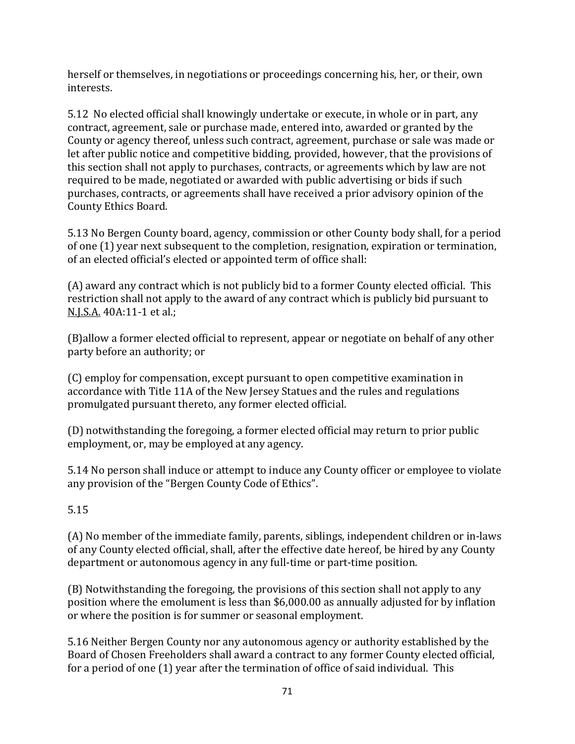herself or themselves, in negotiations or proceedings concerning his, her, or their, own interests.

5.12 No elected official shall knowingly undertake or execute, in whole or in part, any contract, agreement, sale or purchase made, entered into, awarded or granted by the County or agency thereof, unless such contract, agreement, purchase or sale was made or let after public notice and competitive bidding, provided, however, that the provisions of this section shall not apply to purchases, contracts, or agreements which by law are not required to be made, negotiated or awarded with public advertising or bids if such purchases, contracts, or agreements shall have received a prior advisory opinion of the County Ethics Board.

5.13 No Bergen County board, agency, commission or other County body shall, for a period of one (1) year next subsequent to the completion, resignation, expiration or termination, of an elected official's elected or appointed term of office shall:

(A) award any contract which is not publicly bid to a former County elected official. This restriction shall not apply to the award of any contract which is publicly bid pursuant to N.J.S.A. 40A:11-1 et al.;

(B)allow a former elected official to represent, appear or negotiate on behalf of any other party before an authority; or

(C) employ for compensation, except pursuant to open competitive examination in accordance with Title 11A of the New Jersey Statues and the rules and regulations promulgated pursuant thereto, any former elected official.

(D) notwithstanding the foregoing, a former elected official may return to prior public employment, or, may be employed at any agency.

5.14 No person shall induce or attempt to induce any County officer or employee to violate any provision of the "Bergen County Code of Ethics".

5.15

(A) No member of the immediate family, parents, siblings, independent children or in-laws of any County elected official, shall, after the effective date hereof, be hired by any County department or autonomous agency in any full-time or part-time position.

(B) Notwithstanding the foregoing, the provisions of this section shall not apply to any position where the emolument is less than $6,000.00 as annually adjusted for by inflation or where the position is for summer or seasonal employment.

5.16 Neither Bergen County nor any autonomous agency or authority established by the Board of Chosen Freeholders shall award a contract to any former County elected official, for a period of one (1) year after the termination of office of said individual. This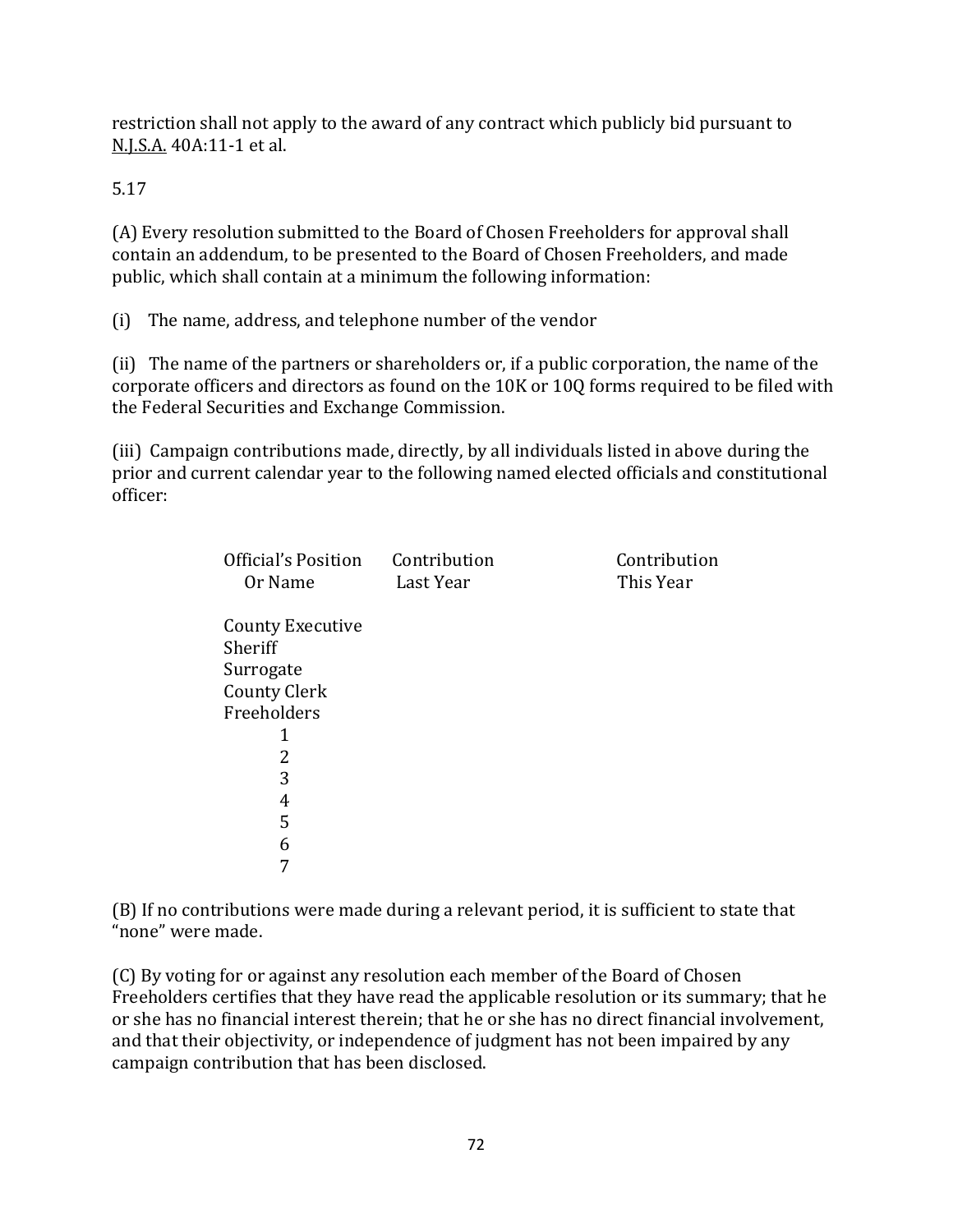restriction shall not apply to the award of any contract which publicly bid pursuant to N.J.S.A. 40A:11-1 et al.

5.17

(A) Every resolution submitted to the Board of Chosen Freeholders for approval shall contain an addendum, to be presented to the Board of Chosen Freeholders, and made public, which shall contain at a minimum the following information:

(i) The name, address, and telephone number of the vendor

(ii) The name of the partners or shareholders or, if a public corporation, the name of the corporate officers and directors as found on the 10K or 10Q forms required to be filed with the Federal Securities and Exchange Commission.

(iii) Campaign contributions made, directly, by all individuals listed in above during the prior and current calendar year to the following named elected officials and constitutional officer:

| Official's Position Or Name | Contribution Last Year | Contribution This Year |
|---|---|---|
| County Executive | | |
| Sheriff | | |
| Surrogate | | |
| County Clerk | | |
| Freeholders | | |
| 1 | | |
| 2 | | |
| 3 | | |
| 4 | | |
| 5 | | |
| 6 | | |
| 7 | | |

(B) If no contributions were made during a relevant period, it is sufficient to state that "none" were made.

(C) By voting for or against any resolution each member of the Board of Chosen Freeholders certifies that they have read the applicable resolution or its summary; that he or she has no financial interest therein; that he or she has no direct financial involvement, and that their objectivity, or independence of judgment has not been impaired by any campaign contribution that has been disclosed.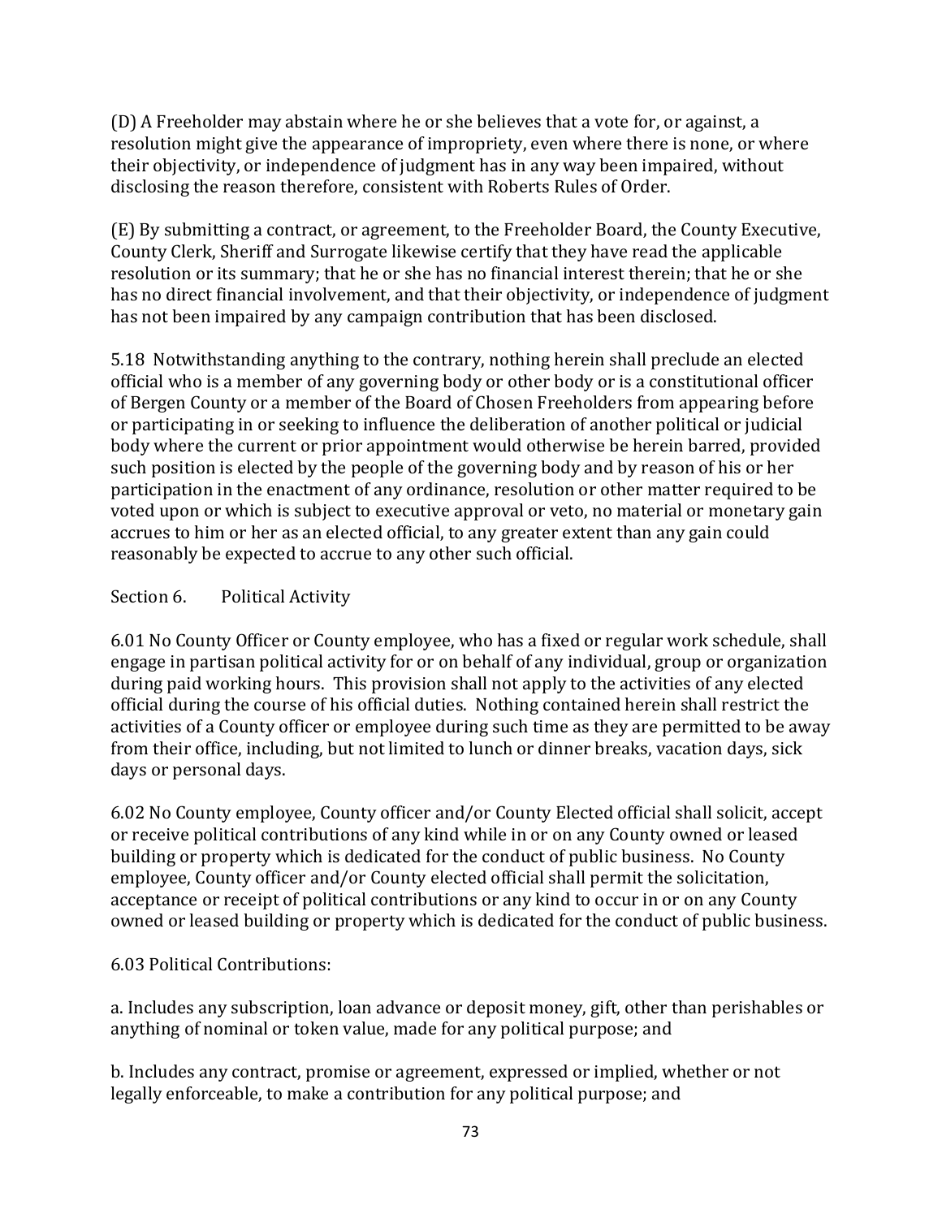(D) A Freeholder may abstain where he or she believes that a vote for, or against, a resolution might give the appearance of impropriety, even where there is none, or where their objectivity, or independence of judgment has in any way been impaired, without disclosing the reason therefore, consistent with Roberts Rules of Order.

(E) By submitting a contract, or agreement, to the Freeholder Board, the County Executive, County Clerk, Sheriff and Surrogate likewise certify that they have read the applicable resolution or its summary; that he or she has no financial interest therein; that he or she has no direct financial involvement, and that their objectivity, or independence of judgment has not been impaired by any campaign contribution that has been disclosed.

5.18 Notwithstanding anything to the contrary, nothing herein shall preclude an elected official who is a member of any governing body or other body or is a constitutional officer of Bergen County or a member of the Board of Chosen Freeholders from appearing before or participating in or seeking to influence the deliberation of another political or judicial body where the current or prior appointment would otherwise be herein barred, provided such position is elected by the people of the governing body and by reason of his or her participation in the enactment of any ordinance, resolution or other matter required to be voted upon or which is subject to executive approval or veto, no material or monetary gain accrues to him or her as an elected official, to any greater extent than any gain could reasonably be expected to accrue to any other such official.

## Section 6. Political Activity

6.01 No County Officer or County employee, who has a fixed or regular work schedule, shall engage in partisan political activity for or on behalf of any individual, group or organization during paid working hours. This provision shall not apply to the activities of any elected official during the course of his official duties. Nothing contained herein shall restrict the activities of a County officer or employee during such time as they are permitted to be away from their office, including, but not limited to lunch or dinner breaks, vacation days, sick days or personal days.

6.02 No County employee, County officer and/or County Elected official shall solicit, accept or receive political contributions of any kind while in or on any County owned or leased building or property which is dedicated for the conduct of public business. No County employee, County officer and/or County elected official shall permit the solicitation, acceptance or receipt of political contributions or any kind to occur in or on any County owned or leased building or property which is dedicated for the conduct of public business.

6.03 Political Contributions:

a. Includes any subscription, loan advance or deposit money, gift, other than perishables or anything of nominal or token value, made for any political purpose; and

b. Includes any contract, promise or agreement, expressed or implied, whether or not legally enforceable, to make a contribution for any political purpose; and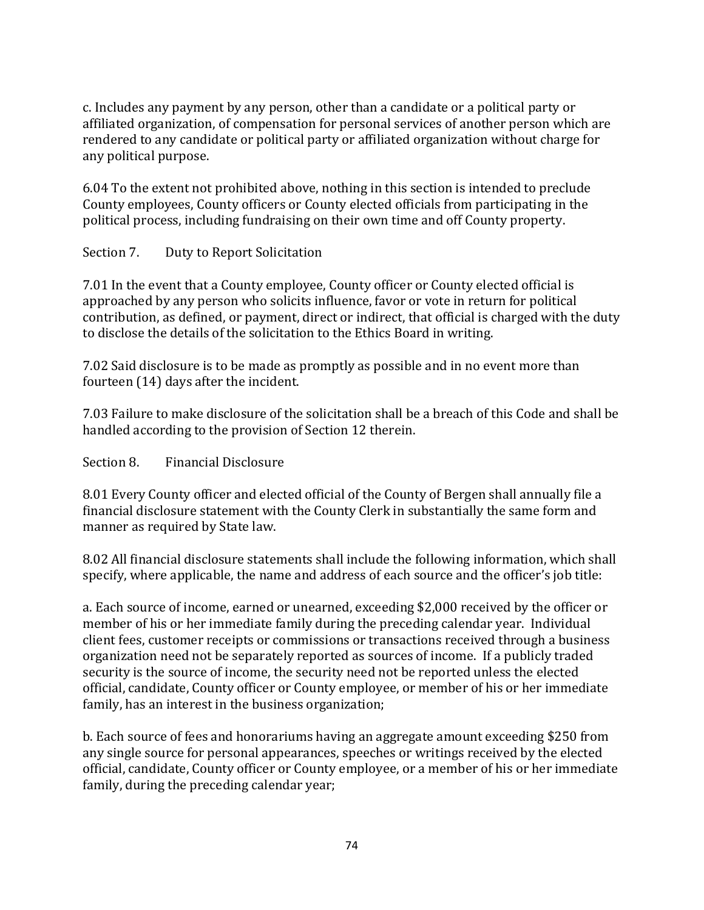c. Includes any payment by any person, other than a candidate or a political party or affiliated organization, of compensation for personal services of another person which are rendered to any candidate or political party or affiliated organization without charge for any political purpose.

6.04 To the extent not prohibited above, nothing in this section is intended to preclude County employees, County officers or County elected officials from participating in the political process, including fundraising on their own time and off County property.

Section 7. Duty to Report Solicitation

7.01 In the event that a County employee, County officer or County elected official is approached by any person who solicits influence, favor or vote in return for political contribution, as defined, or payment, direct or indirect, that official is charged with the duty to disclose the details of the solicitation to the Ethics Board in writing.

7.02 Said disclosure is to be made as promptly as possible and in no event more than fourteen (14) days after the incident.

7.03 Failure to make disclosure of the solicitation shall be a breach of this Code and shall be handled according to the provision of Section 12 therein.

Section 8. Financial Disclosure

8.01 Every County officer and elected official of the County of Bergen shall annually file a financial disclosure statement with the County Clerk in substantially the same form and manner as required by State law.

8.02 All financial disclosure statements shall include the following information, which shall specify, where applicable, the name and address of each source and the officer's job title:

a. Each source of income, earned or unearned, exceeding $2,000 received by the officer or member of his or her immediate family during the preceding calendar year. Individual client fees, customer receipts or commissions or transactions received through a business organization need not be separately reported as sources of income. If a publicly traded security is the source of income, the security need not be reported unless the elected official, candidate, County officer or County employee, or member of his or her immediate family, has an interest in the business organization;

b. Each source of fees and honorariums having an aggregate amount exceeding $250 from any single source for personal appearances, speeches or writings received by the elected official, candidate, County officer or County employee, or a member of his or her immediate family, during the preceding calendar year;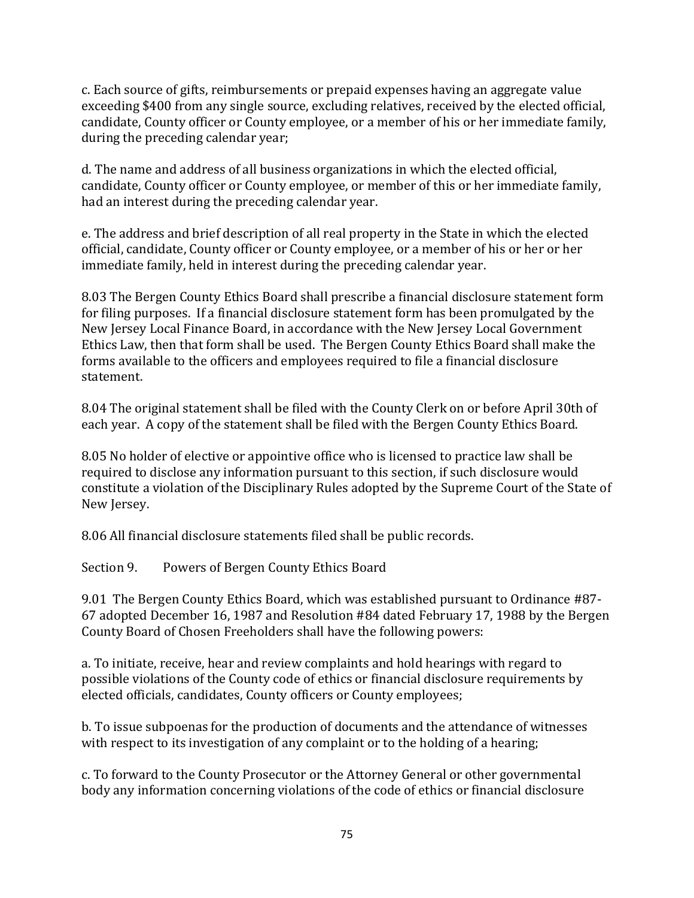c. Each source of gifts, reimbursements or prepaid expenses having an aggregate value exceeding $400 from any single source, excluding relatives, received by the elected official, candidate, County officer or County employee, or a member of his or her immediate family, during the preceding calendar year;

d. The name and address of all business organizations in which the elected official, candidate, County officer or County employee, or member of this or her immediate family, had an interest during the preceding calendar year.

e. The address and brief description of all real property in the State in which the elected official, candidate, County officer or County employee, or a member of his or her or her immediate family, held in interest during the preceding calendar year.

8.03 The Bergen County Ethics Board shall prescribe a financial disclosure statement form for filing purposes. If a financial disclosure statement form has been promulgated by the New Jersey Local Finance Board, in accordance with the New Jersey Local Government Ethics Law, then that form shall be used. The Bergen County Ethics Board shall make the forms available to the officers and employees required to file a financial disclosure statement.

8.04 The original statement shall be filed with the County Clerk on or before April 30th of each year. A copy of the statement shall be filed with the Bergen County Ethics Board.

8.05 No holder of elective or appointive office who is licensed to practice law shall be required to disclose any information pursuant to this section, if such disclosure would constitute a violation of the Disciplinary Rules adopted by the Supreme Court of the State of New Jersey.

8.06 All financial disclosure statements filed shall be public records.

Section 9. Powers of Bergen County Ethics Board

9.01 The Bergen County Ethics Board, which was established pursuant to Ordinance #87-67 adopted December 16, 1987 and Resolution #84 dated February 17, 1988 by the Bergen County Board of Chosen Freeholders shall have the following powers:

a. To initiate, receive, hear and review complaints and hold hearings with regard to possible violations of the County code of ethics or financial disclosure requirements by elected officials, candidates, County officers or County employees;

b. To issue subpoenas for the production of documents and the attendance of witnesses with respect to its investigation of any complaint or to the holding of a hearing;

c. To forward to the County Prosecutor or the Attorney General or other governmental body any information concerning violations of the code of ethics or financial disclosure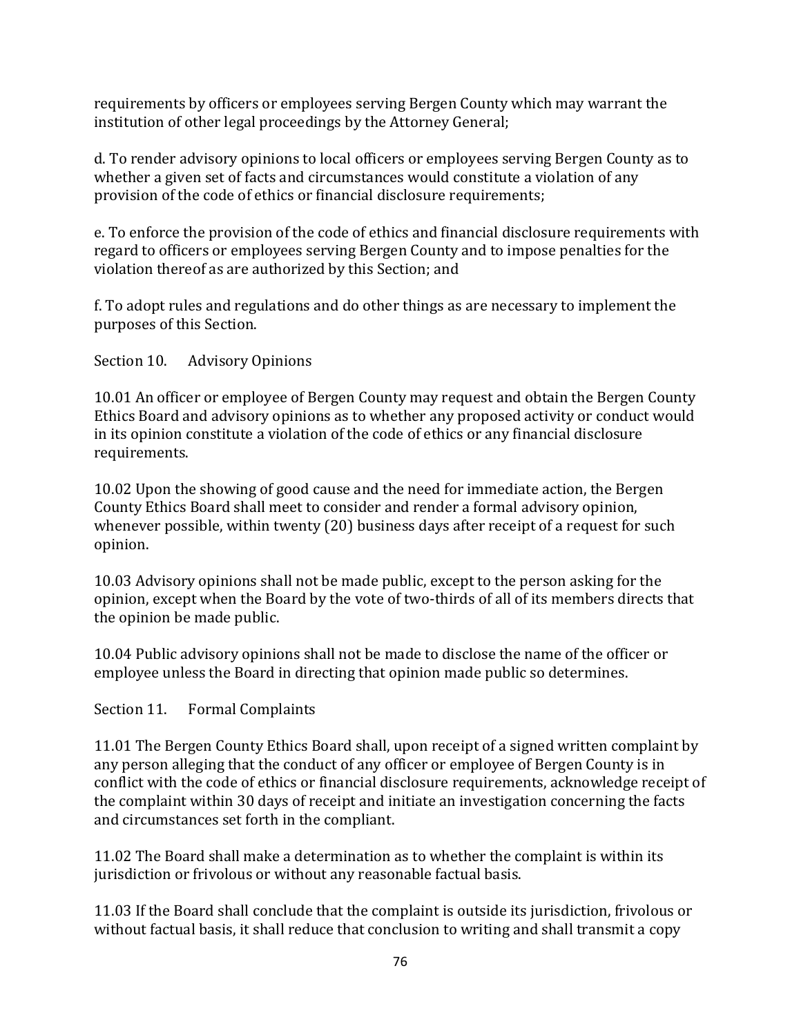requirements by officers or employees serving Bergen County which may warrant the institution of other legal proceedings by the Attorney General;

d. To render advisory opinions to local officers or employees serving Bergen County as to whether a given set of facts and circumstances would constitute a violation of any provision of the code of ethics or financial disclosure requirements;

e. To enforce the provision of the code of ethics and financial disclosure requirements with regard to officers or employees serving Bergen County and to impose penalties for the violation thereof as are authorized by this Section; and

f. To adopt rules and regulations and do other things as are necessary to implement the purposes of this Section.

Section 10. Advisory Opinions

10.01 An officer or employee of Bergen County may request and obtain the Bergen County Ethics Board and advisory opinions as to whether any proposed activity or conduct would in its opinion constitute a violation of the code of ethics or any financial disclosure requirements.

10.02 Upon the showing of good cause and the need for immediate action, the Bergen County Ethics Board shall meet to consider and render a formal advisory opinion, whenever possible, within twenty (20) business days after receipt of a request for such opinion.

10.03 Advisory opinions shall not be made public, except to the person asking for the opinion, except when the Board by the vote of two-thirds of all of its members directs that the opinion be made public.

10.04 Public advisory opinions shall not be made to disclose the name of the officer or employee unless the Board in directing that opinion made public so determines.

Section 11. Formal Complaints

11.01 The Bergen County Ethics Board shall, upon receipt of a signed written complaint by any person alleging that the conduct of any officer or employee of Bergen County is in conflict with the code of ethics or financial disclosure requirements, acknowledge receipt of the complaint within 30 days of receipt and initiate an investigation concerning the facts and circumstances set forth in the compliant.

11.02 The Board shall make a determination as to whether the complaint is within its jurisdiction or frivolous or without any reasonable factual basis.

11.03 If the Board shall conclude that the complaint is outside its jurisdiction, frivolous or without factual basis, it shall reduce that conclusion to writing and shall transmit a copy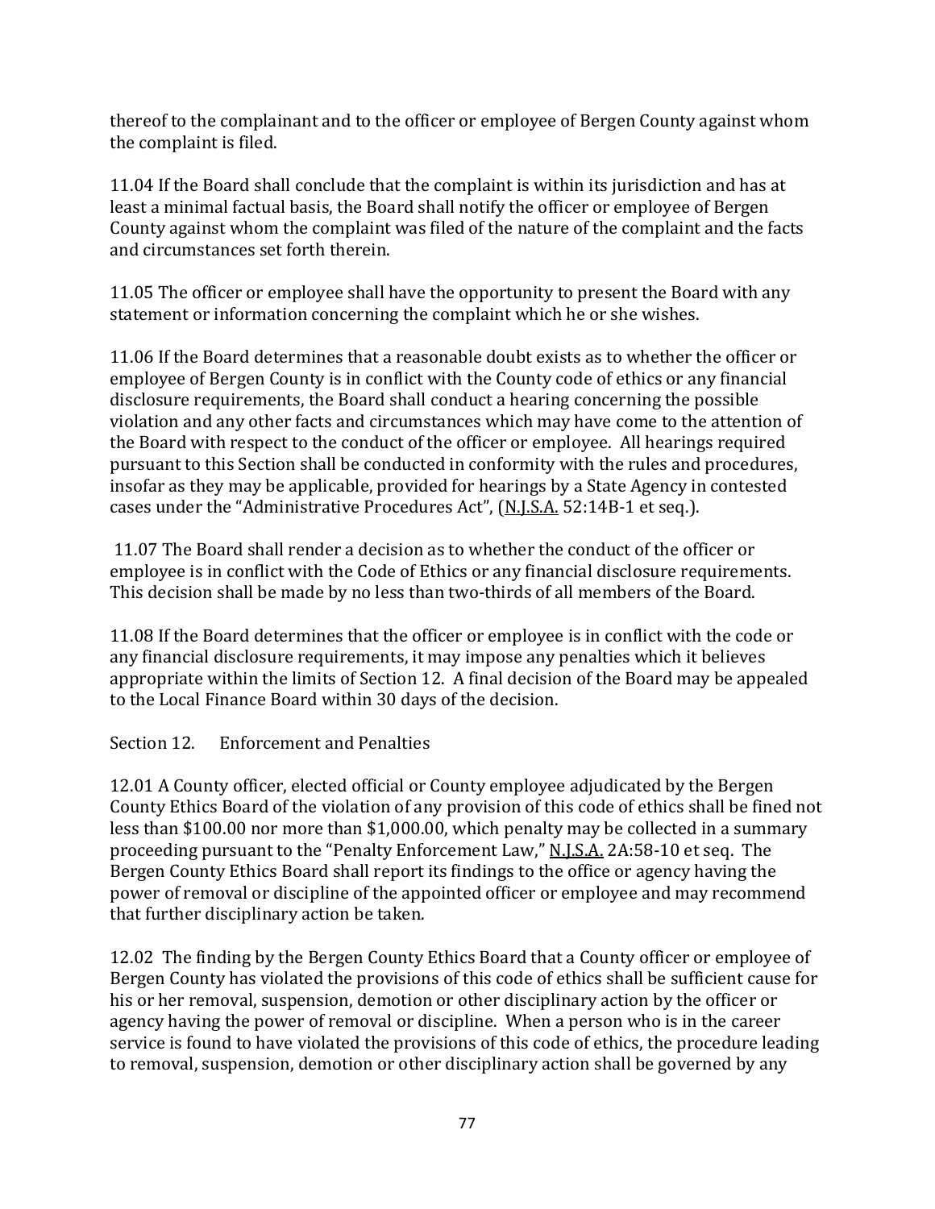thereof to the complainant and to the officer or employee of Bergen County against whom the complaint is filed.

11.04 If the Board shall conclude that the complaint is within its jurisdiction and has at least a minimal factual basis, the Board shall notify the officer or employee of Bergen County against whom the complaint was filed of the nature of the complaint and the facts and circumstances set forth therein.

11.05 The officer or employee shall have the opportunity to present the Board with any statement or information concerning the complaint which he or she wishes.

11.06 If the Board determines that a reasonable doubt exists as to whether the officer or employee of Bergen County is in conflict with the County code of ethics or any financial disclosure requirements, the Board shall conduct a hearing concerning the possible violation and any other facts and circumstances which may have come to the attention of the Board with respect to the conduct of the officer or employee. All hearings required pursuant to this Section shall be conducted in conformity with the rules and procedures, insofar as they may be applicable, provided for hearings by a State Agency in contested cases under the "Administrative Procedures Act", (N.J.S.A. 52:14B-1 et seq.).

11.07 The Board shall render a decision as to whether the conduct of the officer or employee is in conflict with the Code of Ethics or any financial disclosure requirements. This decision shall be made by no less than two-thirds of all members of the Board.

11.08 If the Board determines that the officer or employee is in conflict with the code or any financial disclosure requirements, it may impose any penalties which it believes appropriate within the limits of Section 12. A final decision of the Board may be appealed to the Local Finance Board within 30 days of the decision.

Section 12. Enforcement and Penalties

12.01 A County officer, elected official or County employee adjudicated by the Bergen County Ethics Board of the violation of any provision of this code of ethics shall be fined not less than $100.00 nor more than $1,000.00, which penalty may be collected in a summary proceeding pursuant to the "Penalty Enforcement Law," N.J.S.A. 2A:58-10 et seq. The Bergen County Ethics Board shall report its findings to the office or agency having the power of removal or discipline of the appointed officer or employee and may recommend that further disciplinary action be taken.

12.02 The finding by the Bergen County Ethics Board that a County officer or employee of Bergen County has violated the provisions of this code of ethics shall be sufficient cause for his or her removal, suspension, demotion or other disciplinary action by the officer or agency having the power of removal or discipline. When a person who is in the career service is found to have violated the provisions of this code of ethics, the procedure leading to removal, suspension, demotion or other disciplinary action shall be governed by any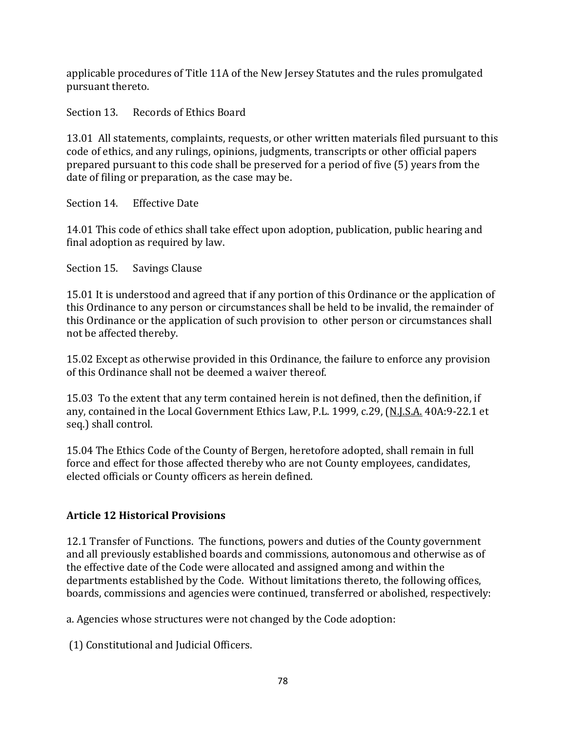applicable procedures of Title 11A of the New Jersey Statutes and the rules promulgated pursuant thereto.

Section 13. Records of Ethics Board

13.01 All statements, complaints, requests, or other written materials filed pursuant to this code of ethics, and any rulings, opinions, judgments, transcripts or other official papers prepared pursuant to this code shall be preserved for a period of five (5) years from the date of filing or preparation, as the case may be.

Section 14. Effective Date

14.01 This code of ethics shall take effect upon adoption, publication, public hearing and final adoption as required by law.

Section 15. Savings Clause

15.01 It is understood and agreed that if any portion of this Ordinance or the application of this Ordinance to any person or circumstances shall be held to be invalid, the remainder of this Ordinance or the application of such provision to other person or circumstances shall not be affected thereby.

15.02 Except as otherwise provided in this Ordinance, the failure to enforce any provision of this Ordinance shall not be deemed a waiver thereof.

15.03 To the extent that any term contained herein is not defined, then the definition, if any, contained in the Local Government Ethics Law, P.L. 1999, c.29, (N.J.S.A. 40A:9-22.1 et seq.) shall control.

15.04 The Ethics Code of the County of Bergen, heretofore adopted, shall remain in full force and effect for those affected thereby who are not County employees, candidates, elected officials or County officers as herein defined.

## Article 12 Historical Provisions

12.1 Transfer of Functions. The functions, powers and duties of the County government and all previously established boards and commissions, autonomous and otherwise as of the effective date of the Code were allocated and assigned among and within the departments established by the Code. Without limitations thereto, the following offices, boards, commissions and agencies were continued, transferred or abolished, respectively:

a. Agencies whose structures were not changed by the Code adoption:

(1) Constitutional and Judicial Officers.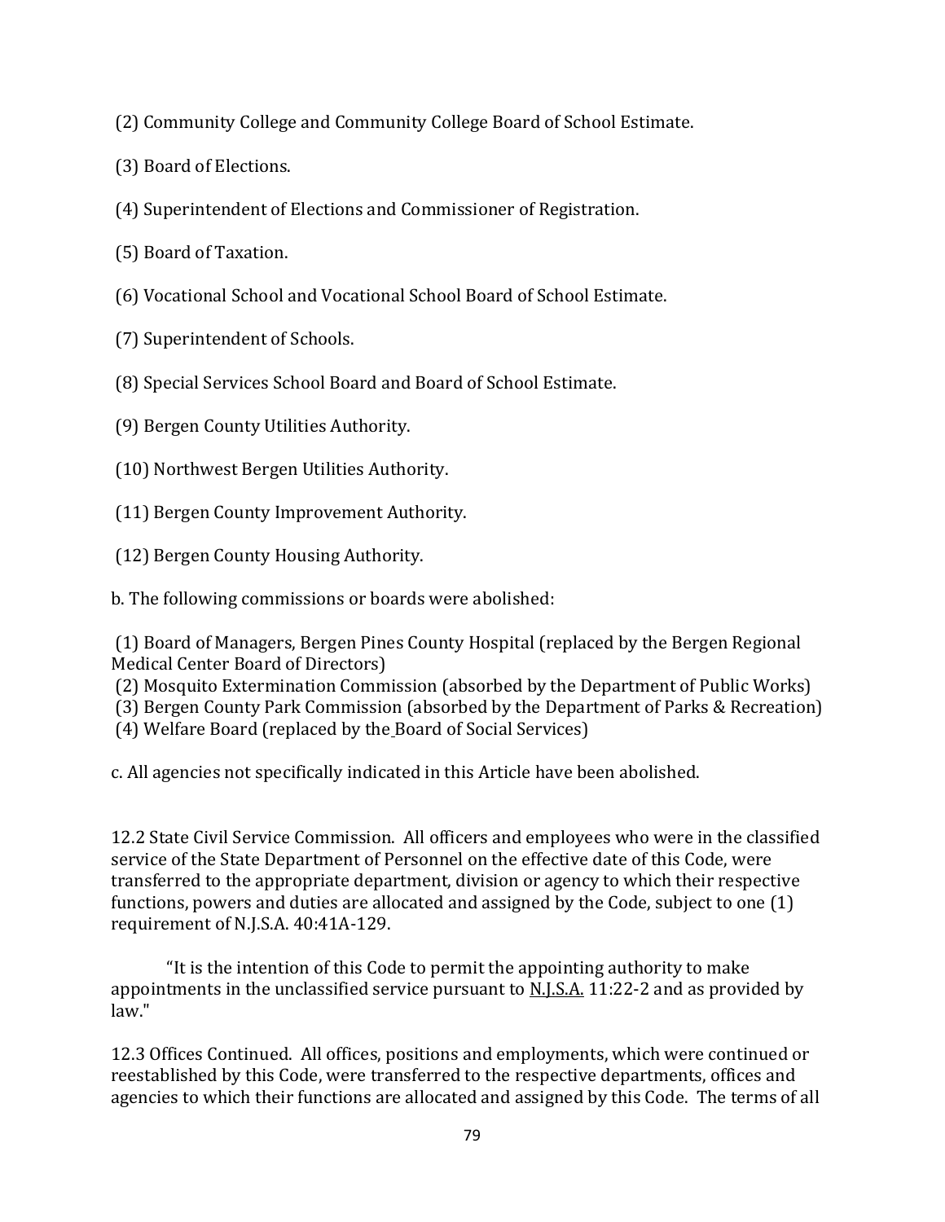(2) Community College and Community College Board of School Estimate.

(3) Board of Elections.

(4) Superintendent of Elections and Commissioner of Registration.

(5) Board of Taxation.

(6) Vocational School and Vocational School Board of School Estimate.

(7) Superintendent of Schools.

(8) Special Services School Board and Board of School Estimate.

(9) Bergen County Utilities Authority.

(10) Northwest Bergen Utilities Authority.

(11) Bergen County Improvement Authority.

(12) Bergen County Housing Authority.

b. The following commissions or boards were abolished:

(1) Board of Managers, Bergen Pines County Hospital (replaced by the Bergen Regional Medical Center Board of Directors)
(2) Mosquito Extermination Commission (absorbed by the Department of Public Works)
(3) Bergen County Park Commission (absorbed by the Department of Parks & Recreation)
(4) Welfare Board (replaced by the Board of Social Services)

c. All agencies not specifically indicated in this Article have been abolished.

12.2 State Civil Service Commission. All officers and employees who were in the classified service of the State Department of Personnel on the effective date of this Code, were transferred to the appropriate department, division or agency to which their respective functions, powers and duties are allocated and assigned by the Code, subject to one (1) requirement of N.J.S.A. 40:41A-129.

"It is the intention of this Code to permit the appointing authority to make appointments in the unclassified service pursuant to N.J.S.A. 11:22-2 and as provided by law."

12.3 Offices Continued. All offices, positions and employments, which were continued or reestablished by this Code, were transferred to the respective departments, offices and agencies to which their functions are allocated and assigned by this Code. The terms of all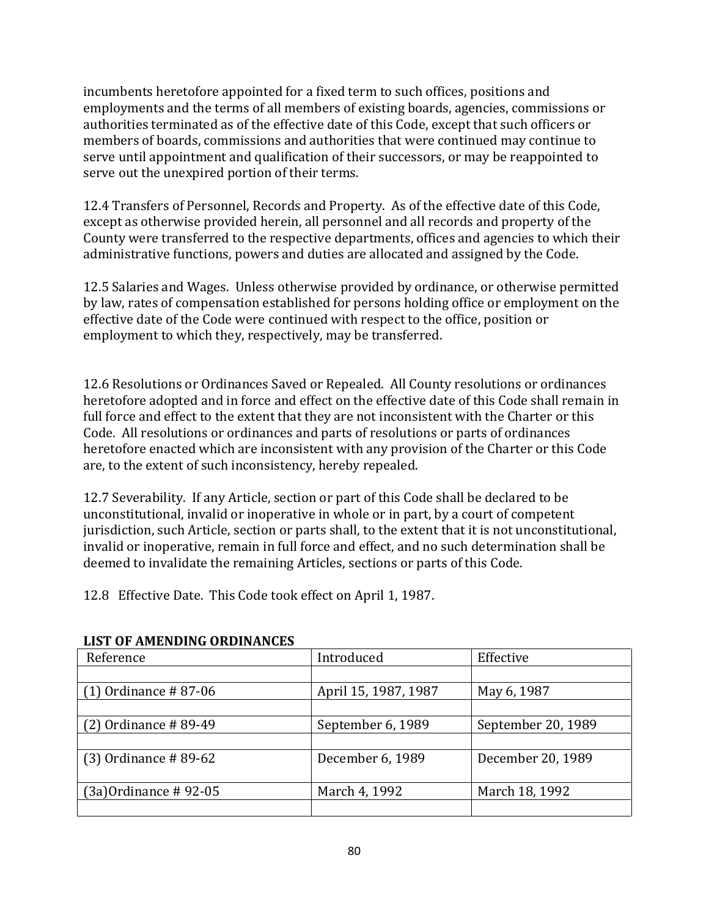incumbents heretofore appointed for a fixed term to such offices, positions and employments and the terms of all members of existing boards, agencies, commissions or authorities terminated as of the effective date of this Code, except that such officers or members of boards, commissions and authorities that were continued may continue to serve until appointment and qualification of their successors, or may be reappointed to serve out the unexpired portion of their terms.

12.4 Transfers of Personnel, Records and Property. As of the effective date of this Code, except as otherwise provided herein, all personnel and all records and property of the County were transferred to the respective departments, offices and agencies to which their administrative functions, powers and duties are allocated and assigned by the Code.

12.5 Salaries and Wages. Unless otherwise provided by ordinance, or otherwise permitted by law, rates of compensation established for persons holding office or employment on the effective date of the Code were continued with respect to the office, position or employment to which they, respectively, may be transferred.

12.6 Resolutions or Ordinances Saved or Repealed. All County resolutions or ordinances heretofore adopted and in force and effect on the effective date of this Code shall remain in full force and effect to the extent that they are not inconsistent with the Charter or this Code. All resolutions or ordinances and parts of resolutions or parts of ordinances heretofore enacted which are inconsistent with any provision of the Charter or this Code are, to the extent of such inconsistency, hereby repealed.

12.7 Severability. If any Article, section or part of this Code shall be declared to be unconstitutional, invalid or inoperative in whole or in part, by a court of competent jurisdiction, such Article, section or parts shall, to the extent that it is not unconstitutional, invalid or inoperative, remain in full force and effect, and no such determination shall be deemed to invalidate the remaining Articles, sections or parts of this Code.

12.8 Effective Date. This Code took effect on April 1, 1987.

**LIST OF AMENDING ORDINANCES**

| Reference | Introduced | Effective |
|---|---|---|
| | | |
| (1) Ordinance # 87-06 | April 15, 1987, 1987 | May 6, 1987 |
| | | |
| (2) Ordinance # 89-49 | September 6, 1989 | September 20, 1989 |
| | | |
| (3) Ordinance # 89-62 | December 6, 1989 | December 20, 1989 |
| (3a)Ordinance # 92-05 | March 4, 1992 | March 18, 1992 |
| | | |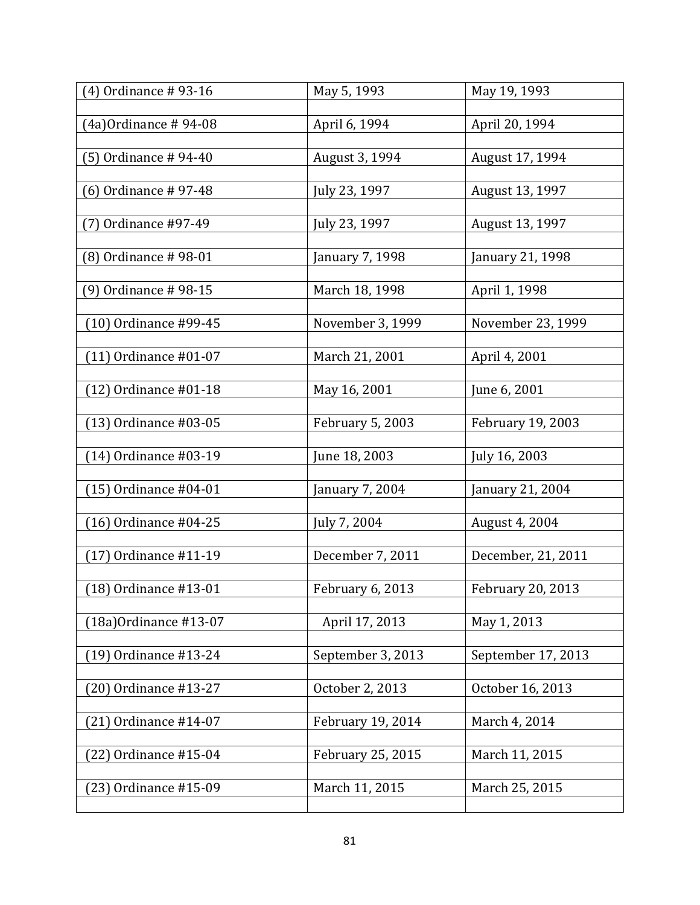| | | |
|---|---|---|
| (4) Ordinance # 93-16 | May 5, 1993 | May 19, 1993 |
| | | |
| (4a)Ordinance # 94-08 | April 6, 1994 | April 20, 1994 |
| | | |
| (5) Ordinance # 94-40 | August 3, 1994 | August 17, 1994 |
| | | |
| (6) Ordinance # 97-48 | July 23, 1997 | August 13, 1997 |
| | | |
| (7) Ordinance #97-49 | July 23, 1997 | August 13, 1997 |
| | | |
| (8) Ordinance # 98-01 | January 7, 1998 | January 21, 1998 |
| | | |
| (9) Ordinance # 98-15 | March 18, 1998 | April 1, 1998 |
| | | |
| (10) Ordinance #99-45 | November 3, 1999 | November 23, 1999 |
| | | |
| (11) Ordinance #01-07 | March 21, 2001 | April 4, 2001 |
| | | |
| (12) Ordinance #01-18 | May 16, 2001 | June 6, 2001 |
| | | |
| (13) Ordinance #03-05 | February 5, 2003 | February 19, 2003 |
| | | |
| (14) Ordinance #03-19 | June 18, 2003 | July 16, 2003 |
| | | |
| (15) Ordinance #04-01 | January 7, 2004 | January 21, 2004 |
| | | |
| (16) Ordinance #04-25 | July 7, 2004 | August 4, 2004 |
| | | |
| (17) Ordinance #11-19 | December 7, 2011 | December, 21, 2011 |
| | | |
| (18) Ordinance #13-01 | February 6, 2013 | February 20, 2013 |
| | | |
| (18a)Ordinance #13-07 | April 17, 2013 | May 1, 2013 |
| | | |
| (19) Ordinance #13-24 | September 3, 2013 | September 17, 2013 |
| | | |
| (20) Ordinance #13-27 | October 2, 2013 | October 16, 2013 |
| | | |
| (21) Ordinance #14-07 | February 19, 2014 | March 4, 2014 |
| | | |
| (22) Ordinance #15-04 | February 25, 2015 | March 11, 2015 |
| | | |
| (23) Ordinance #15-09 | March 11, 2015 | March 25, 2015 |
| | | |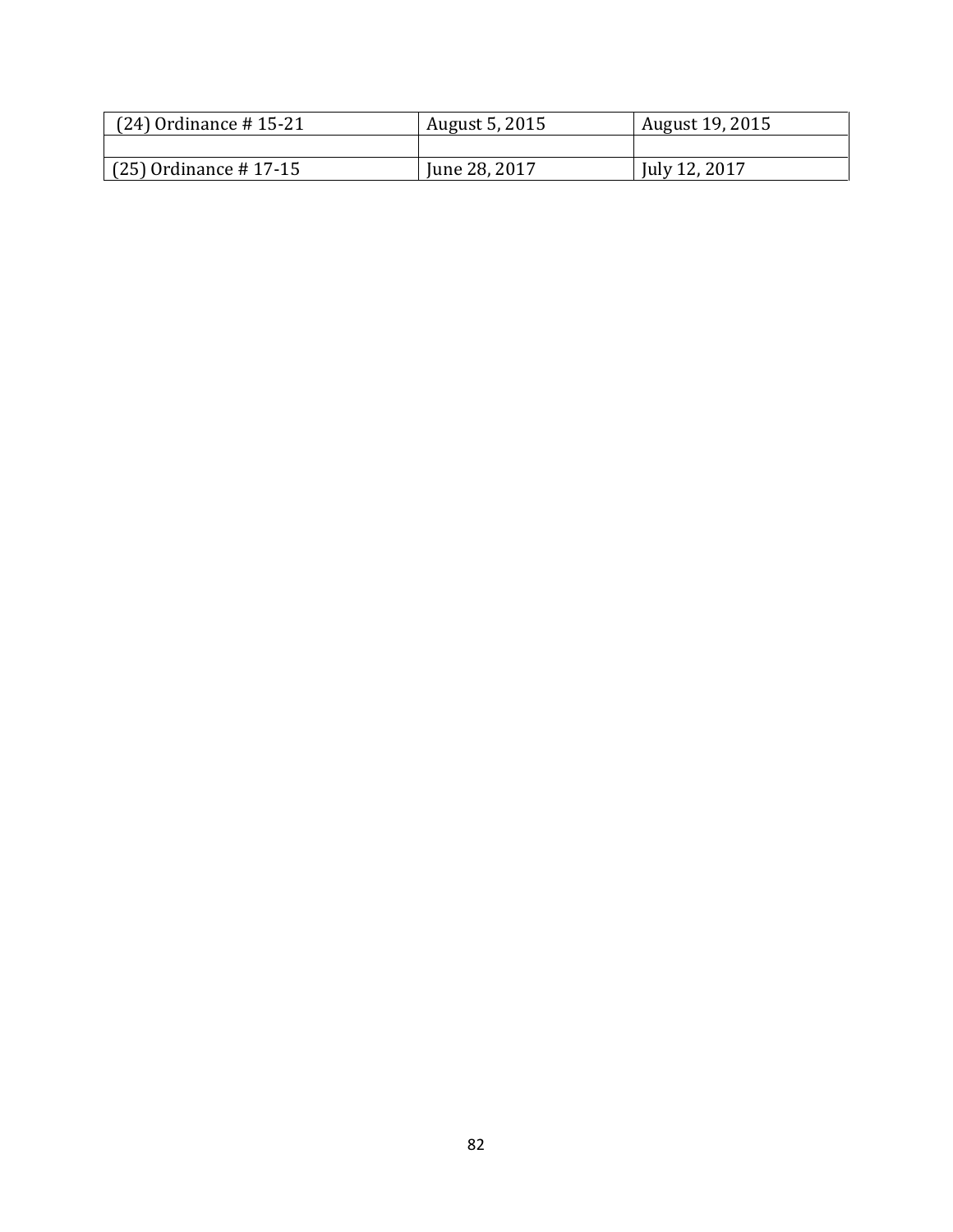| | | |
|---|---|---|
| (24) Ordinance # 15-21 | August 5, 2015 | August 19, 2015 |
| | | |
| (25) Ordinance # 17-15 | June 28, 2017 | July 12, 2017 |